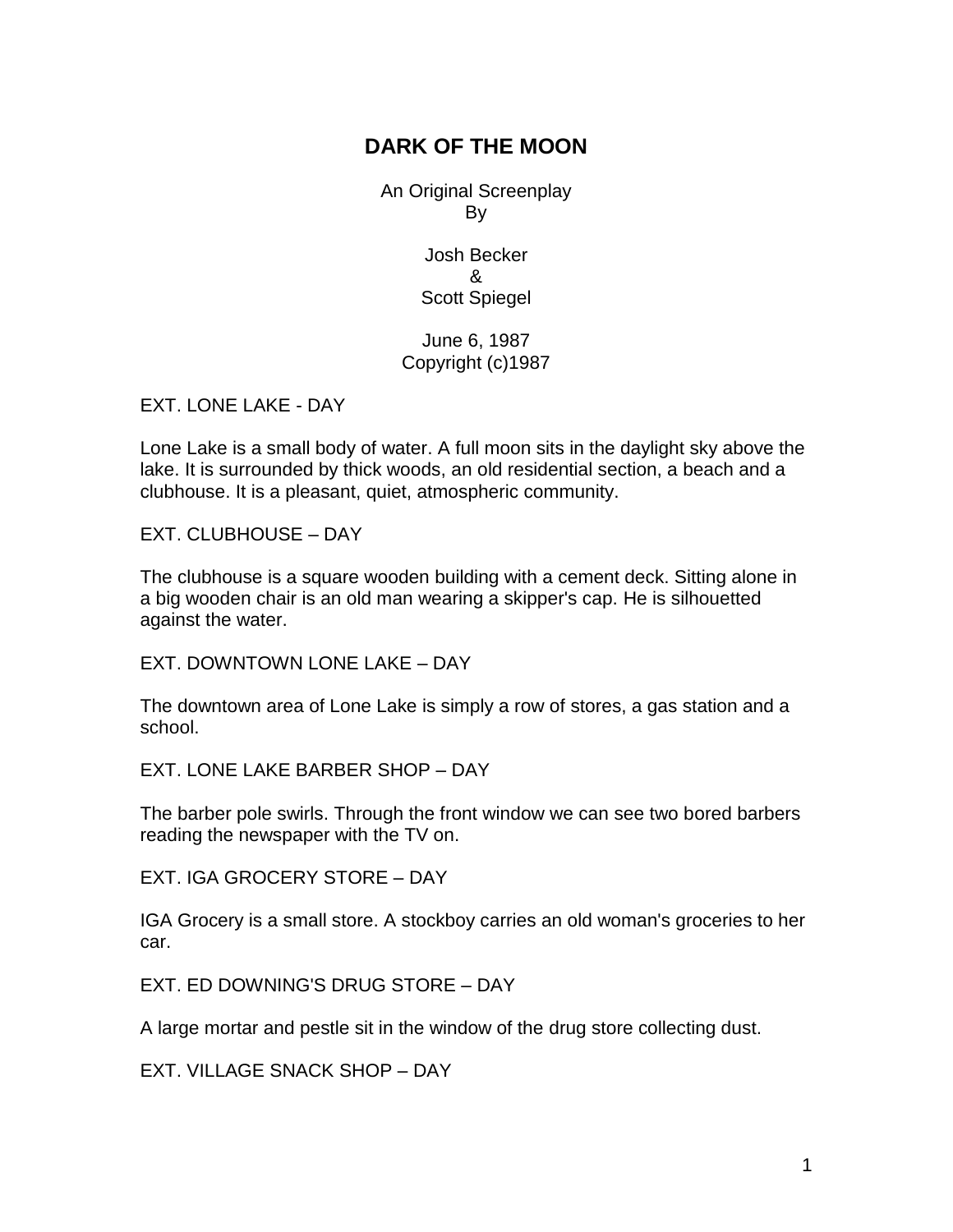# DARK OF THE MOON

An Original Screenplay
By

Josh Becker
&
Scott Spiegel

June 6, 1987
Copyright (c)1987

EXT. LONE LAKE - DAY

Lone Lake is a small body of water. A full moon sits in the daylight sky above the lake. It is surrounded by thick woods, an old residential section, a beach and a clubhouse. It is a pleasant, quiet, atmospheric community.

EXT. CLUBHOUSE – DAY

The clubhouse is a square wooden building with a cement deck. Sitting alone in a big wooden chair is an old man wearing a skipper's cap. He is silhouetted against the water.

EXT. DOWNTOWN LONE LAKE – DAY

The downtown area of Lone Lake is simply a row of stores, a gas station and a school.

EXT. LONE LAKE BARBER SHOP – DAY

The barber pole swirls. Through the front window we can see two bored barbers reading the newspaper with the TV on.

EXT. IGA GROCERY STORE – DAY

IGA Grocery is a small store. A stockboy carries an old woman's groceries to her car.

EXT. ED DOWNING'S DRUG STORE – DAY

A large mortar and pestle sit in the window of the drug store collecting dust.

EXT. VILLAGE SNACK SHOP – DAY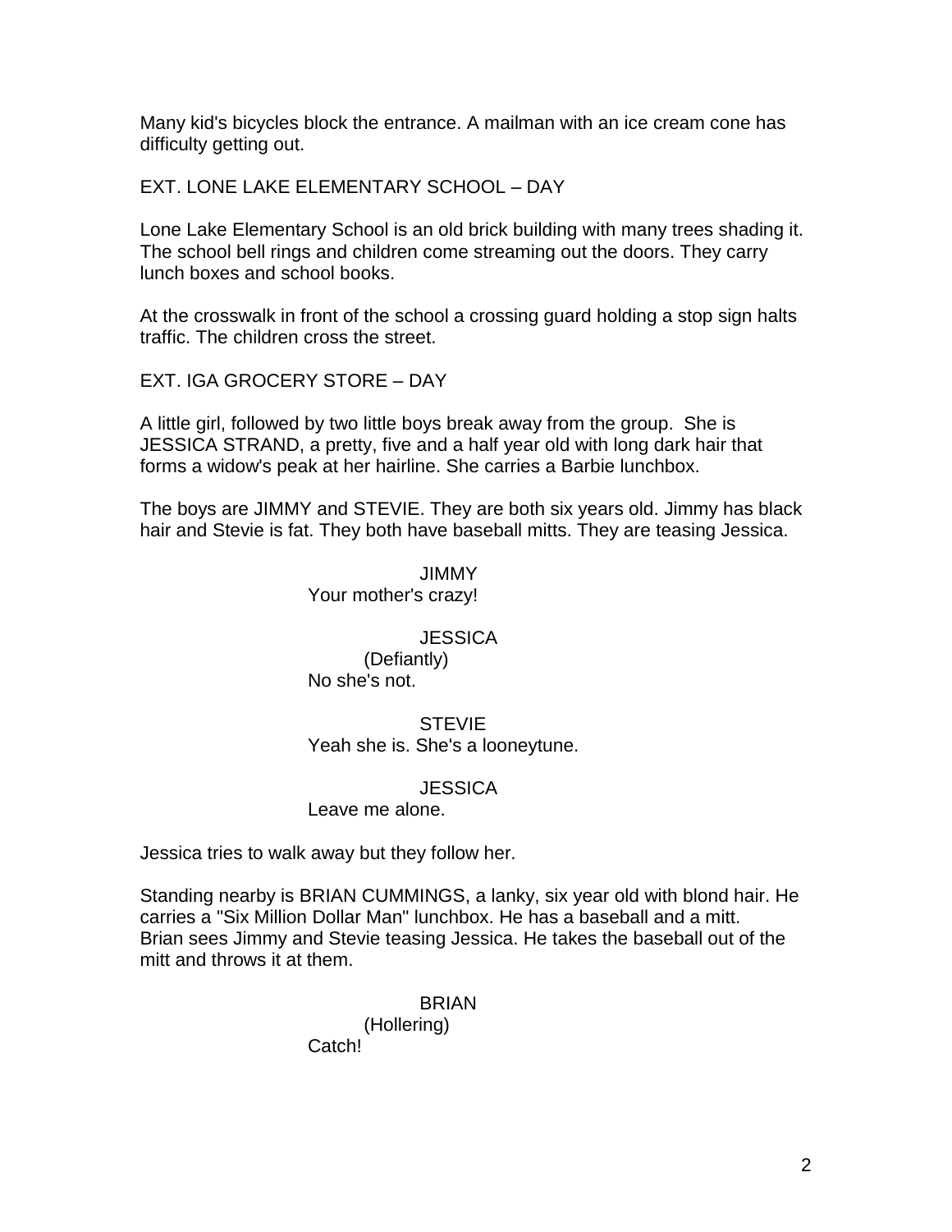Many kid's bicycles block the entrance. A mailman with an ice cream cone has difficulty getting out.

EXT. LONE LAKE ELEMENTARY SCHOOL – DAY

Lone Lake Elementary School is an old brick building with many trees shading it. The school bell rings and children come streaming out the doors. They carry lunch boxes and school books.

At the crosswalk in front of the school a crossing guard holding a stop sign halts traffic. The children cross the street.

EXT. IGA GROCERY STORE – DAY

A little girl, followed by two little boys break away from the group. She is JESSICA STRAND, a pretty, five and a half year old with long dark hair that forms a widow's peak at her hairline. She carries a Barbie lunchbox.

The boys are JIMMY and STEVIE. They are both six years old. Jimmy has black hair and Stevie is fat. They both have baseball mitts. They are teasing Jessica.

JIMMY
Your mother's crazy!

JESSICA
(Defiantly)
No she's not.

STEVIE
Yeah she is. She's a looneytune.

JESSICA
Leave me alone.

Jessica tries to walk away but they follow her.

Standing nearby is BRIAN CUMMINGS, a lanky, six year old with blond hair. He carries a "Six Million Dollar Man" lunchbox. He has a baseball and a mitt. Brian sees Jimmy and Stevie teasing Jessica. He takes the baseball out of the mitt and throws it at them.

BRIAN
(Hollering)
Catch!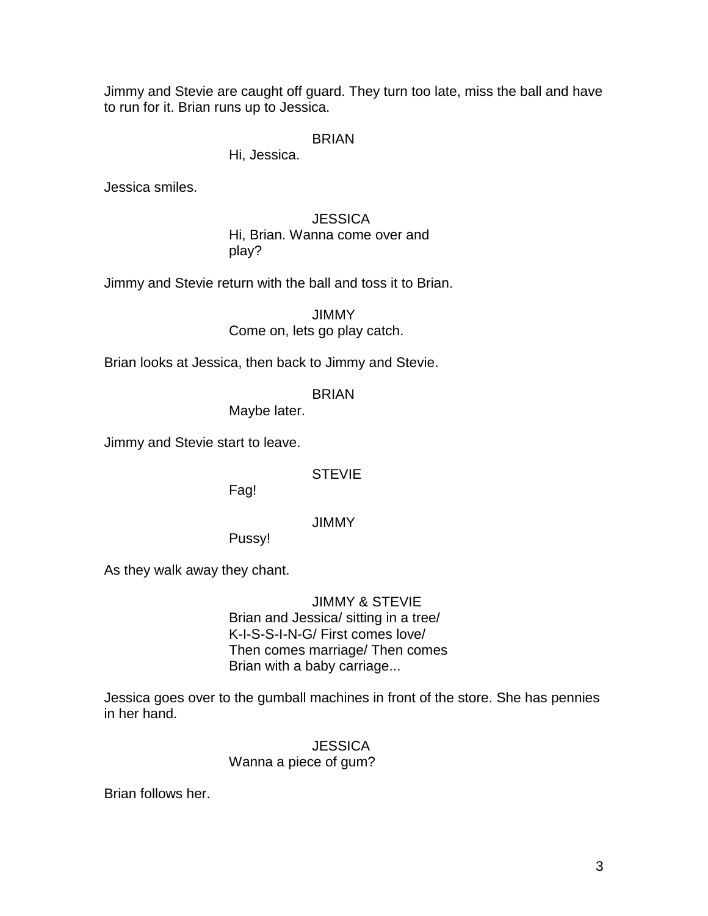Jimmy and Stevie are caught off guard. They turn too late, miss the ball and have to run for it. Brian runs up to Jessica.

BRIAN

Hi, Jessica.

Jessica smiles.

JESSICA

Hi, Brian. Wanna come over and play?

Jimmy and Stevie return with the ball and toss it to Brian.

JIMMY

Come on, lets go play catch.

Brian looks at Jessica, then back to Jimmy and Stevie.

BRIAN

Maybe later.

Jimmy and Stevie start to leave.

STEVIE

Fag!

JIMMY

Pussy!

As they walk away they chant.

JIMMY & STEVIE

Brian and Jessica/ sitting in a tree/ K-I-S-S-I-N-G/ First comes love/ Then comes marriage/ Then comes Brian with a baby carriage...

Jessica goes over to the gumball machines in front of the store. She has pennies in her hand.

JESSICA

Wanna a piece of gum?

Brian follows her.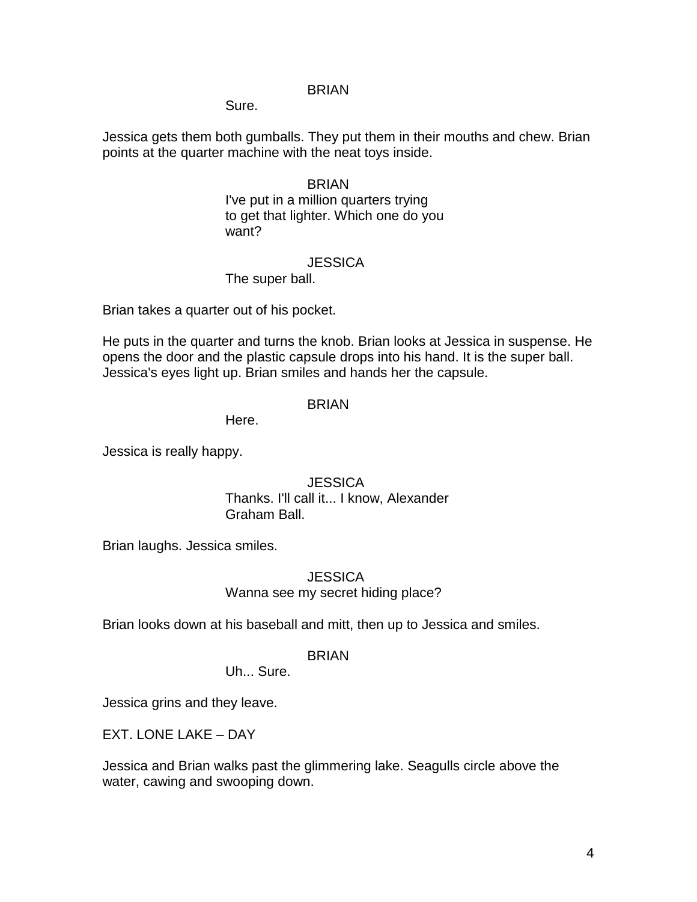BRIAN

Sure.

Jessica gets them both gumballs. They put them in their mouths and chew. Brian points at the quarter machine with the neat toys inside.

BRIAN

I've put in a million quarters trying to get that lighter. Which one do you want?

JESSICA

The super ball.

Brian takes a quarter out of his pocket.

He puts in the quarter and turns the knob. Brian looks at Jessica in suspense. He opens the door and the plastic capsule drops into his hand. It is the super ball. Jessica's eyes light up. Brian smiles and hands her the capsule.

BRIAN

Here.

Jessica is really happy.

JESSICA

Thanks. I'll call it... I know, Alexander Graham Ball.

Brian laughs. Jessica smiles.

JESSICA

Wanna see my secret hiding place?

Brian looks down at his baseball and mitt, then up to Jessica and smiles.

BRIAN

Uh... Sure.

Jessica grins and they leave.

EXT. LONE LAKE – DAY

Jessica and Brian walks past the glimmering lake. Seagulls circle above the water, cawing and swooping down.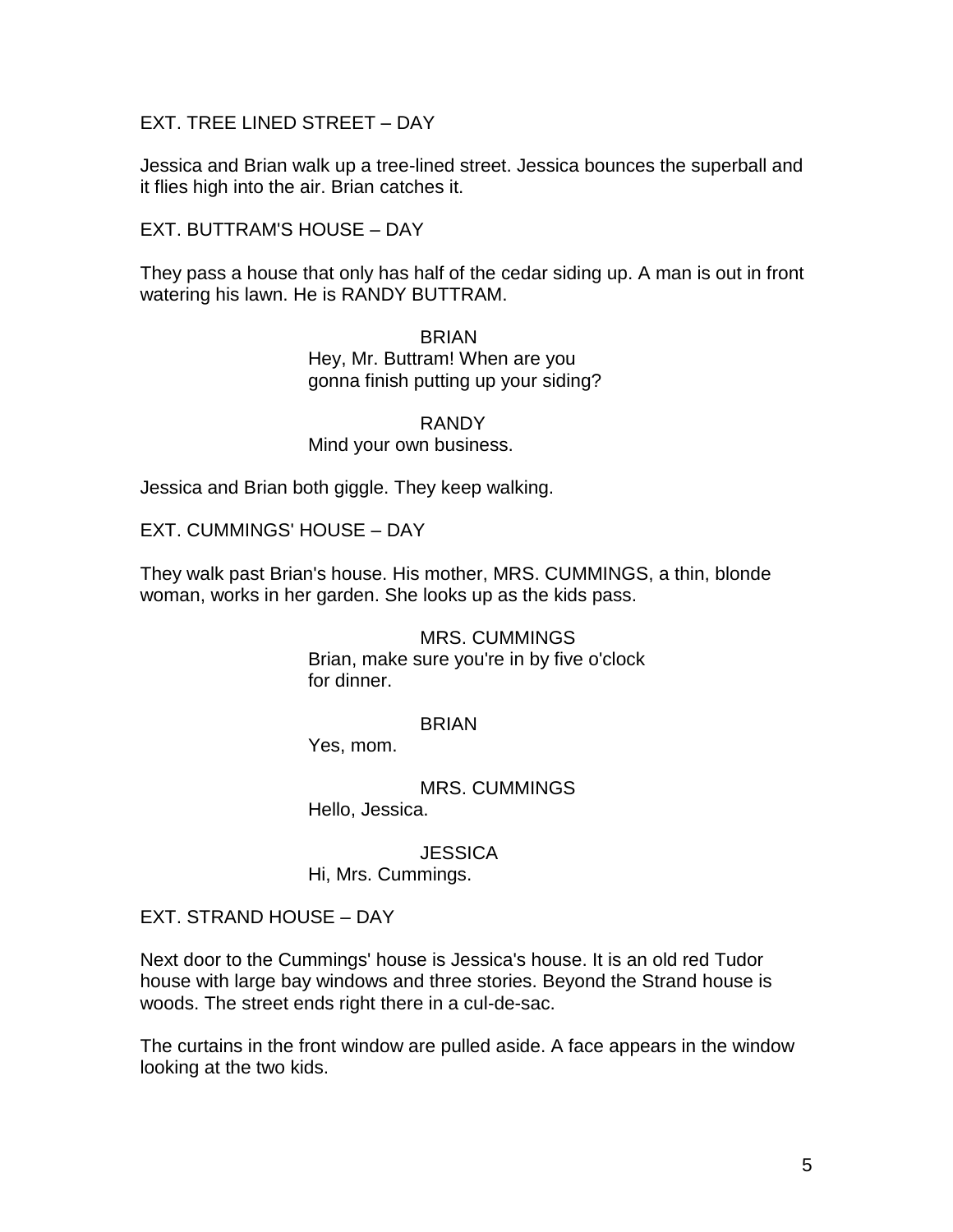EXT. TREE LINED STREET – DAY

Jessica and Brian walk up a tree-lined street. Jessica bounces the superball and it flies high into the air. Brian catches it.

EXT. BUTTRAM'S HOUSE – DAY

They pass a house that only has half of the cedar siding up. A man is out in front watering his lawn. He is RANDY BUTTRAM.

BRIAN
Hey, Mr. Buttram! When are you gonna finish putting up your siding?

RANDY
Mind your own business.

Jessica and Brian both giggle. They keep walking.

EXT. CUMMINGS' HOUSE – DAY

They walk past Brian's house. His mother, MRS. CUMMINGS, a thin, blonde woman, works in her garden. She looks up as the kids pass.

MRS. CUMMINGS
Brian, make sure you're in by five o'clock for dinner.

BRIAN
Yes, mom.

MRS. CUMMINGS
Hello, Jessica.

JESSICA
Hi, Mrs. Cummings.

EXT. STRAND HOUSE – DAY

Next door to the Cummings' house is Jessica's house. It is an old red Tudor house with large bay windows and three stories. Beyond the Strand house is woods. The street ends right there in a cul-de-sac.

The curtains in the front window are pulled aside. A face appears in the window looking at the two kids.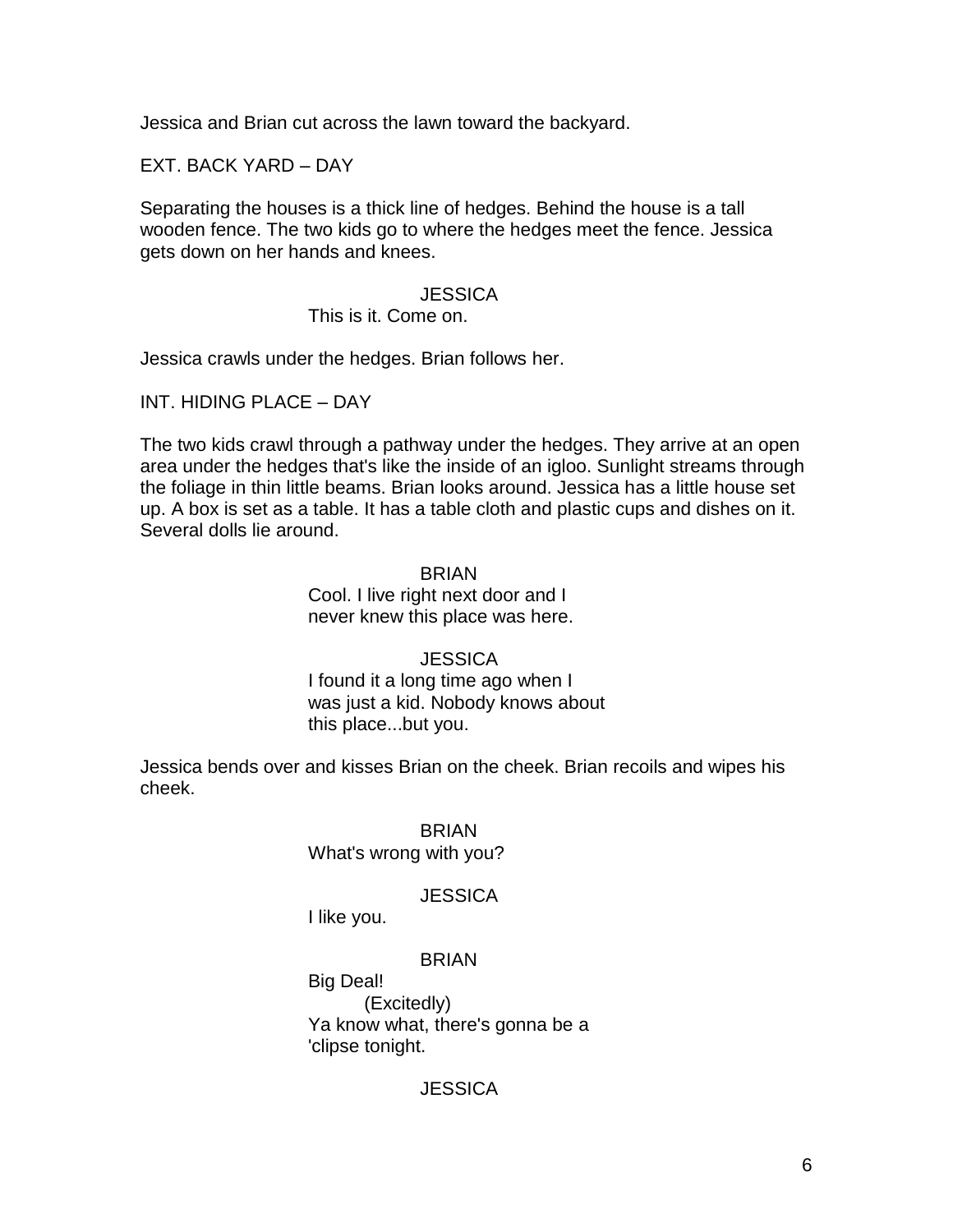Jessica and Brian cut across the lawn toward the backyard.

EXT. BACK YARD – DAY

Separating the houses is a thick line of hedges. Behind the house is a tall wooden fence. The two kids go to where the hedges meet the fence. Jessica gets down on her hands and knees.

JESSICA
This is it. Come on.

Jessica crawls under the hedges. Brian follows her.

INT. HIDING PLACE – DAY

The two kids crawl through a pathway under the hedges. They arrive at an open area under the hedges that's like the inside of an igloo. Sunlight streams through the foliage in thin little beams. Brian looks around. Jessica has a little house set up. A box is set as a table. It has a table cloth and plastic cups and dishes on it. Several dolls lie around.

BRIAN
Cool. I live right next door and I never knew this place was here.

JESSICA
I found it a long time ago when I was just a kid. Nobody knows about this place...but you.

Jessica bends over and kisses Brian on the cheek. Brian recoils and wipes his cheek.

BRIAN
What's wrong with you?

JESSICA
I like you.

BRIAN
Big Deal!
(Excitedly)
Ya know what, there's gonna be a 'clipse tonight.

JESSICA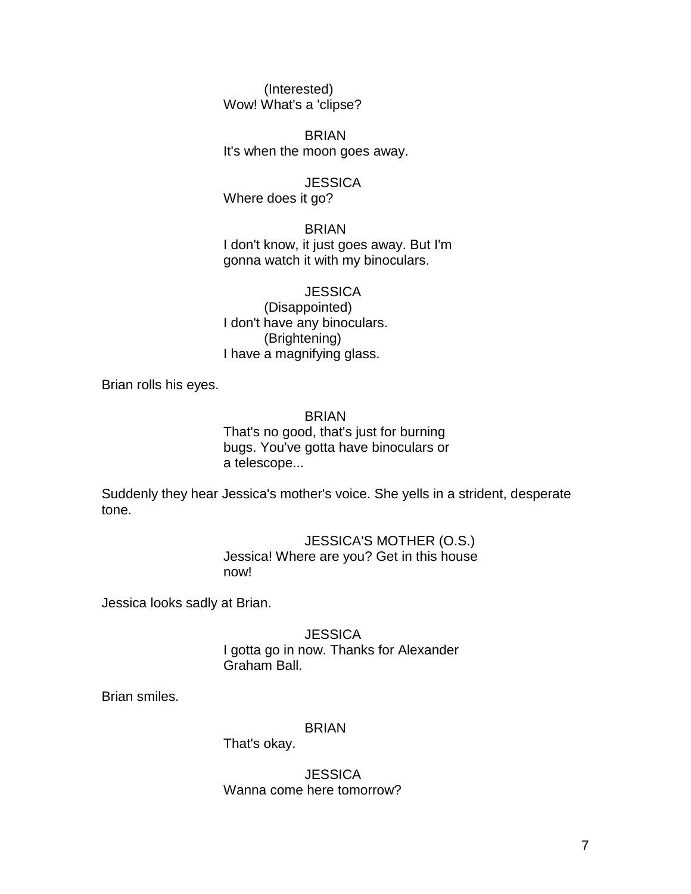(Interested)
Wow! What's a 'clipse?

BRIAN
It's when the moon goes away.

JESSICA
Where does it go?

BRIAN
I don't know, it just goes away. But I'm gonna watch it with my binoculars.

JESSICA
(Disappointed)
I don't have any binoculars.
(Brightening)
I have a magnifying glass.

Brian rolls his eyes.

BRIAN
That's no good, that's just for burning bugs. You've gotta have binoculars or a telescope...

Suddenly they hear Jessica's mother's voice. She yells in a strident, desperate tone.

JESSICA'S MOTHER (O.S.)
Jessica! Where are you? Get in this house now!

Jessica looks sadly at Brian.

JESSICA
I gotta go in now. Thanks for Alexander Graham Ball.

Brian smiles.

BRIAN
That's okay.

JESSICA
Wanna come here tomorrow?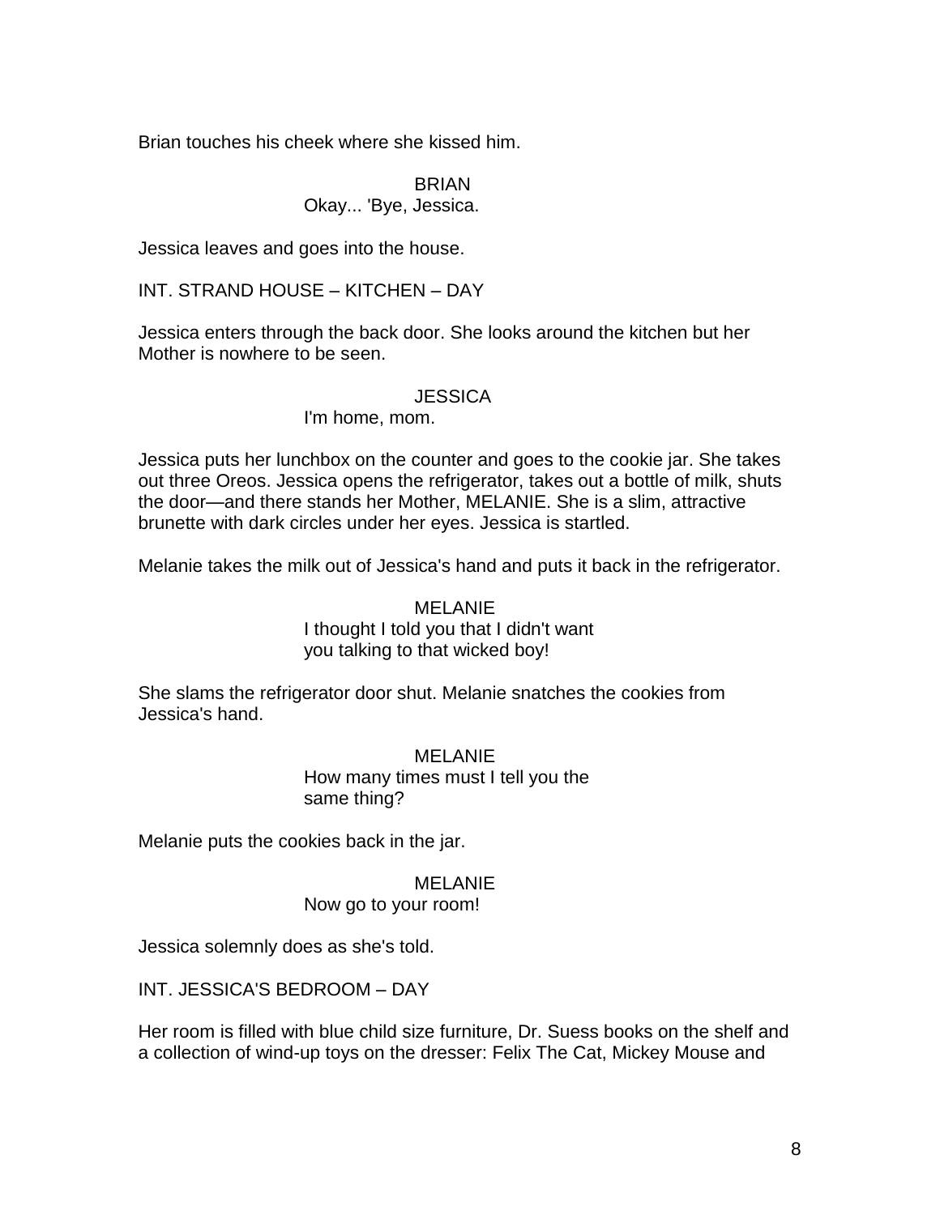Brian touches his cheek where she kissed him.

BRIAN
Okay... 'Bye, Jessica.

Jessica leaves and goes into the house.

INT. STRAND HOUSE – KITCHEN – DAY

Jessica enters through the back door. She looks around the kitchen but her Mother is nowhere to be seen.

JESSICA
I'm home, mom.

Jessica puts her lunchbox on the counter and goes to the cookie jar. She takes out three Oreos. Jessica opens the refrigerator, takes out a bottle of milk, shuts the door—and there stands her Mother, MELANIE. She is a slim, attractive brunette with dark circles under her eyes. Jessica is startled.

Melanie takes the milk out of Jessica's hand and puts it back in the refrigerator.

MELANIE
I thought I told you that I didn't want you talking to that wicked boy!

She slams the refrigerator door shut. Melanie snatches the cookies from Jessica's hand.

MELANIE
How many times must I tell you the same thing?

Melanie puts the cookies back in the jar.

MELANIE
Now go to your room!

Jessica solemnly does as she's told.

INT. JESSICA'S BEDROOM – DAY

Her room is filled with blue child size furniture, Dr. Suess books on the shelf and a collection of wind-up toys on the dresser: Felix The Cat, Mickey Mouse and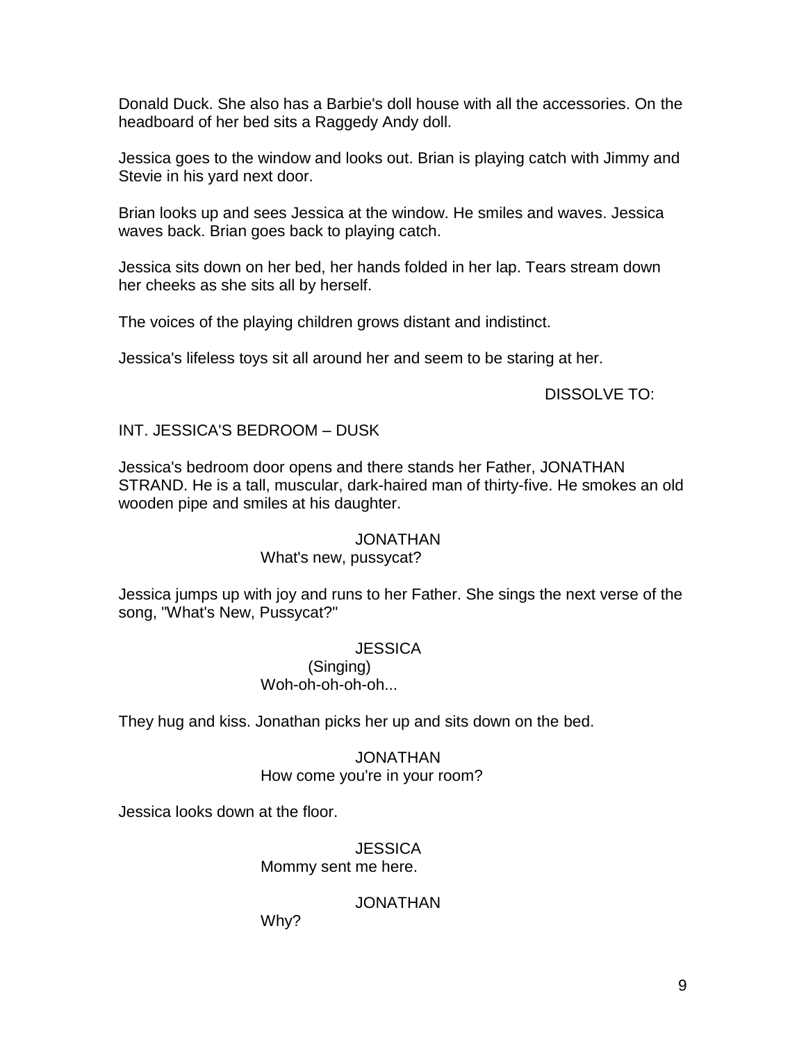Donald Duck. She also has a Barbie's doll house with all the accessories. On the headboard of her bed sits a Raggedy Andy doll.

Jessica goes to the window and looks out. Brian is playing catch with Jimmy and Stevie in his yard next door.

Brian looks up and sees Jessica at the window. He smiles and waves. Jessica waves back. Brian goes back to playing catch.

Jessica sits down on her bed, her hands folded in her lap. Tears stream down her cheeks as she sits all by herself.

The voices of the playing children grows distant and indistinct.

Jessica's lifeless toys sit all around her and seem to be staring at her.

DISSOLVE TO:

INT. JESSICA'S BEDROOM – DUSK

Jessica's bedroom door opens and there stands her Father, JONATHAN STRAND. He is a tall, muscular, dark-haired man of thirty-five. He smokes an old wooden pipe and smiles at his daughter.

JONATHAN
What's new, pussycat?

Jessica jumps up with joy and runs to her Father. She sings the next verse of the song, "What's New, Pussycat?"

JESSICA
(Singing)
Woh-oh-oh-oh-oh...

They hug and kiss. Jonathan picks her up and sits down on the bed.

JONATHAN
How come you're in your room?

Jessica looks down at the floor.

JESSICA
Mommy sent me here.

JONATHAN
Why?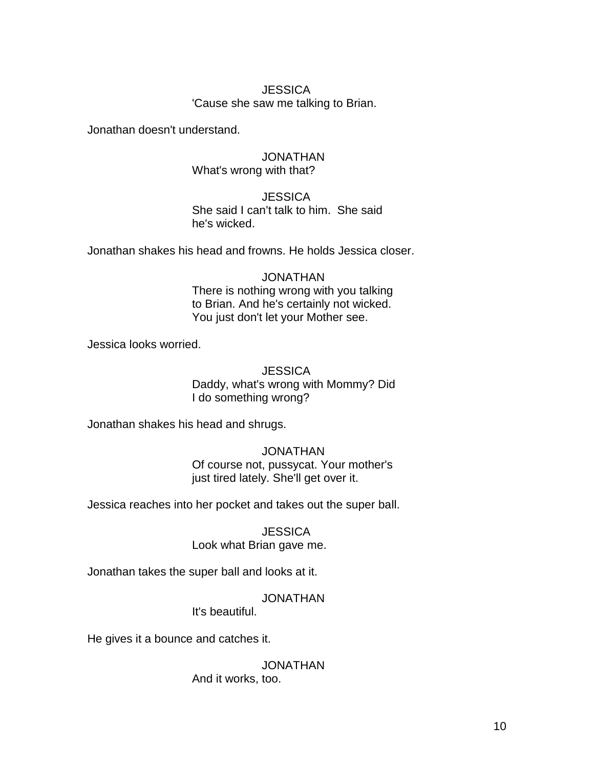JESSICA
'Cause she saw me talking to Brian.

Jonathan doesn't understand.

JONATHAN
What's wrong with that?

JESSICA
She said I can't talk to him. She said
he's wicked.

Jonathan shakes his head and frowns. He holds Jessica closer.

JONATHAN
There is nothing wrong with you talking
to Brian. And he's certainly not wicked.
You just don't let your Mother see.

Jessica looks worried.

JESSICA
Daddy, what's wrong with Mommy? Did
I do something wrong?

Jonathan shakes his head and shrugs.

JONATHAN
Of course not, pussycat. Your mother's
just tired lately. She'll get over it.

Jessica reaches into her pocket and takes out the super ball.

JESSICA
Look what Brian gave me.

Jonathan takes the super ball and looks at it.

JONATHAN
It's beautiful.

He gives it a bounce and catches it.

JONATHAN
And it works, too.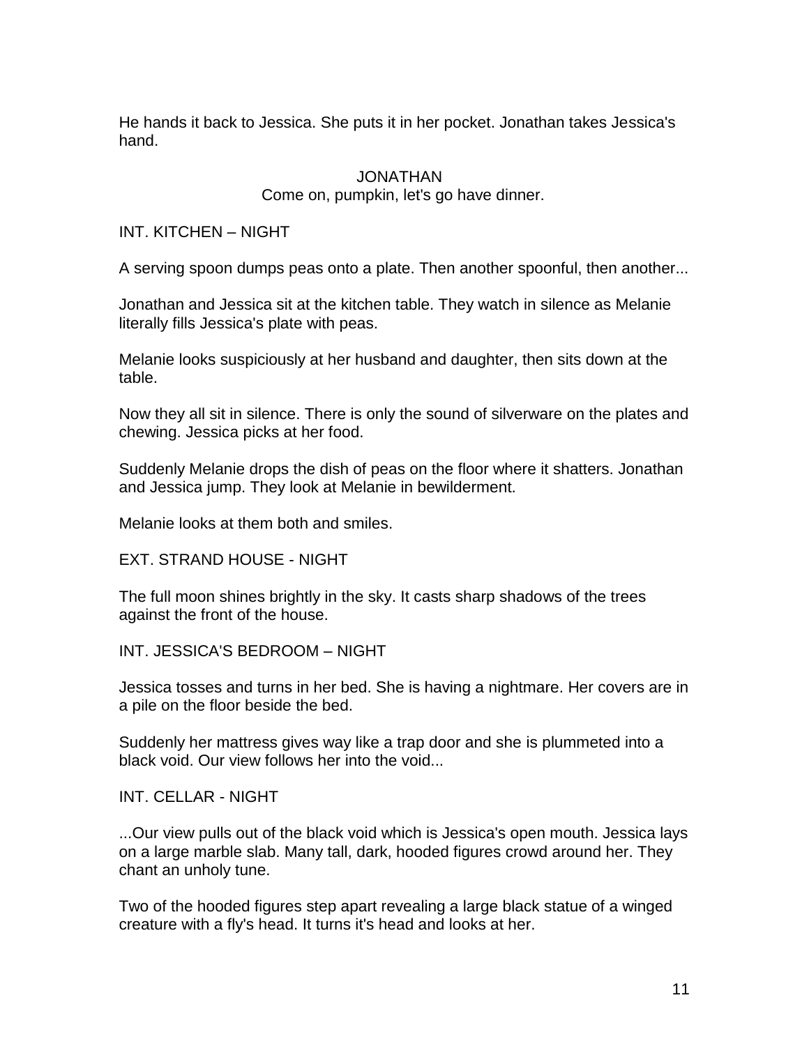He hands it back to Jessica. She puts it in her pocket. Jonathan takes Jessica's hand.

JONATHAN
Come on, pumpkin, let's go have dinner.

INT. KITCHEN – NIGHT

A serving spoon dumps peas onto a plate. Then another spoonful, then another...

Jonathan and Jessica sit at the kitchen table. They watch in silence as Melanie literally fills Jessica's plate with peas.

Melanie looks suspiciously at her husband and daughter, then sits down at the table.

Now they all sit in silence. There is only the sound of silverware on the plates and chewing. Jessica picks at her food.

Suddenly Melanie drops the dish of peas on the floor where it shatters. Jonathan and Jessica jump. They look at Melanie in bewilderment.

Melanie looks at them both and smiles.

EXT. STRAND HOUSE - NIGHT

The full moon shines brightly in the sky. It casts sharp shadows of the trees against the front of the house.

INT. JESSICA'S BEDROOM – NIGHT

Jessica tosses and turns in her bed. She is having a nightmare. Her covers are in a pile on the floor beside the bed.

Suddenly her mattress gives way like a trap door and she is plummeted into a black void. Our view follows her into the void...

INT. CELLAR - NIGHT

...Our view pulls out of the black void which is Jessica's open mouth. Jessica lays on a large marble slab. Many tall, dark, hooded figures crowd around her. They chant an unholy tune.

Two of the hooded figures step apart revealing a large black statue of a winged creature with a fly's head. It turns it's head and looks at her.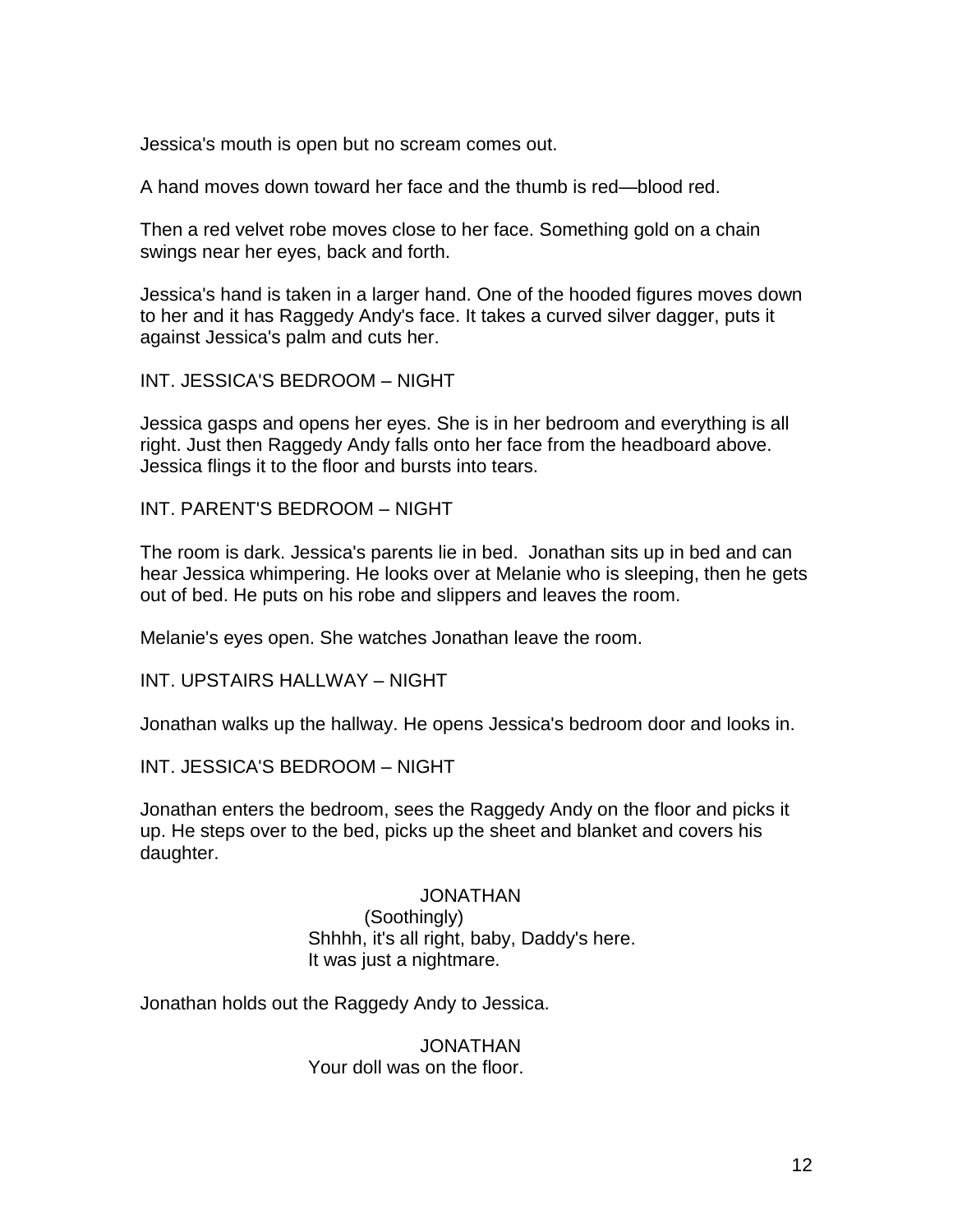Jessica's mouth is open but no scream comes out.

A hand moves down toward her face and the thumb is red—blood red.

Then a red velvet robe moves close to her face. Something gold on a chain swings near her eyes, back and forth.

Jessica's hand is taken in a larger hand. One of the hooded figures moves down to her and it has Raggedy Andy's face. It takes a curved silver dagger, puts it against Jessica's palm and cuts her.

INT. JESSICA'S BEDROOM – NIGHT

Jessica gasps and opens her eyes. She is in her bedroom and everything is all right. Just then Raggedy Andy falls onto her face from the headboard above. Jessica flings it to the floor and bursts into tears.

INT. PARENT'S BEDROOM – NIGHT

The room is dark. Jessica's parents lie in bed. Jonathan sits up in bed and can hear Jessica whimpering. He looks over at Melanie who is sleeping, then he gets out of bed. He puts on his robe and slippers and leaves the room.

Melanie's eyes open. She watches Jonathan leave the room.

INT. UPSTAIRS HALLWAY – NIGHT

Jonathan walks up the hallway. He opens Jessica's bedroom door and looks in.

INT. JESSICA'S BEDROOM – NIGHT

Jonathan enters the bedroom, sees the Raggedy Andy on the floor and picks it up. He steps over to the bed, picks up the sheet and blanket and covers his daughter.

JONATHAN
(Soothingly)
Shhhh, it's all right, baby, Daddy's here. It was just a nightmare.

Jonathan holds out the Raggedy Andy to Jessica.

JONATHAN
Your doll was on the floor.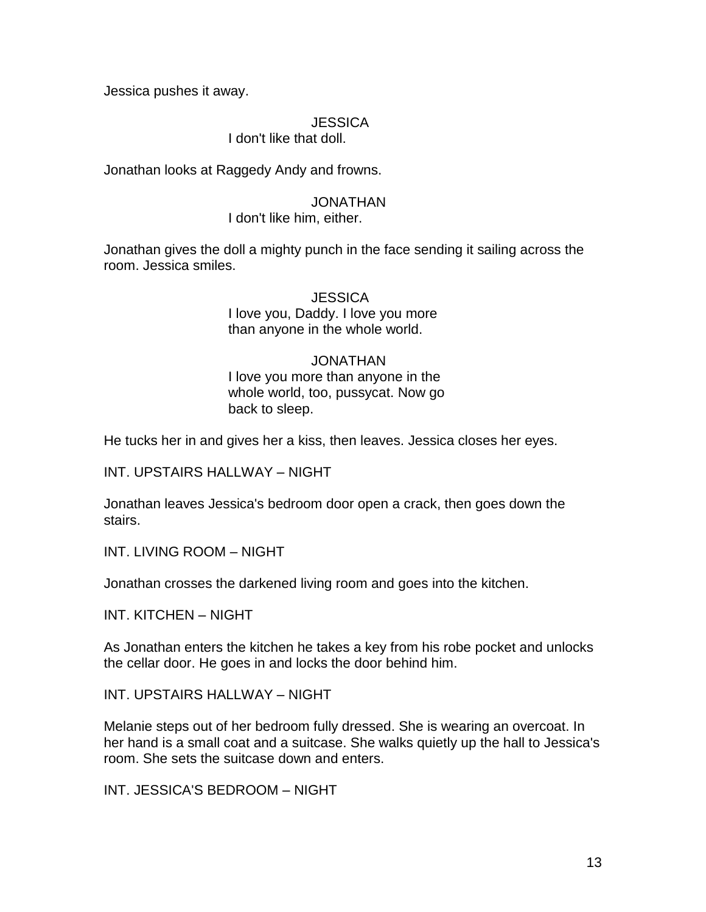Jessica pushes it away.

JESSICA
I don't like that doll.

Jonathan looks at Raggedy Andy and frowns.

JONATHAN
I don't like him, either.

Jonathan gives the doll a mighty punch in the face sending it sailing across the room. Jessica smiles.

JESSICA
I love you, Daddy. I love you more than anyone in the whole world.

JONATHAN
I love you more than anyone in the whole world, too, pussycat. Now go back to sleep.

He tucks her in and gives her a kiss, then leaves. Jessica closes her eyes.

INT. UPSTAIRS HALLWAY – NIGHT

Jonathan leaves Jessica's bedroom door open a crack, then goes down the stairs.

INT. LIVING ROOM – NIGHT

Jonathan crosses the darkened living room and goes into the kitchen.

INT. KITCHEN – NIGHT

As Jonathan enters the kitchen he takes a key from his robe pocket and unlocks the cellar door. He goes in and locks the door behind him.

INT. UPSTAIRS HALLWAY – NIGHT

Melanie steps out of her bedroom fully dressed. She is wearing an overcoat. In her hand is a small coat and a suitcase. She walks quietly up the hall to Jessica's room. She sets the suitcase down and enters.

INT. JESSICA'S BEDROOM – NIGHT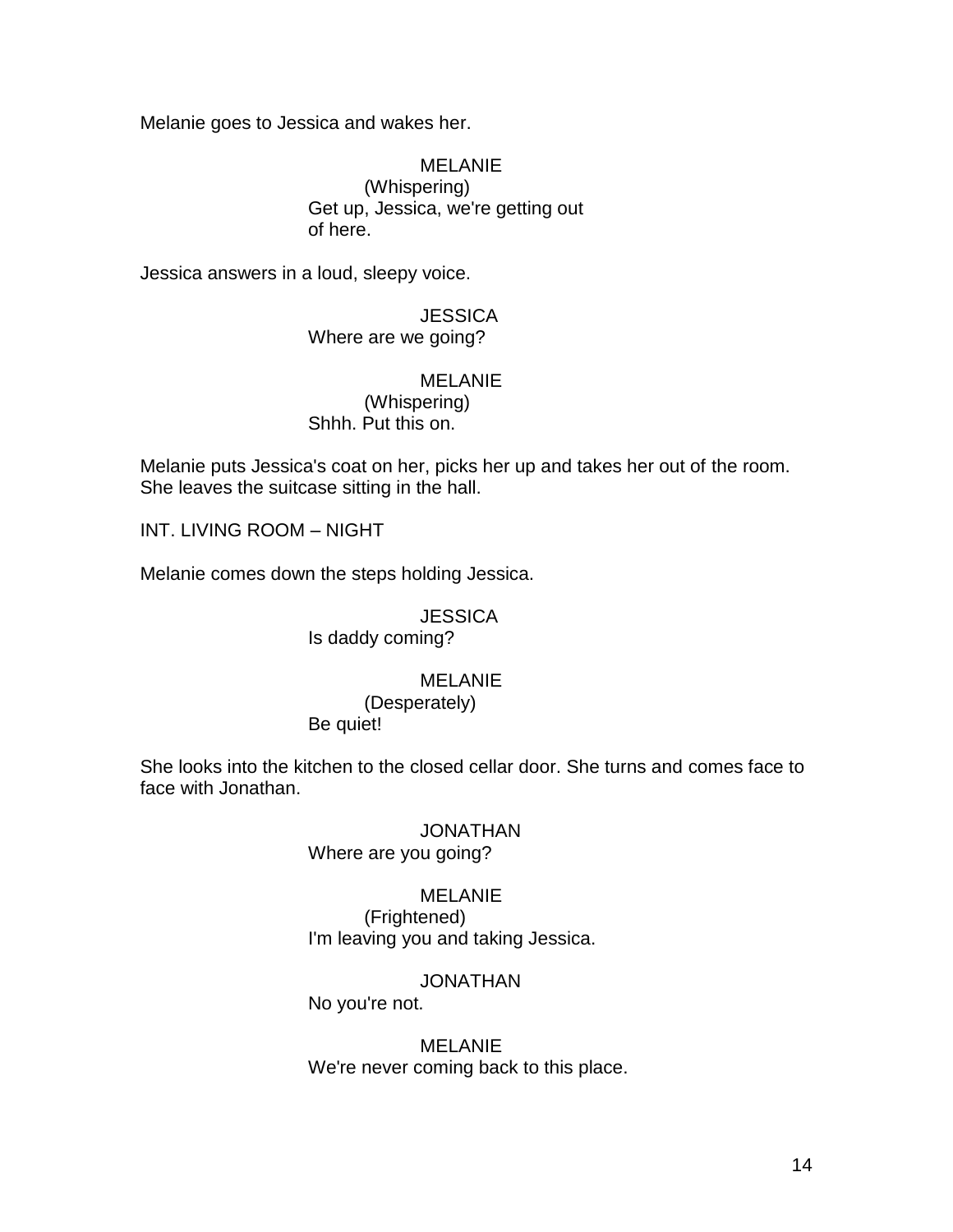Melanie goes to Jessica and wakes her.

MELANIE
(Whispering)
Get up, Jessica, we're getting out of here.

Jessica answers in a loud, sleepy voice.

JESSICA
Where are we going?

MELANIE
(Whispering)
Shhh. Put this on.

Melanie puts Jessica's coat on her, picks her up and takes her out of the room. She leaves the suitcase sitting in the hall.

INT. LIVING ROOM – NIGHT

Melanie comes down the steps holding Jessica.

JESSICA
Is daddy coming?

MELANIE
(Desperately)
Be quiet!

She looks into the kitchen to the closed cellar door. She turns and comes face to face with Jonathan.

JONATHAN
Where are you going?

MELANIE
(Frightened)
I'm leaving you and taking Jessica.

JONATHAN
No you're not.

MELANIE
We're never coming back to this place.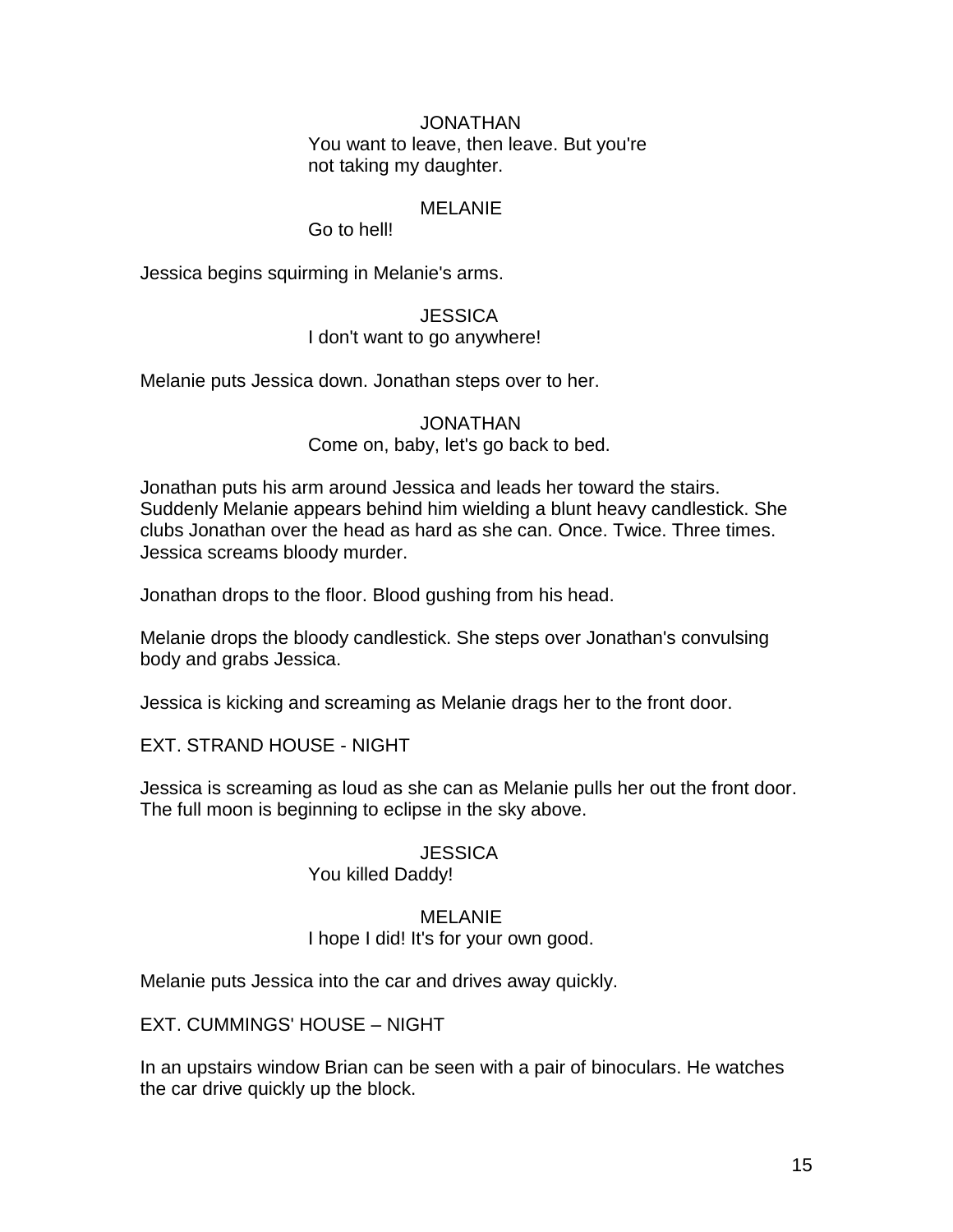JONATHAN

You want to leave, then leave. But you're not taking my daughter.

MELANIE

Go to hell!

Jessica begins squirming in Melanie's arms.

JESSICA

I don't want to go anywhere!

Melanie puts Jessica down. Jonathan steps over to her.

JONATHAN

Come on, baby, let's go back to bed.

Jonathan puts his arm around Jessica and leads her toward the stairs. Suddenly Melanie appears behind him wielding a blunt heavy candlestick. She clubs Jonathan over the head as hard as she can. Once. Twice. Three times. Jessica screams bloody murder.

Jonathan drops to the floor. Blood gushing from his head.

Melanie drops the bloody candlestick. She steps over Jonathan's convulsing body and grabs Jessica.

Jessica is kicking and screaming as Melanie drags her to the front door.

EXT. STRAND HOUSE - NIGHT

Jessica is screaming as loud as she can as Melanie pulls her out the front door. The full moon is beginning to eclipse in the sky above.

JESSICA

You killed Daddy!

MELANIE

I hope I did! It's for your own good.

Melanie puts Jessica into the car and drives away quickly.

EXT. CUMMINGS' HOUSE – NIGHT

In an upstairs window Brian can be seen with a pair of binoculars. He watches the car drive quickly up the block.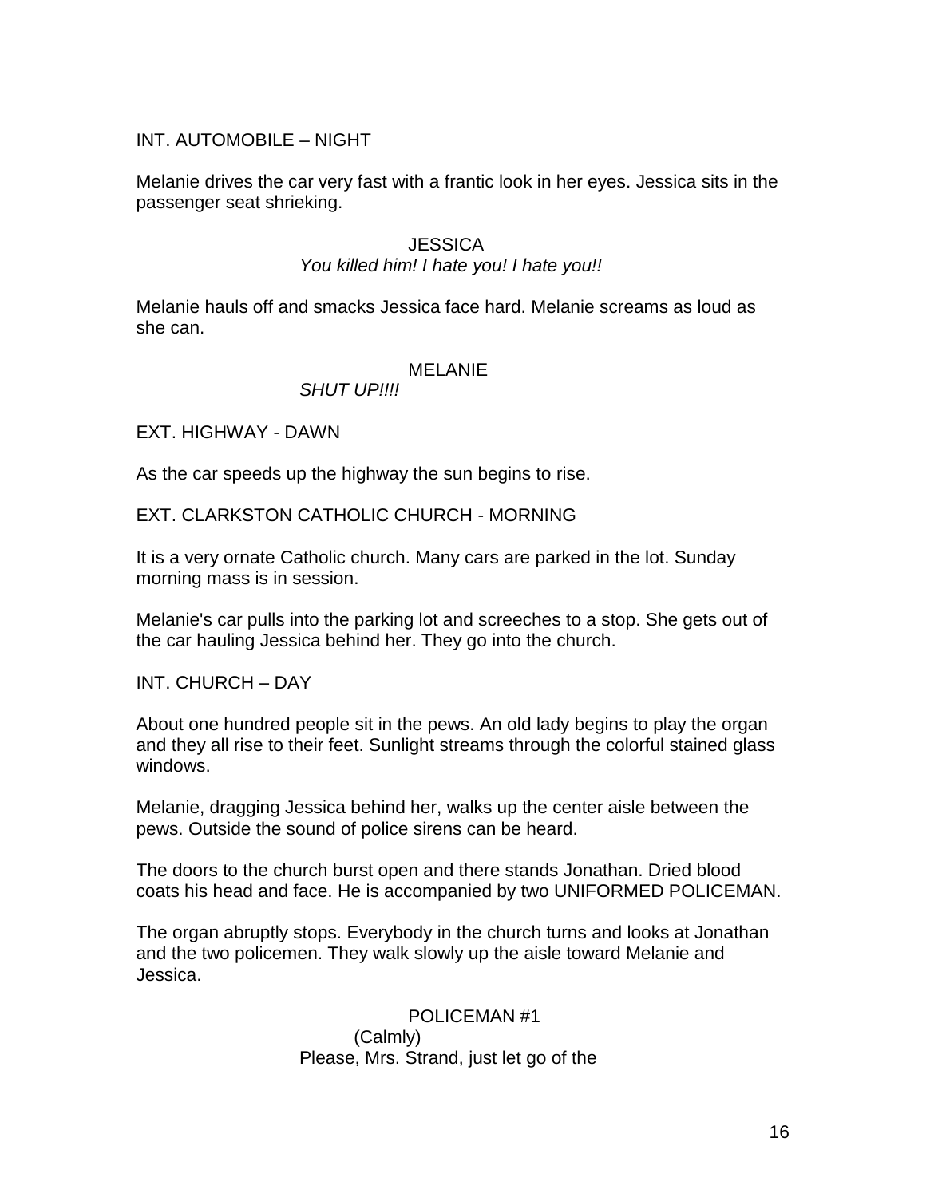INT. AUTOMOBILE – NIGHT

Melanie drives the car very fast with a frantic look in her eyes. Jessica sits in the passenger seat shrieking.

JESSICA
*You killed him! I hate you! I hate you!!*

Melanie hauls off and smacks Jessica face hard. Melanie screams as loud as she can.

MELANIE
*SHUT UP!!!!*

EXT. HIGHWAY - DAWN

As the car speeds up the highway the sun begins to rise.

EXT. CLARKSTON CATHOLIC CHURCH - MORNING

It is a very ornate Catholic church. Many cars are parked in the lot. Sunday morning mass is in session.

Melanie's car pulls into the parking lot and screeches to a stop. She gets out of the car hauling Jessica behind her. They go into the church.

INT. CHURCH – DAY

About one hundred people sit in the pews. An old lady begins to play the organ and they all rise to their feet. Sunlight streams through the colorful stained glass windows.

Melanie, dragging Jessica behind her, walks up the center aisle between the pews. Outside the sound of police sirens can be heard.

The doors to the church burst open and there stands Jonathan. Dried blood coats his head and face. He is accompanied by two UNIFORMED POLICEMAN.

The organ abruptly stops. Everybody in the church turns and looks at Jonathan and the two policemen. They walk slowly up the aisle toward Melanie and Jessica.

POLICEMAN #1
(Calmly)
Please, Mrs. Strand, just let go of the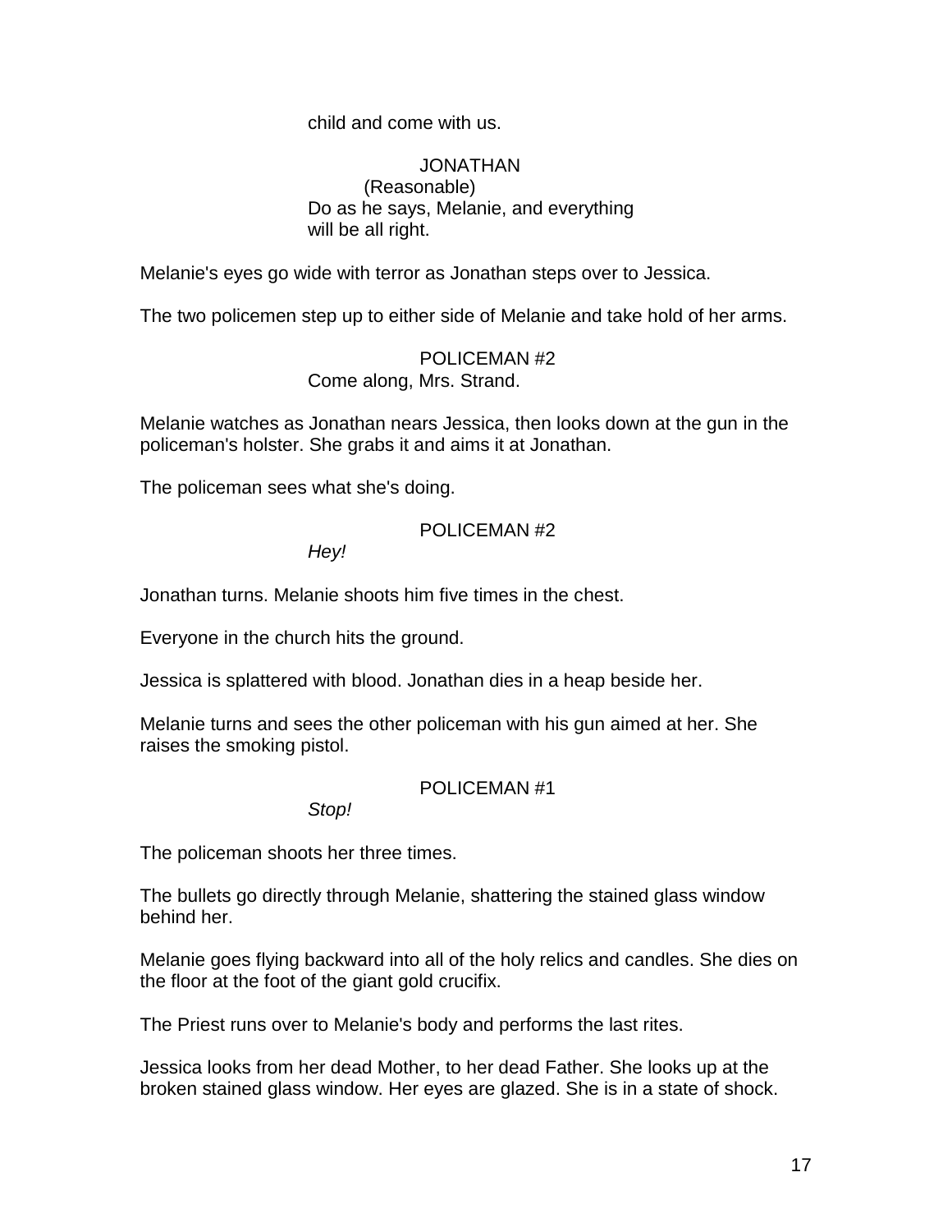child and come with us.

JONATHAN
(Reasonable)
Do as he says, Melanie, and everything will be all right.

Melanie's eyes go wide with terror as Jonathan steps over to Jessica.

The two policemen step up to either side of Melanie and take hold of her arms.

POLICEMAN #2
Come along, Mrs. Strand.

Melanie watches as Jonathan nears Jessica, then looks down at the gun in the policeman's holster. She grabs it and aims it at Jonathan.

The policeman sees what she's doing.

POLICEMAN #2
*Hey!*

Jonathan turns. Melanie shoots him five times in the chest.

Everyone in the church hits the ground.

Jessica is splattered with blood. Jonathan dies in a heap beside her.

Melanie turns and sees the other policeman with his gun aimed at her. She raises the smoking pistol.

POLICEMAN #1
*Stop!*

The policeman shoots her three times.

The bullets go directly through Melanie, shattering the stained glass window behind her.

Melanie goes flying backward into all of the holy relics and candles. She dies on the floor at the foot of the giant gold crucifix.

The Priest runs over to Melanie's body and performs the last rites.

Jessica looks from her dead Mother, to her dead Father. She looks up at the broken stained glass window. Her eyes are glazed. She is in a state of shock.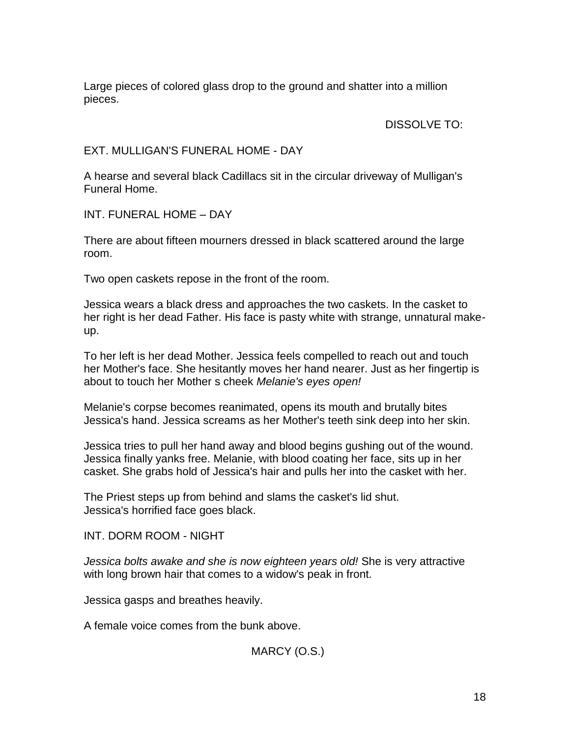Large pieces of colored glass drop to the ground and shatter into a million pieces.

DISSOLVE TO:

EXT. MULLIGAN'S FUNERAL HOME - DAY

A hearse and several black Cadillacs sit in the circular driveway of Mulligan's Funeral Home.

INT. FUNERAL HOME – DAY

There are about fifteen mourners dressed in black scattered around the large room.

Two open caskets repose in the front of the room.

Jessica wears a black dress and approaches the two caskets. In the casket to her right is her dead Father. His face is pasty white with strange, unnatural make-up.

To her left is her dead Mother. Jessica feels compelled to reach out and touch her Mother's face. She hesitantly moves her hand nearer. Just as her fingertip is about to touch her Mother s cheek *Melanie's eyes open!*

Melanie's corpse becomes reanimated, opens its mouth and brutally bites Jessica's hand. Jessica screams as her Mother's teeth sink deep into her skin.

Jessica tries to pull her hand away and blood begins gushing out of the wound. Jessica finally yanks free. Melanie, with blood coating her face, sits up in her casket. She grabs hold of Jessica's hair and pulls her into the casket with her.

The Priest steps up from behind and slams the casket's lid shut.
Jessica's horrified face goes black.

INT. DORM ROOM - NIGHT

*Jessica bolts awake and she is now eighteen years old!* She is very attractive with long brown hair that comes to a widow's peak in front.

Jessica gasps and breathes heavily.

A female voice comes from the bunk above.

MARCY (O.S.)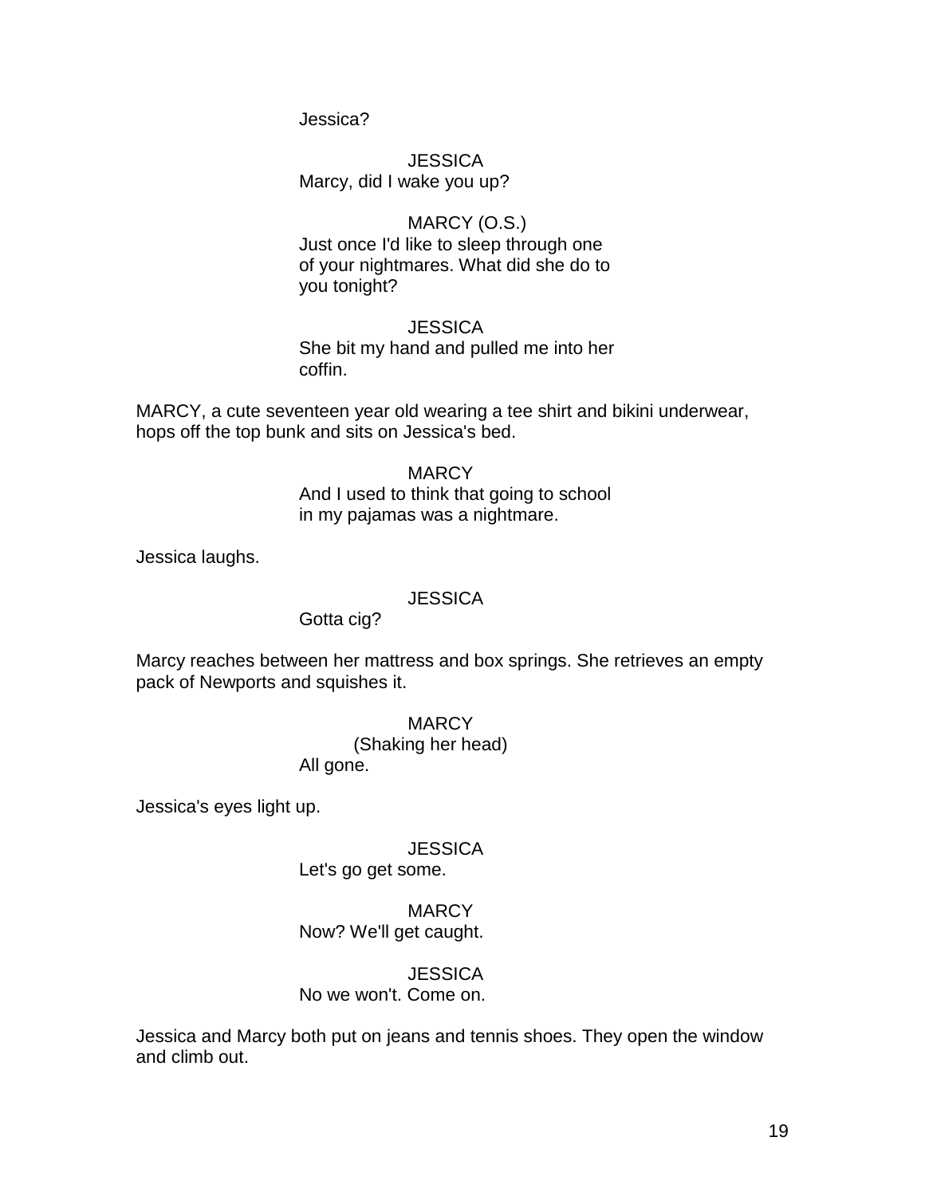Jessica?

JESSICA
Marcy, did I wake you up?

MARCY (O.S.)
Just once I'd like to sleep through one of your nightmares. What did she do to you tonight?

JESSICA
She bit my hand and pulled me into her coffin.

MARCY, a cute seventeen year old wearing a tee shirt and bikini underwear, hops off the top bunk and sits on Jessica's bed.

MARCY
And I used to think that going to school in my pajamas was a nightmare.

Jessica laughs.

JESSICA
Gotta cig?

Marcy reaches between her mattress and box springs. She retrieves an empty pack of Newports and squishes it.

MARCY
(Shaking her head)
All gone.

Jessica's eyes light up.

JESSICA
Let's go get some.

MARCY
Now? We'll get caught.

JESSICA
No we won't. Come on.

Jessica and Marcy both put on jeans and tennis shoes. They open the window and climb out.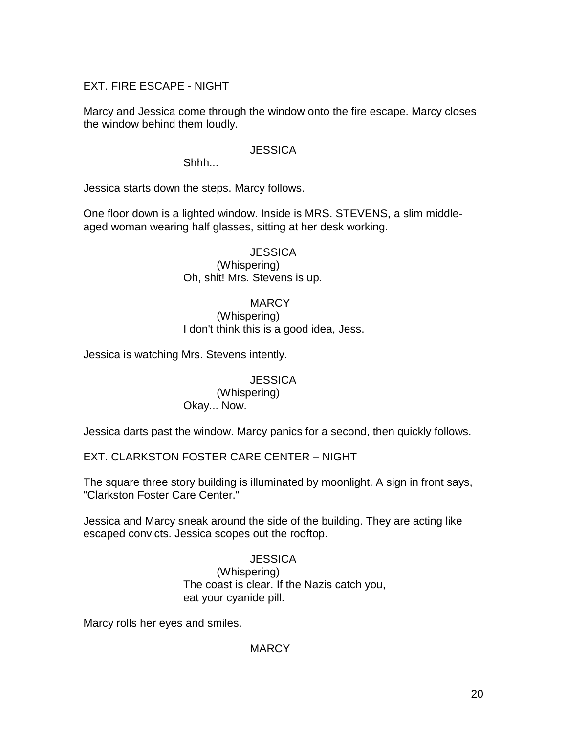EXT. FIRE ESCAPE - NIGHT

Marcy and Jessica come through the window onto the fire escape. Marcy closes the window behind them loudly.

JESSICA

Shhh...

Jessica starts down the steps. Marcy follows.

One floor down is a lighted window. Inside is MRS. STEVENS, a slim middle-aged woman wearing half glasses, sitting at her desk working.

JESSICA

(Whispering)

Oh, shit! Mrs. Stevens is up.

MARCY

(Whispering)

I don't think this is a good idea, Jess.

Jessica is watching Mrs. Stevens intently.

JESSICA

(Whispering)

Okay... Now.

Jessica darts past the window. Marcy panics for a second, then quickly follows.

EXT. CLARKSTON FOSTER CARE CENTER – NIGHT

The square three story building is illuminated by moonlight. A sign in front says, "Clarkston Foster Care Center."

Jessica and Marcy sneak around the side of the building. They are acting like escaped convicts. Jessica scopes out the rooftop.

JESSICA

(Whispering)

The coast is clear. If the Nazis catch you, eat your cyanide pill.

Marcy rolls her eyes and smiles.

MARCY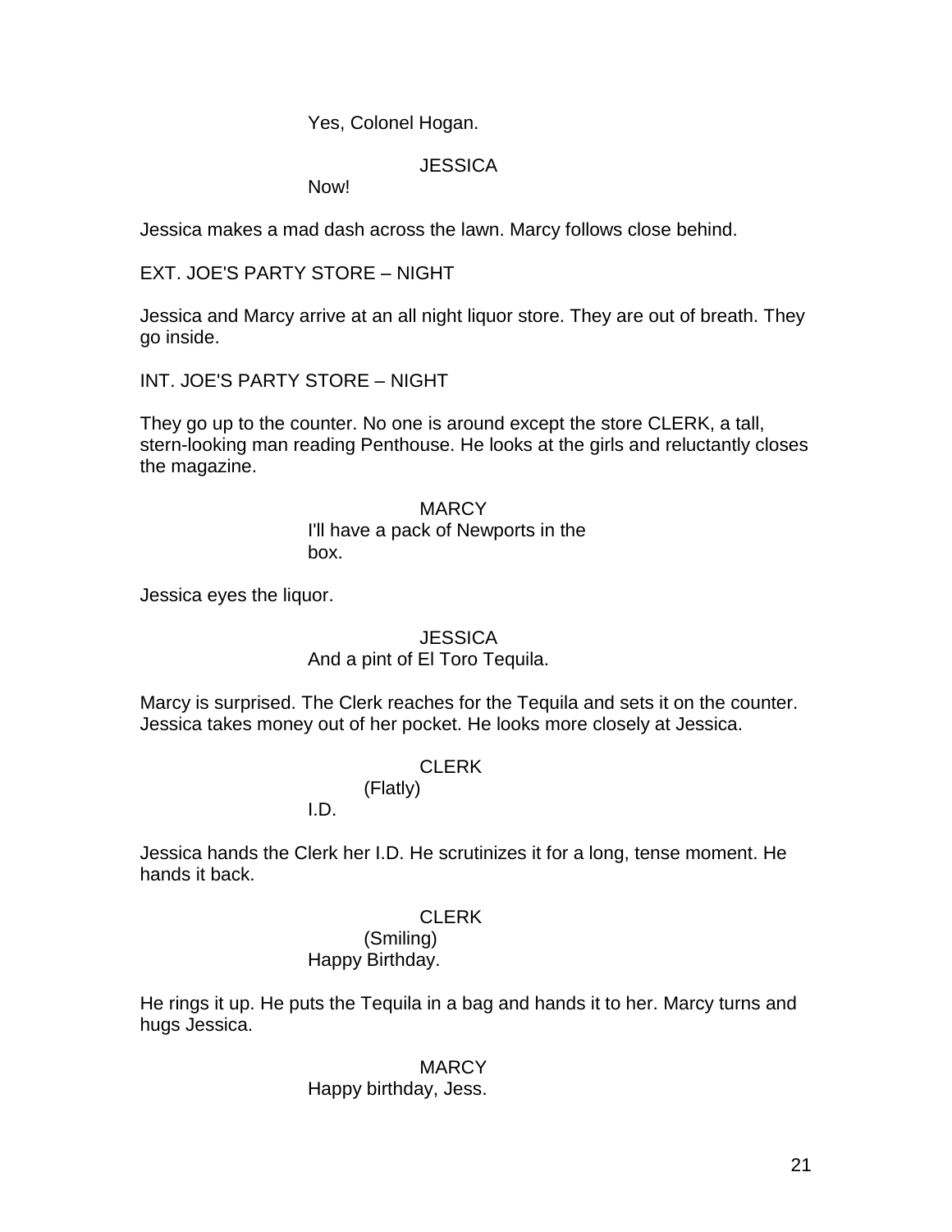Yes, Colonel Hogan.

JESSICA

Now!

Jessica makes a mad dash across the lawn. Marcy follows close behind.

EXT. JOE'S PARTY STORE – NIGHT

Jessica and Marcy arrive at an all night liquor store. They are out of breath. They go inside.

INT. JOE'S PARTY STORE – NIGHT

They go up to the counter. No one is around except the store CLERK, a tall, stern-looking man reading Penthouse. He looks at the girls and reluctantly closes the magazine.

MARCY

I'll have a pack of Newports in the box.

Jessica eyes the liquor.

JESSICA

And a pint of El Toro Tequila.

Marcy is surprised. The Clerk reaches for the Tequila and sets it on the counter. Jessica takes money out of her pocket. He looks more closely at Jessica.

CLERK

(Flatly)

I.D.

Jessica hands the Clerk her I.D. He scrutinizes it for a long, tense moment. He hands it back.

CLERK

(Smiling)

Happy Birthday.

He rings it up. He puts the Tequila in a bag and hands it to her. Marcy turns and hugs Jessica.

MARCY

Happy birthday, Jess.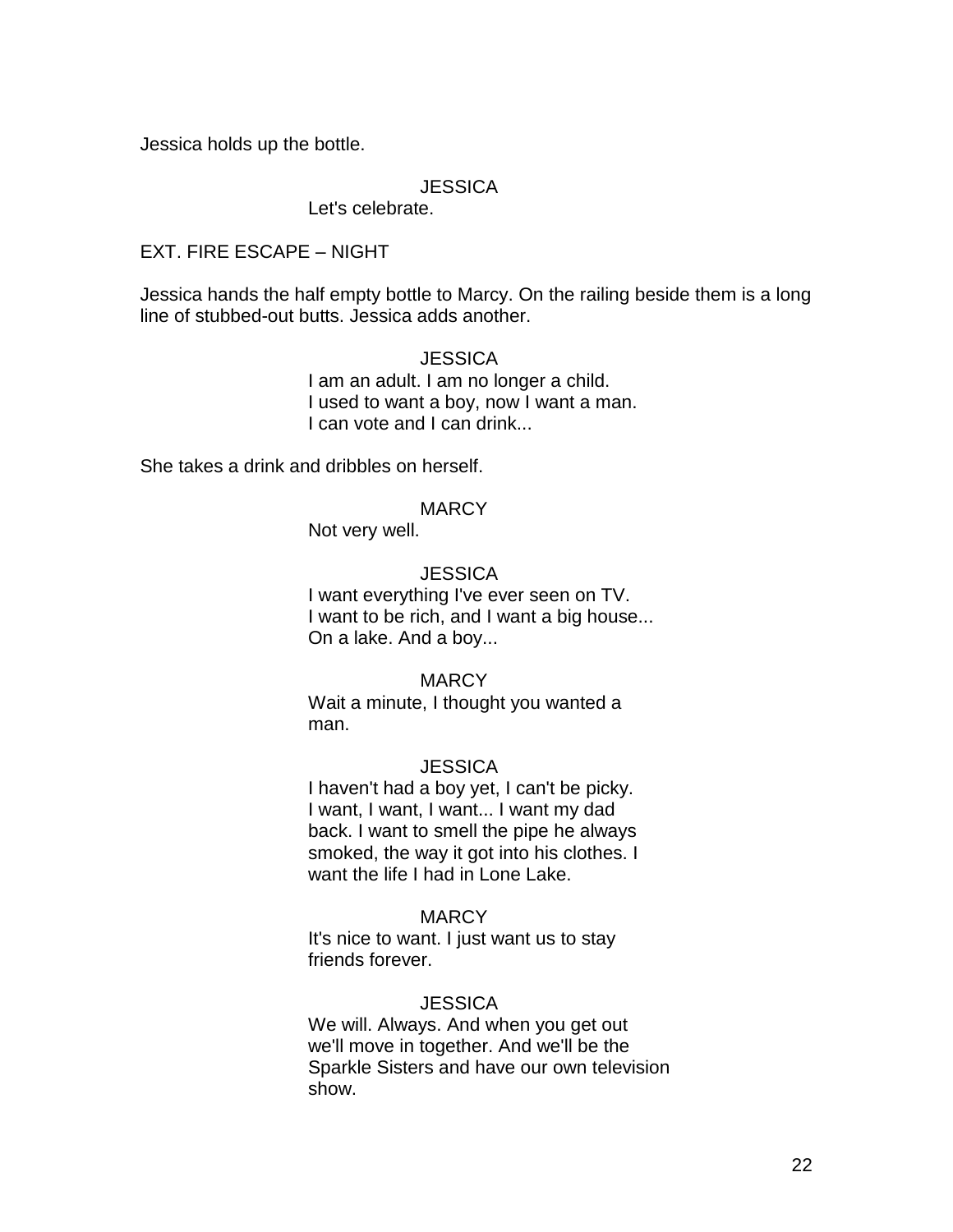Jessica holds up the bottle.

JESSICA
Let's celebrate.

EXT. FIRE ESCAPE – NIGHT

Jessica hands the half empty bottle to Marcy. On the railing beside them is a long line of stubbed-out butts. Jessica adds another.

JESSICA
I am an adult. I am no longer a child.
I used to want a boy, now I want a man.
I can vote and I can drink...

She takes a drink and dribbles on herself.

MARCY
Not very well.

JESSICA
I want everything I've ever seen on TV.
I want to be rich, and I want a big house...
On a lake. And a boy...

MARCY
Wait a minute, I thought you wanted a man.

JESSICA
I haven't had a boy yet, I can't be picky.
I want, I want, I want... I want my dad back. I want to smell the pipe he always smoked, the way it got into his clothes. I want the life I had in Lone Lake.

MARCY
It's nice to want. I just want us to stay friends forever.

JESSICA
We will. Always. And when you get out we'll move in together. And we'll be the Sparkle Sisters and have our own television show.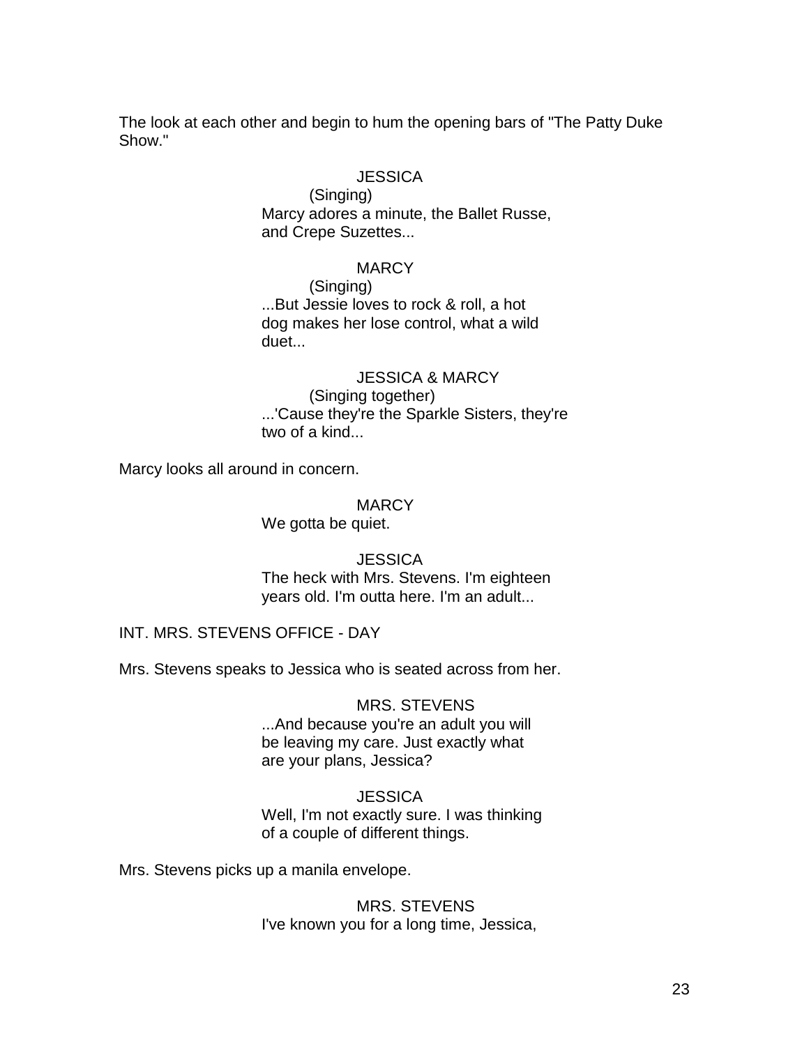The look at each other and begin to hum the opening bars of "The Patty Duke Show."

JESSICA
(Singing)
Marcy adores a minute, the Ballet Russe, and Crepe Suzettes...

MARCY
(Singing)
...But Jessie loves to rock & roll, a hot dog makes her lose control, what a wild duet...

JESSICA & MARCY
(Singing together)
...'Cause they're the Sparkle Sisters, they're two of a kind...

Marcy looks all around in concern.

MARCY
We gotta be quiet.

JESSICA
The heck with Mrs. Stevens. I'm eighteen years old. I'm outta here. I'm an adult...

INT. MRS. STEVENS OFFICE - DAY

Mrs. Stevens speaks to Jessica who is seated across from her.

MRS. STEVENS
...And because you're an adult you will be leaving my care. Just exactly what are your plans, Jessica?

JESSICA
Well, I'm not exactly sure. I was thinking of a couple of different things.

Mrs. Stevens picks up a manila envelope.

MRS. STEVENS
I've known you for a long time, Jessica,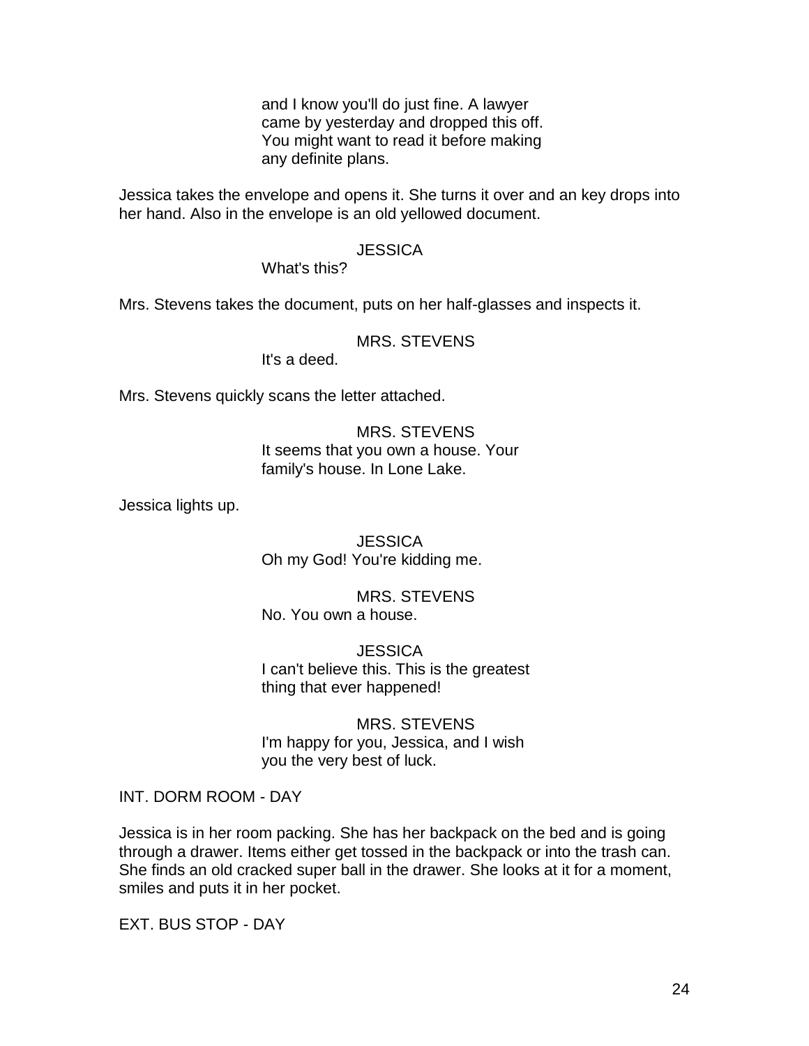and I know you'll do just fine. A lawyer came by yesterday and dropped this off. You might want to read it before making any definite plans.

Jessica takes the envelope and opens it. She turns it over and an key drops into her hand. Also in the envelope is an old yellowed document.

JESSICA
What's this?

Mrs. Stevens takes the document, puts on her half-glasses and inspects it.

MRS. STEVENS
It's a deed.

Mrs. Stevens quickly scans the letter attached.

MRS. STEVENS
It seems that you own a house. Your family's house. In Lone Lake.

Jessica lights up.

JESSICA
Oh my God! You're kidding me.

MRS. STEVENS
No. You own a house.

JESSICA
I can't believe this. This is the greatest thing that ever happened!

MRS. STEVENS
I'm happy for you, Jessica, and I wish you the very best of luck.

INT. DORM ROOM - DAY

Jessica is in her room packing. She has her backpack on the bed and is going through a drawer. Items either get tossed in the backpack or into the trash can. She finds an old cracked super ball in the drawer. She looks at it for a moment, smiles and puts it in her pocket.

EXT. BUS STOP - DAY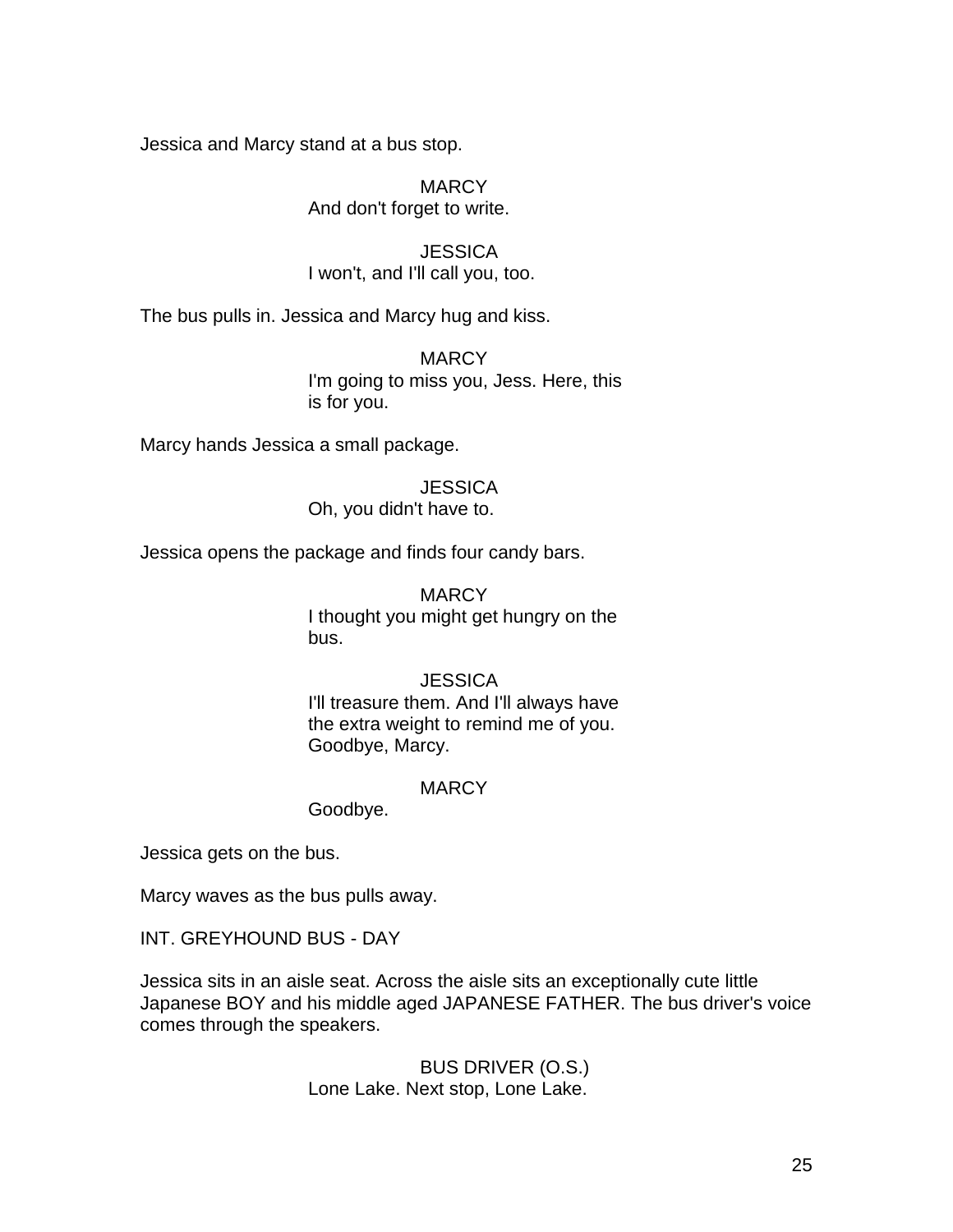Jessica and Marcy stand at a bus stop.

MARCY
And don't forget to write.

JESSICA
I won't, and I'll call you, too.

The bus pulls in. Jessica and Marcy hug and kiss.

MARCY
I'm going to miss you, Jess. Here, this is for you.

Marcy hands Jessica a small package.

JESSICA
Oh, you didn't have to.

Jessica opens the package and finds four candy bars.

MARCY
I thought you might get hungry on the bus.

JESSICA
I'll treasure them. And I'll always have the extra weight to remind me of you. Goodbye, Marcy.

MARCY
Goodbye.

Jessica gets on the bus.

Marcy waves as the bus pulls away.

INT. GREYHOUND BUS - DAY

Jessica sits in an aisle seat. Across the aisle sits an exceptionally cute little Japanese BOY and his middle aged JAPANESE FATHER. The bus driver's voice comes through the speakers.

BUS DRIVER (O.S.)
Lone Lake. Next stop, Lone Lake.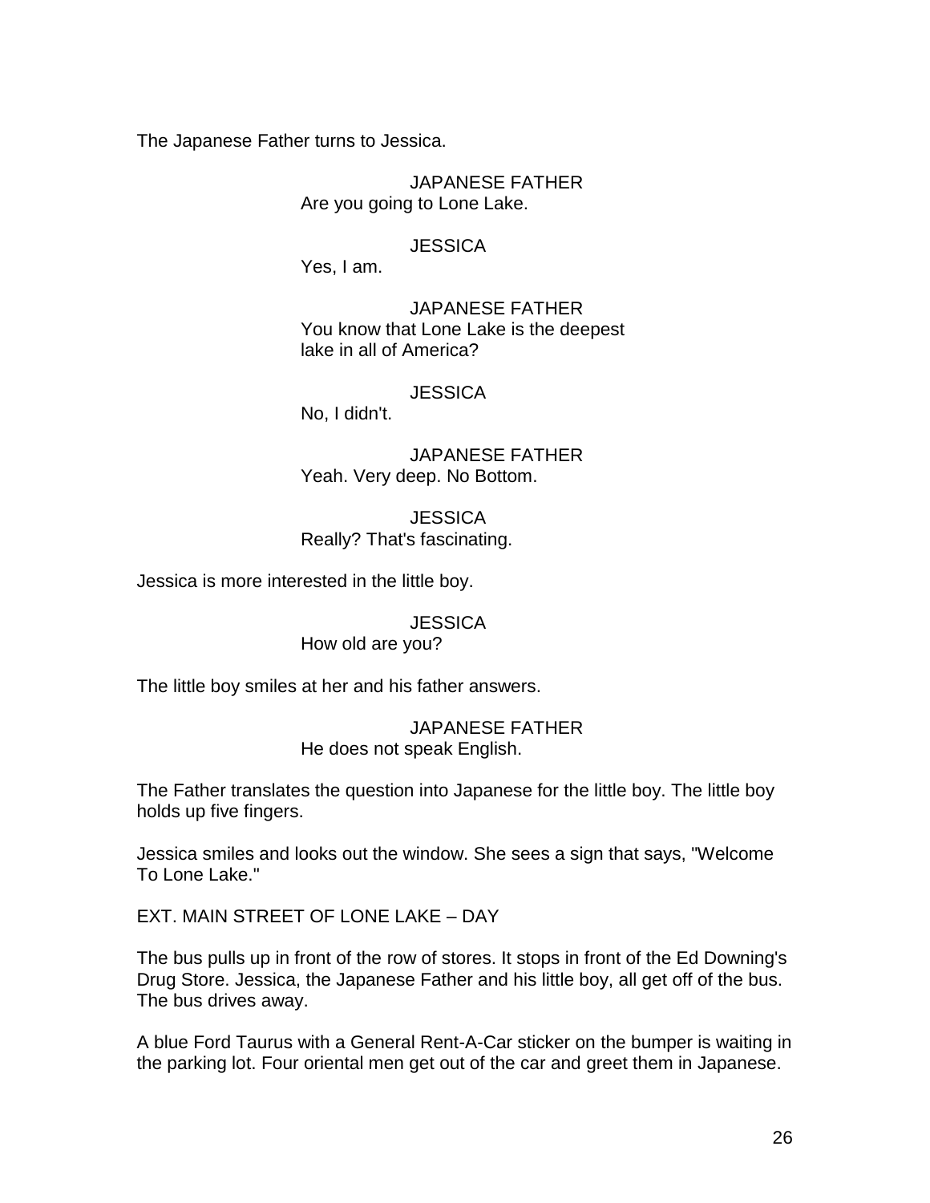The Japanese Father turns to Jessica.

JAPANESE FATHER
Are you going to Lone Lake.

JESSICA
Yes, I am.

JAPANESE FATHER
You know that Lone Lake is the deepest lake in all of America?

JESSICA
No, I didn't.

JAPANESE FATHER
Yeah. Very deep. No Bottom.

JESSICA
Really? That's fascinating.

Jessica is more interested in the little boy.

JESSICA
How old are you?

The little boy smiles at her and his father answers.

JAPANESE FATHER
He does not speak English.

The Father translates the question into Japanese for the little boy. The little boy holds up five fingers.

Jessica smiles and looks out the window. She sees a sign that says, "Welcome To Lone Lake."

EXT. MAIN STREET OF LONE LAKE – DAY

The bus pulls up in front of the row of stores. It stops in front of the Ed Downing's Drug Store. Jessica, the Japanese Father and his little boy, all get off of the bus. The bus drives away.

A blue Ford Taurus with a General Rent-A-Car sticker on the bumper is waiting in the parking lot. Four oriental men get out of the car and greet them in Japanese.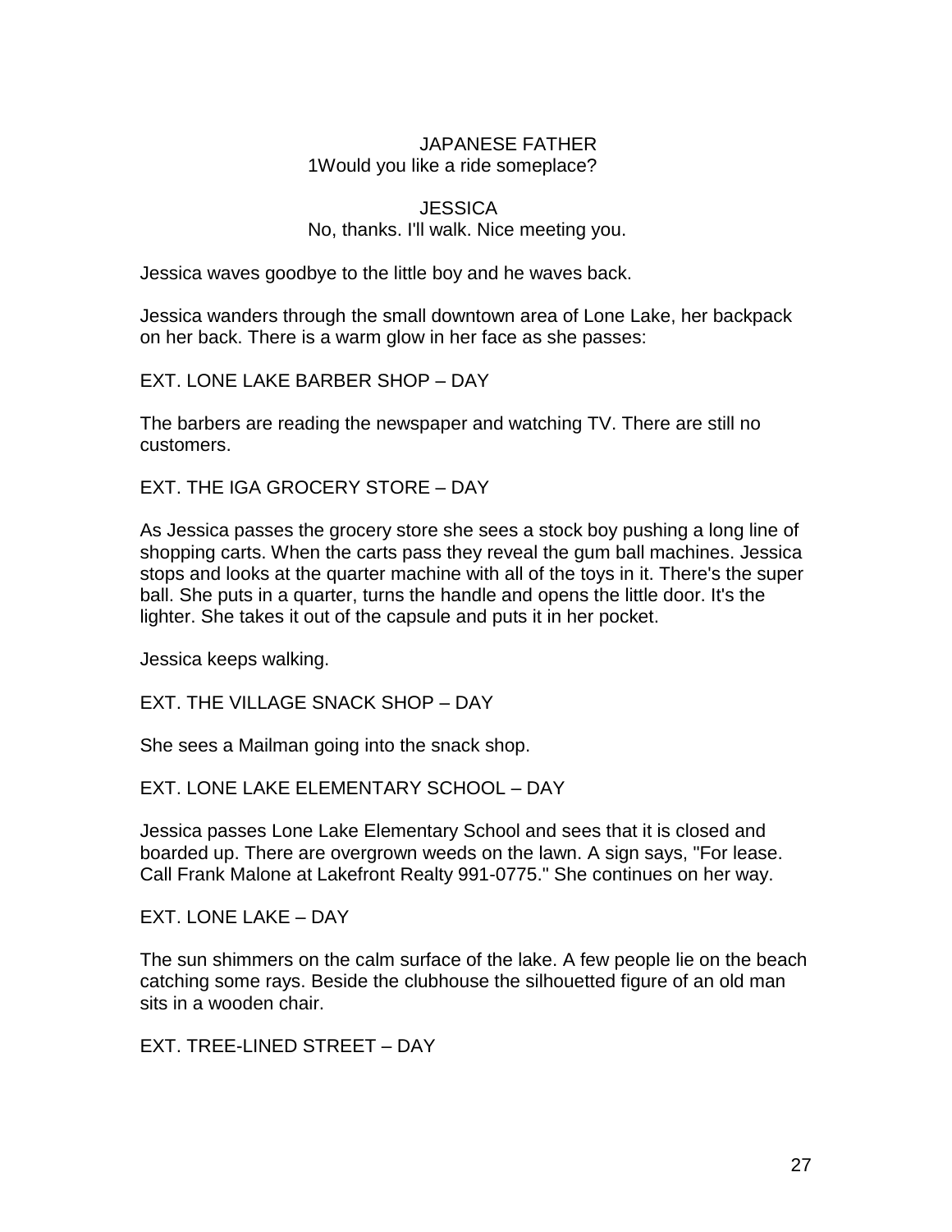JAPANESE FATHER
1Would you like a ride someplace?

JESSICA
No, thanks. I'll walk. Nice meeting you.

Jessica waves goodbye to the little boy and he waves back.

Jessica wanders through the small downtown area of Lone Lake, her backpack on her back. There is a warm glow in her face as she passes:

EXT. LONE LAKE BARBER SHOP – DAY

The barbers are reading the newspaper and watching TV. There are still no customers.

EXT. THE IGA GROCERY STORE – DAY

As Jessica passes the grocery store she sees a stock boy pushing a long line of shopping carts. When the carts pass they reveal the gum ball machines. Jessica stops and looks at the quarter machine with all of the toys in it. There's the super ball. She puts in a quarter, turns the handle and opens the little door. It's the lighter. She takes it out of the capsule and puts it in her pocket.

Jessica keeps walking.

EXT. THE VILLAGE SNACK SHOP – DAY

She sees a Mailman going into the snack shop.

EXT. LONE LAKE ELEMENTARY SCHOOL – DAY

Jessica passes Lone Lake Elementary School and sees that it is closed and boarded up. There are overgrown weeds on the lawn. A sign says, "For lease. Call Frank Malone at Lakefront Realty 991-0775." She continues on her way.

EXT. LONE LAKE – DAY

The sun shimmers on the calm surface of the lake. A few people lie on the beach catching some rays. Beside the clubhouse the silhouetted figure of an old man sits in a wooden chair.

EXT. TREE-LINED STREET – DAY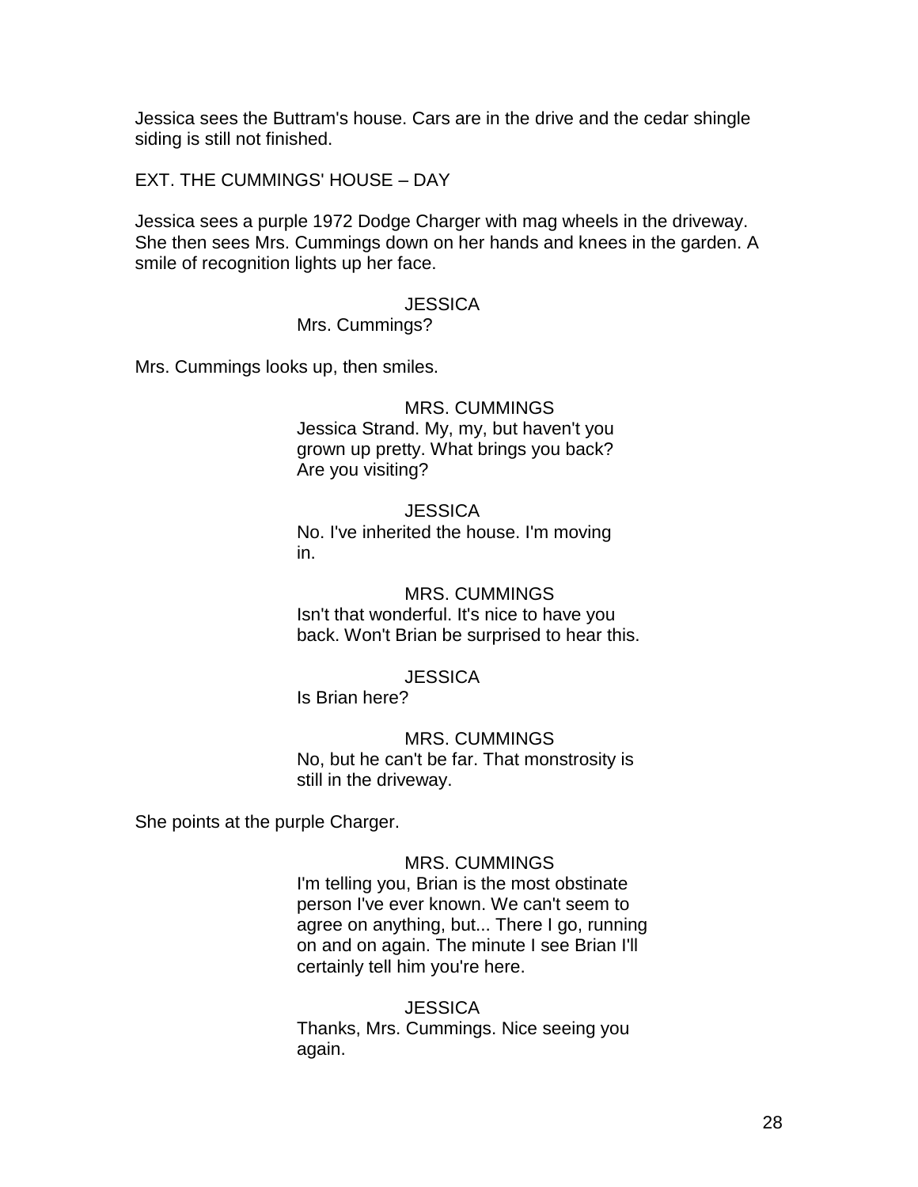Jessica sees the Buttram's house. Cars are in the drive and the cedar shingle siding is still not finished.

EXT. THE CUMMINGS' HOUSE – DAY

Jessica sees a purple 1972 Dodge Charger with mag wheels in the driveway. She then sees Mrs. Cummings down on her hands and knees in the garden. A smile of recognition lights up her face.

JESSICA
Mrs. Cummings?

Mrs. Cummings looks up, then smiles.

MRS. CUMMINGS
Jessica Strand. My, my, but haven't you grown up pretty. What brings you back? Are you visiting?

JESSICA
No. I've inherited the house. I'm moving in.

MRS. CUMMINGS
Isn't that wonderful. It's nice to have you back. Won't Brian be surprised to hear this.

JESSICA
Is Brian here?

MRS. CUMMINGS
No, but he can't be far. That monstrosity is still in the driveway.

She points at the purple Charger.

MRS. CUMMINGS
I'm telling you, Brian is the most obstinate person I've ever known. We can't seem to agree on anything, but... There I go, running on and on again. The minute I see Brian I'll certainly tell him you're here.

JESSICA
Thanks, Mrs. Cummings. Nice seeing you again.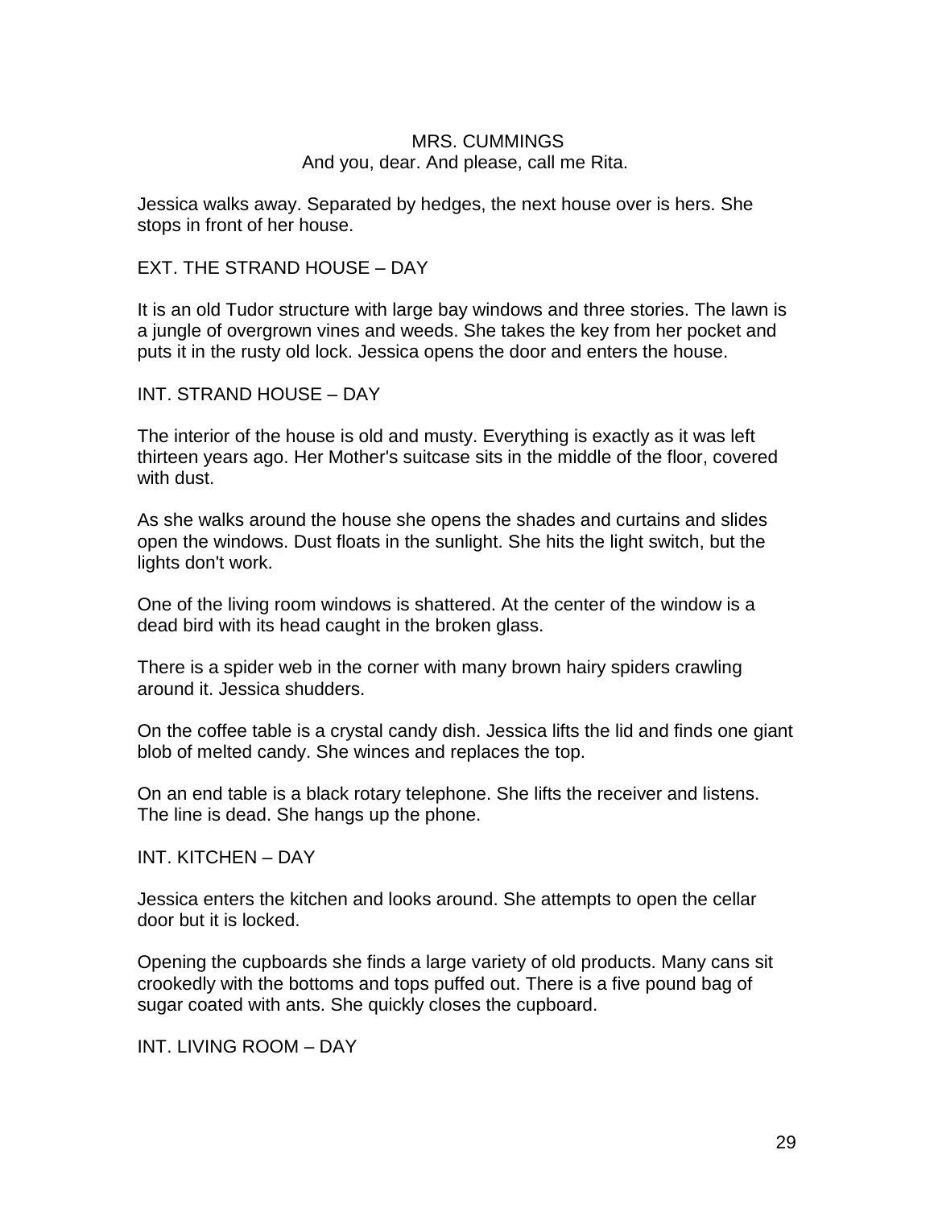MRS. CUMMINGS
And you, dear. And please, call me Rita.

Jessica walks away. Separated by hedges, the next house over is hers. She stops in front of her house.

EXT. THE STRAND HOUSE – DAY

It is an old Tudor structure with large bay windows and three stories. The lawn is a jungle of overgrown vines and weeds. She takes the key from her pocket and puts it in the rusty old lock. Jessica opens the door and enters the house.

INT. STRAND HOUSE – DAY

The interior of the house is old and musty. Everything is exactly as it was left thirteen years ago. Her Mother's suitcase sits in the middle of the floor, covered with dust.

As she walks around the house she opens the shades and curtains and slides open the windows. Dust floats in the sunlight. She hits the light switch, but the lights don't work.

One of the living room windows is shattered. At the center of the window is a dead bird with its head caught in the broken glass.

There is a spider web in the corner with many brown hairy spiders crawling around it. Jessica shudders.

On the coffee table is a crystal candy dish. Jessica lifts the lid and finds one giant blob of melted candy. She winces and replaces the top.

On an end table is a black rotary telephone. She lifts the receiver and listens. The line is dead. She hangs up the phone.

INT. KITCHEN – DAY

Jessica enters the kitchen and looks around. She attempts to open the cellar door but it is locked.

Opening the cupboards she finds a large variety of old products. Many cans sit crookedly with the bottoms and tops puffed out. There is a five pound bag of sugar coated with ants. She quickly closes the cupboard.

INT. LIVING ROOM – DAY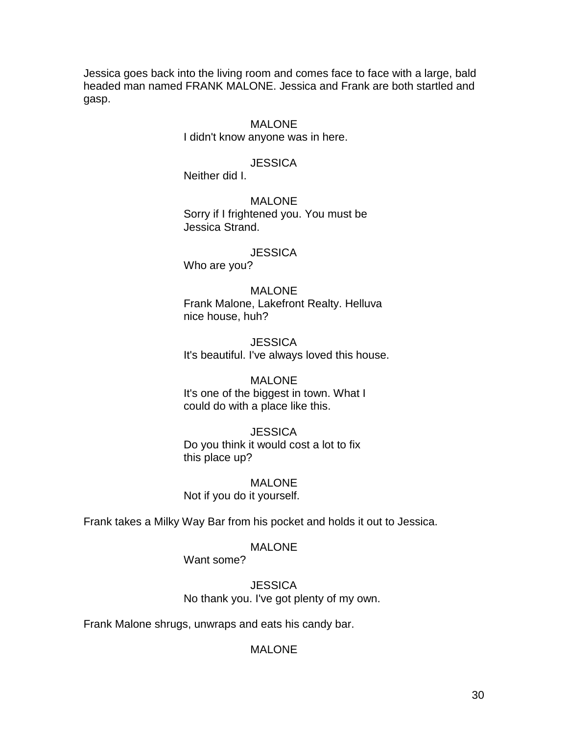Jessica goes back into the living room and comes face to face with a large, bald headed man named FRANK MALONE. Jessica and Frank are both startled and gasp.

MALONE
I didn't know anyone was in here.

JESSICA
Neither did I.

MALONE
Sorry if I frightened you. You must be Jessica Strand.

JESSICA
Who are you?

MALONE
Frank Malone, Lakefront Realty. Helluva nice house, huh?

JESSICA
It's beautiful. I've always loved this house.

MALONE
It's one of the biggest in town. What I could do with a place like this.

JESSICA
Do you think it would cost a lot to fix this place up?

MALONE
Not if you do it yourself.

Frank takes a Milky Way Bar from his pocket and holds it out to Jessica.

MALONE
Want some?

JESSICA
No thank you. I've got plenty of my own.

Frank Malone shrugs, unwraps and eats his candy bar.

MALONE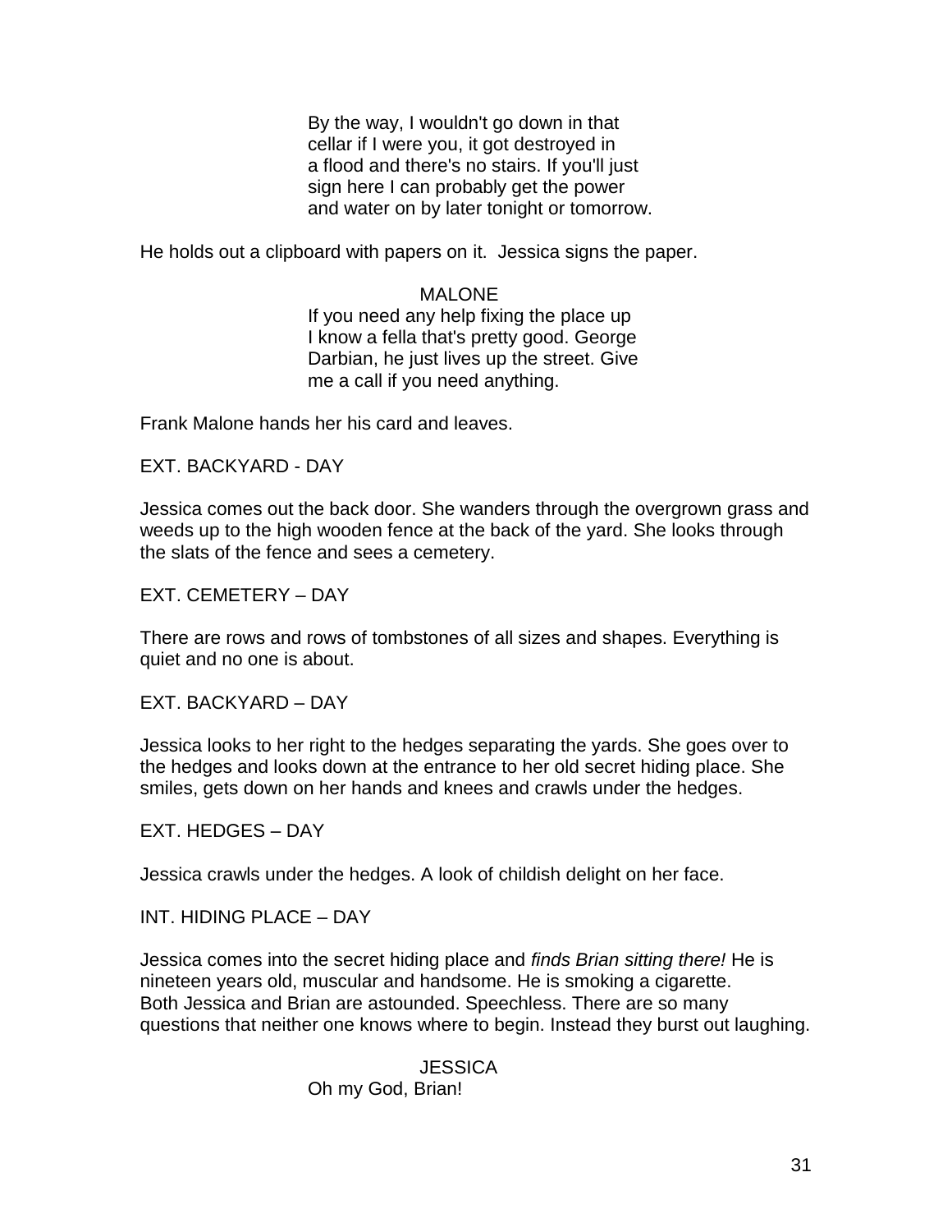By the way, I wouldn't go down in that cellar if I were you, it got destroyed in a flood and there's no stairs. If you'll just sign here I can probably get the power and water on by later tonight or tomorrow.

He holds out a clipboard with papers on it. Jessica signs the paper.

MALONE

If you need any help fixing the place up I know a fella that's pretty good. George Darbian, he just lives up the street. Give me a call if you need anything.

Frank Malone hands her his card and leaves.

EXT. BACKYARD - DAY

Jessica comes out the back door. She wanders through the overgrown grass and weeds up to the high wooden fence at the back of the yard. She looks through the slats of the fence and sees a cemetery.

EXT. CEMETERY – DAY

There are rows and rows of tombstones of all sizes and shapes. Everything is quiet and no one is about.

EXT. BACKYARD – DAY

Jessica looks to her right to the hedges separating the yards. She goes over to the hedges and looks down at the entrance to her old secret hiding place. She smiles, gets down on her hands and knees and crawls under the hedges.

EXT. HEDGES – DAY

Jessica crawls under the hedges. A look of childish delight on her face.

INT. HIDING PLACE – DAY

Jessica comes into the secret hiding place and *finds Brian sitting there!* He is nineteen years old, muscular and handsome. He is smoking a cigarette. Both Jessica and Brian are astounded. Speechless. There are so many questions that neither one knows where to begin. Instead they burst out laughing.

JESSICA

Oh my God, Brian!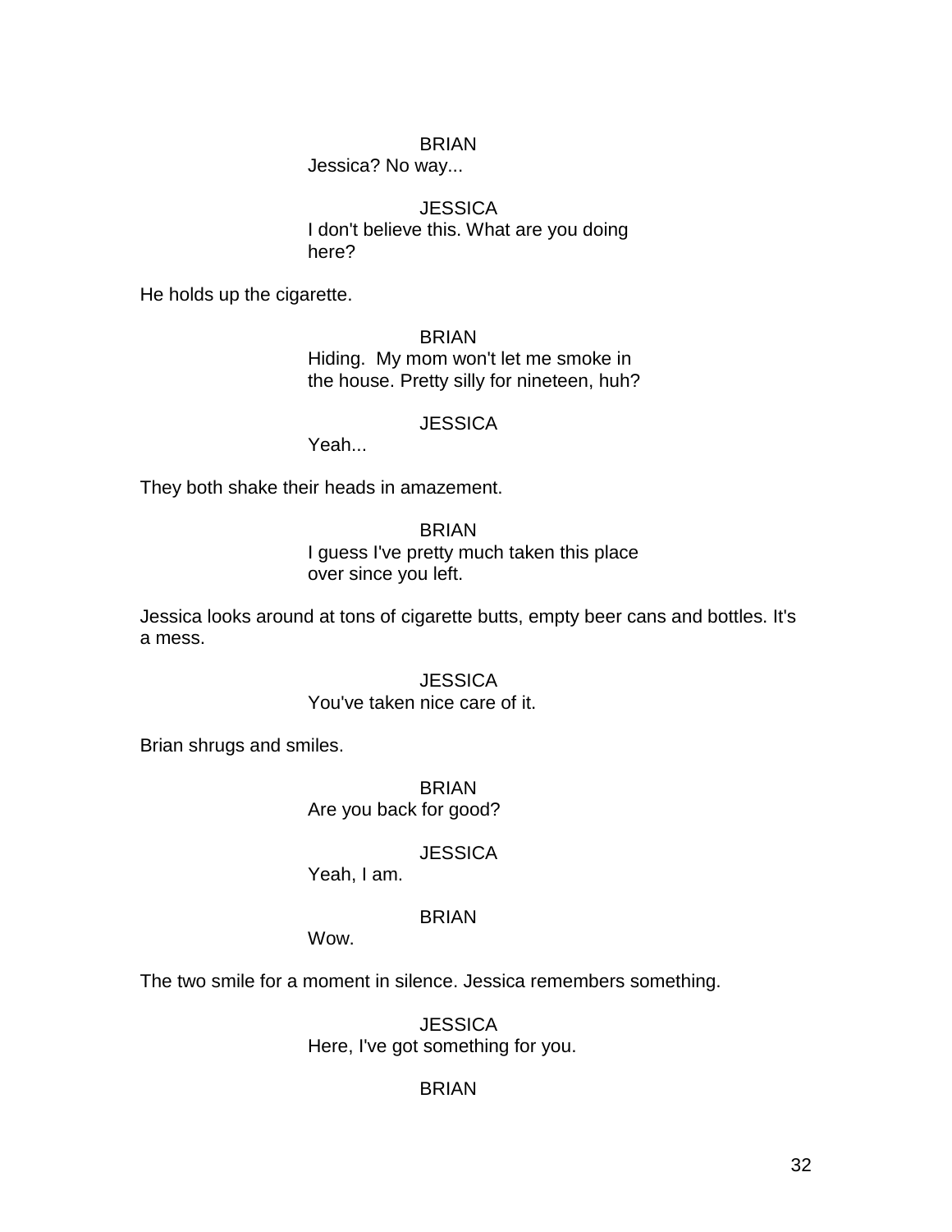BRIAN
Jessica? No way...

JESSICA
I don't believe this. What are you doing here?

He holds up the cigarette.

BRIAN
Hiding.  My mom won't let me smoke in the house. Pretty silly for nineteen, huh?

JESSICA
Yeah...

They both shake their heads in amazement.

BRIAN
I guess I've pretty much taken this place over since you left.

Jessica looks around at tons of cigarette butts, empty beer cans and bottles. It's a mess.

JESSICA
You've taken nice care of it.

Brian shrugs and smiles.

BRIAN
Are you back for good?

JESSICA
Yeah, I am.

BRIAN
Wow.

The two smile for a moment in silence. Jessica remembers something.

JESSICA
Here, I've got something for you.

BRIAN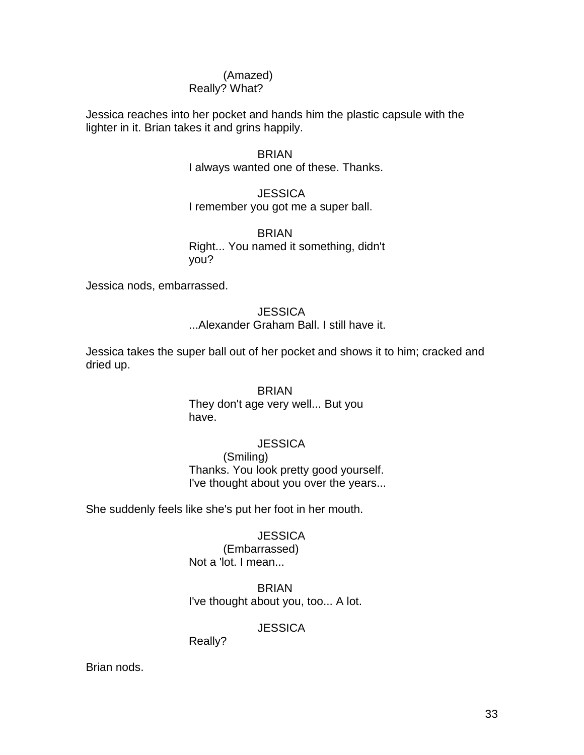(Amazed)
Really? What?

Jessica reaches into her pocket and hands him the plastic capsule with the lighter in it. Brian takes it and grins happily.

BRIAN
I always wanted one of these. Thanks.

JESSICA
I remember you got me a super ball.

BRIAN
Right... You named it something, didn't you?

Jessica nods, embarrassed.

JESSICA
...Alexander Graham Ball. I still have it.

Jessica takes the super ball out of her pocket and shows it to him; cracked and dried up.

BRIAN
They don't age very well... But you have.

JESSICA
(Smiling)
Thanks. You look pretty good yourself. I've thought about you over the years...

She suddenly feels like she's put her foot in her mouth.

JESSICA
(Embarrassed)
Not a 'lot. I mean...

BRIAN
I've thought about you, too... A lot.

JESSICA
Really?

Brian nods.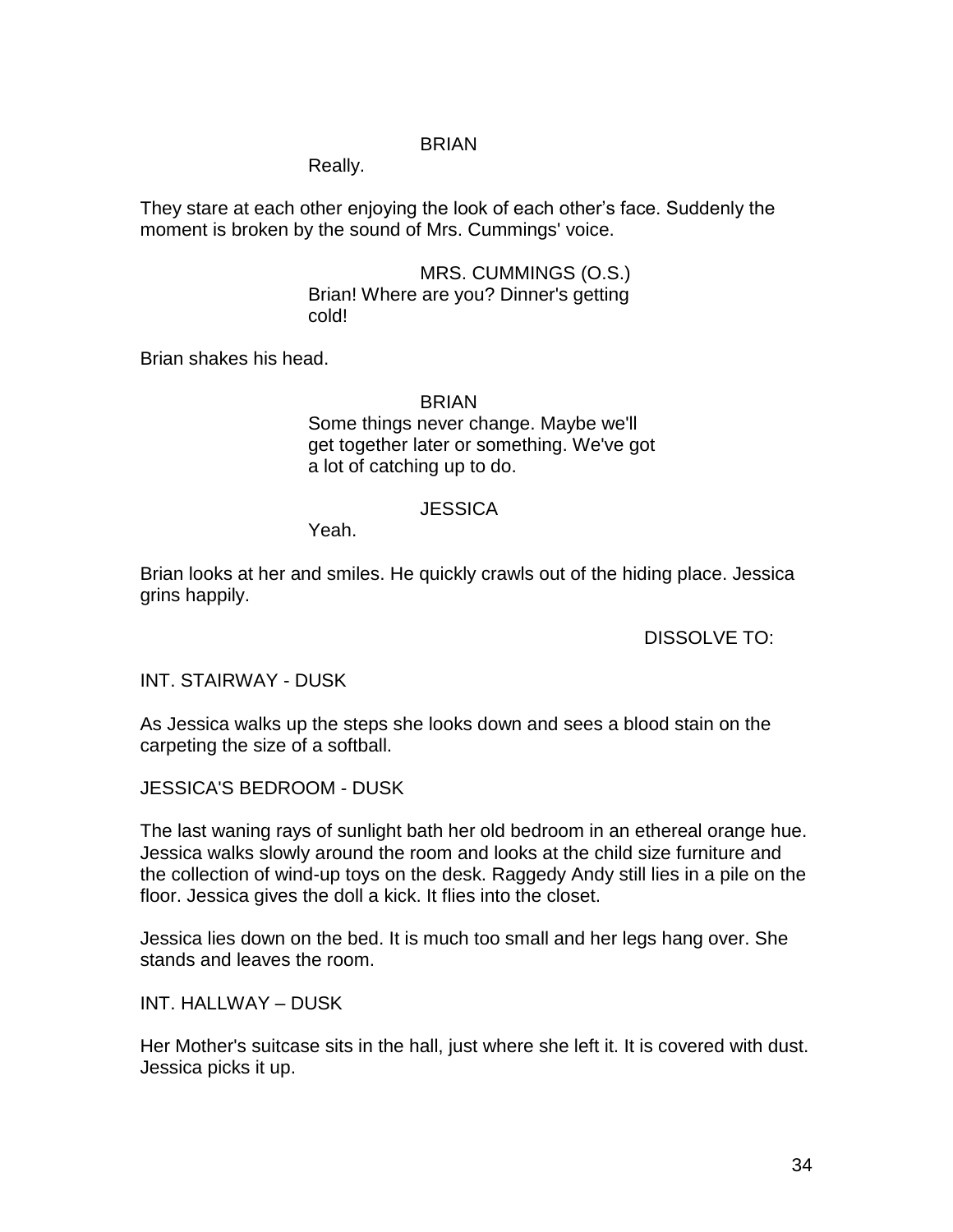BRIAN

Really.

They stare at each other enjoying the look of each other's face. Suddenly the moment is broken by the sound of Mrs. Cummings' voice.

MRS. CUMMINGS (O.S.)

Brian! Where are you? Dinner's getting cold!

Brian shakes his head.

BRIAN

Some things never change. Maybe we'll get together later or something. We've got a lot of catching up to do.

JESSICA

Yeah.

Brian looks at her and smiles. He quickly crawls out of the hiding place. Jessica grins happily.

DISSOLVE TO:

INT. STAIRWAY - DUSK

As Jessica walks up the steps she looks down and sees a blood stain on the carpeting the size of a softball.

JESSICA'S BEDROOM - DUSK

The last waning rays of sunlight bath her old bedroom in an ethereal orange hue. Jessica walks slowly around the room and looks at the child size furniture and the collection of wind-up toys on the desk. Raggedy Andy still lies in a pile on the floor. Jessica gives the doll a kick. It flies into the closet.

Jessica lies down on the bed. It is much too small and her legs hang over. She stands and leaves the room.

INT. HALLWAY – DUSK

Her Mother's suitcase sits in the hall, just where she left it. It is covered with dust. Jessica picks it up.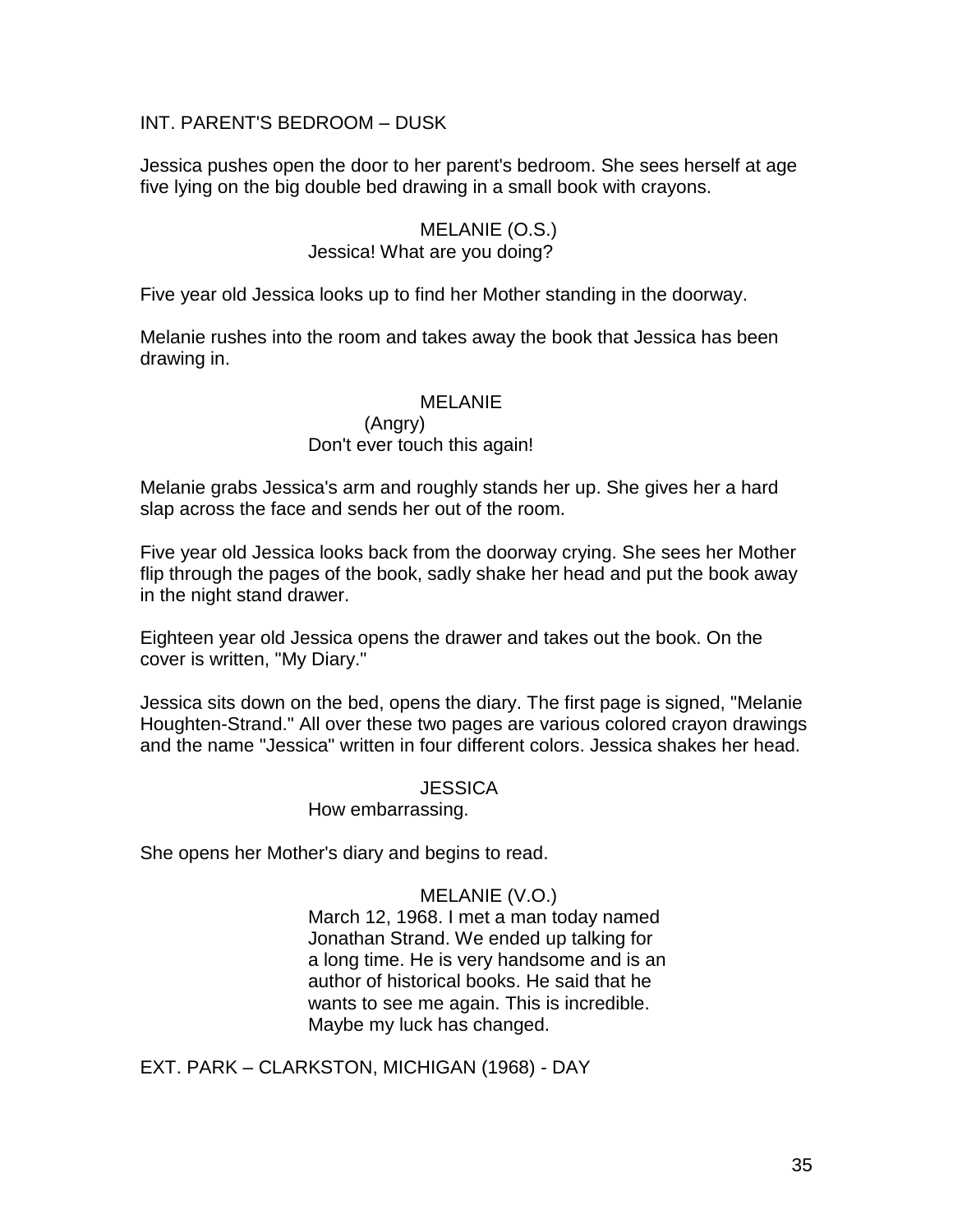INT. PARENT'S BEDROOM – DUSK

Jessica pushes open the door to her parent's bedroom. She sees herself at age five lying on the big double bed drawing in a small book with crayons.

MELANIE (O.S.)
Jessica! What are you doing?

Five year old Jessica looks up to find her Mother standing in the doorway.

Melanie rushes into the room and takes away the book that Jessica has been drawing in.

MELANIE
(Angry)
Don't ever touch this again!

Melanie grabs Jessica's arm and roughly stands her up. She gives her a hard slap across the face and sends her out of the room.

Five year old Jessica looks back from the doorway crying. She sees her Mother flip through the pages of the book, sadly shake her head and put the book away in the night stand drawer.

Eighteen year old Jessica opens the drawer and takes out the book. On the cover is written, "My Diary."

Jessica sits down on the bed, opens the diary. The first page is signed, "Melanie Houghten-Strand." All over these two pages are various colored crayon drawings and the name "Jessica" written in four different colors. Jessica shakes her head.

JESSICA
How embarrassing.

She opens her Mother's diary and begins to read.

MELANIE (V.O.)
March 12, 1968. I met a man today named Jonathan Strand. We ended up talking for a long time. He is very handsome and is an author of historical books. He said that he wants to see me again. This is incredible. Maybe my luck has changed.

EXT. PARK – CLARKSTON, MICHIGAN (1968) - DAY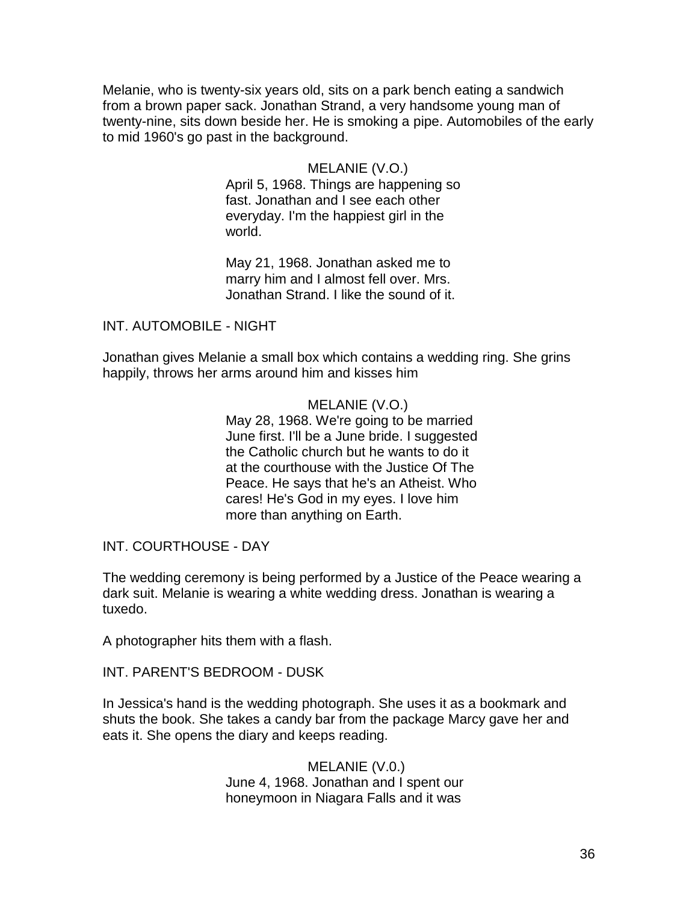Melanie, who is twenty-six years old, sits on a park bench eating a sandwich from a brown paper sack. Jonathan Strand, a very handsome young man of twenty-nine, sits down beside her. He is smoking a pipe. Automobiles of the early to mid 1960's go past in the background.

MELANIE (V.O.)
April 5, 1968. Things are happening so fast. Jonathan and I see each other everyday. I'm the happiest girl in the world.

May 21, 1968. Jonathan asked me to marry him and I almost fell over. Mrs. Jonathan Strand. I like the sound of it.

INT. AUTOMOBILE - NIGHT

Jonathan gives Melanie a small box which contains a wedding ring. She grins happily, throws her arms around him and kisses him

MELANIE (V.O.)
May 28, 1968. We're going to be married June first. I'll be a June bride. I suggested the Catholic church but he wants to do it at the courthouse with the Justice Of The Peace. He says that he's an Atheist. Who cares! He's God in my eyes. I love him more than anything on Earth.

INT. COURTHOUSE - DAY

The wedding ceremony is being performed by a Justice of the Peace wearing a dark suit. Melanie is wearing a white wedding dress. Jonathan is wearing a tuxedo.

A photographer hits them with a flash.

INT. PARENT'S BEDROOM - DUSK

In Jessica's hand is the wedding photograph. She uses it as a bookmark and shuts the book. She takes a candy bar from the package Marcy gave her and eats it. She opens the diary and keeps reading.

MELANIE (V.0.)
June 4, 1968. Jonathan and I spent our honeymoon in Niagara Falls and it was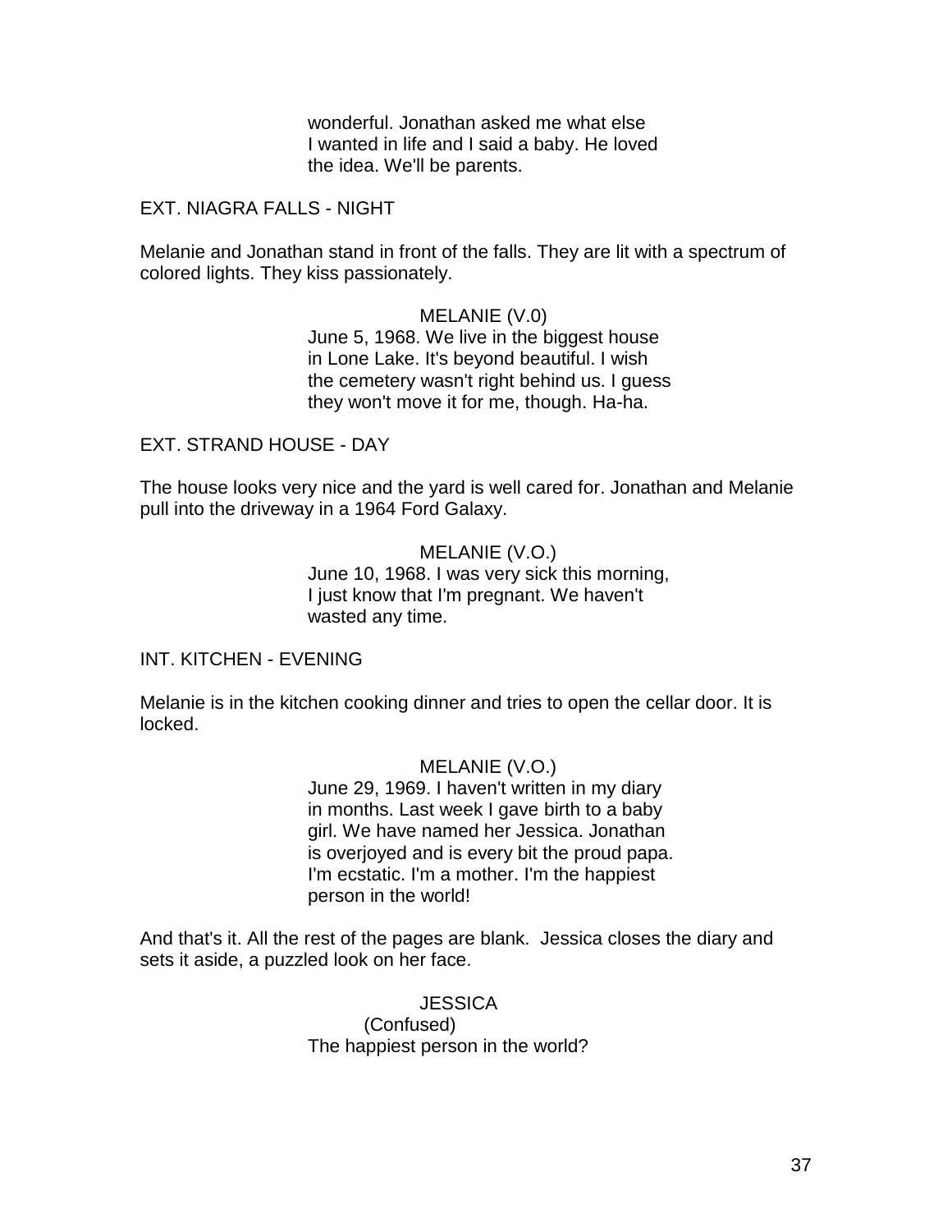wonderful. Jonathan asked me what else I wanted in life and I said a baby. He loved the idea. We'll be parents.

EXT. NIAGRA FALLS - NIGHT

Melanie and Jonathan stand in front of the falls. They are lit with a spectrum of colored lights. They kiss passionately.

MELANIE (V.0)
June 5, 1968. We live in the biggest house in Lone Lake. It's beyond beautiful. I wish the cemetery wasn't right behind us. I guess they won't move it for me, though. Ha-ha.

EXT. STRAND HOUSE - DAY

The house looks very nice and the yard is well cared for. Jonathan and Melanie pull into the driveway in a 1964 Ford Galaxy.

MELANIE (V.O.)
June 10, 1968. I was very sick this morning, I just know that I'm pregnant. We haven't wasted any time.

INT. KITCHEN - EVENING

Melanie is in the kitchen cooking dinner and tries to open the cellar door. It is locked.

MELANIE (V.O.)
June 29, 1969. I haven't written in my diary in months. Last week I gave birth to a baby girl. We have named her Jessica. Jonathan is overjoyed and is every bit the proud papa. I'm ecstatic. I'm a mother. I'm the happiest person in the world!

And that's it. All the rest of the pages are blank. Jessica closes the diary and sets it aside, a puzzled look on her face.

JESSICA
(Confused)
The happiest person in the world?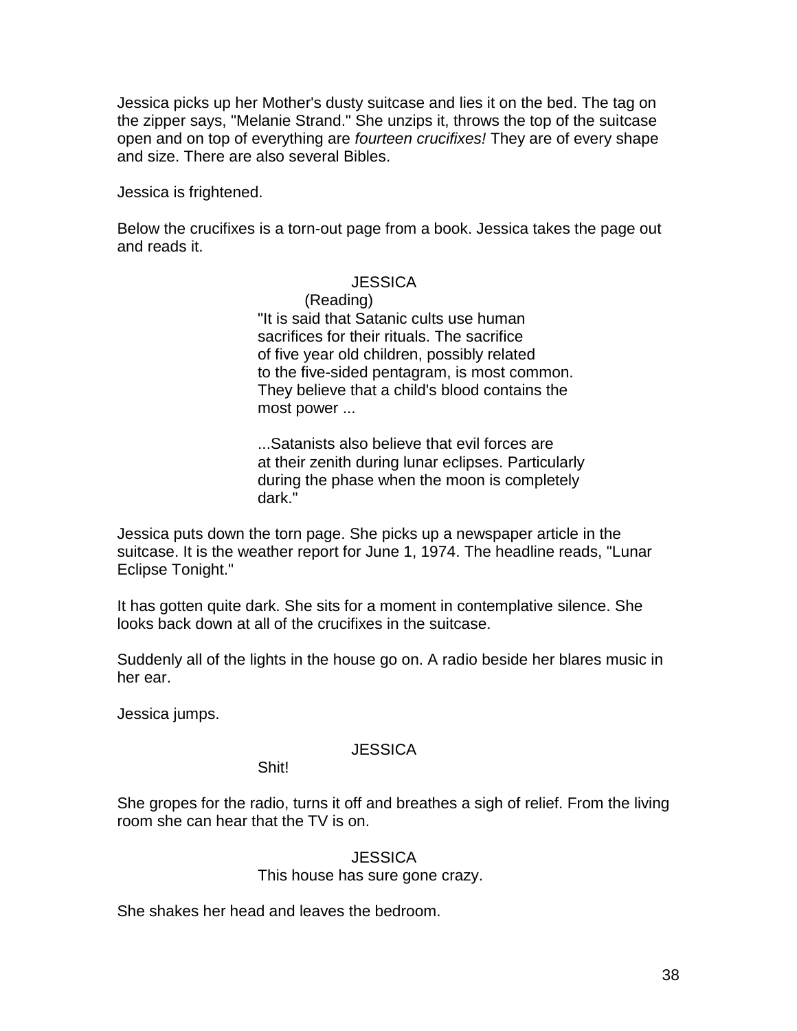Jessica picks up her Mother's dusty suitcase and lies it on the bed. The tag on the zipper says, "Melanie Strand." She unzips it, throws the top of the suitcase open and on top of everything are *fourteen crucifixes!* They are of every shape and size. There are also several Bibles.

Jessica is frightened.

Below the crucifixes is a torn-out page from a book. Jessica takes the page out and reads it.

JESSICA
(Reading)
"It is said that Satanic cults use human sacrifices for their rituals. The sacrifice of five year old children, possibly related to the five-sided pentagram, is most common. They believe that a child's blood contains the most power ...

...Satanists also believe that evil forces are at their zenith during lunar eclipses. Particularly during the phase when the moon is completely dark."

Jessica puts down the torn page. She picks up a newspaper article in the suitcase. It is the weather report for June 1, 1974. The headline reads, "Lunar Eclipse Tonight."

It has gotten quite dark. She sits for a moment in contemplative silence. She looks back down at all of the crucifixes in the suitcase.

Suddenly all of the lights in the house go on. A radio beside her blares music in her ear.

Jessica jumps.

JESSICA
Shit!

She gropes for the radio, turns it off and breathes a sigh of relief. From the living room she can hear that the TV is on.

JESSICA
This house has sure gone crazy.

She shakes her head and leaves the bedroom.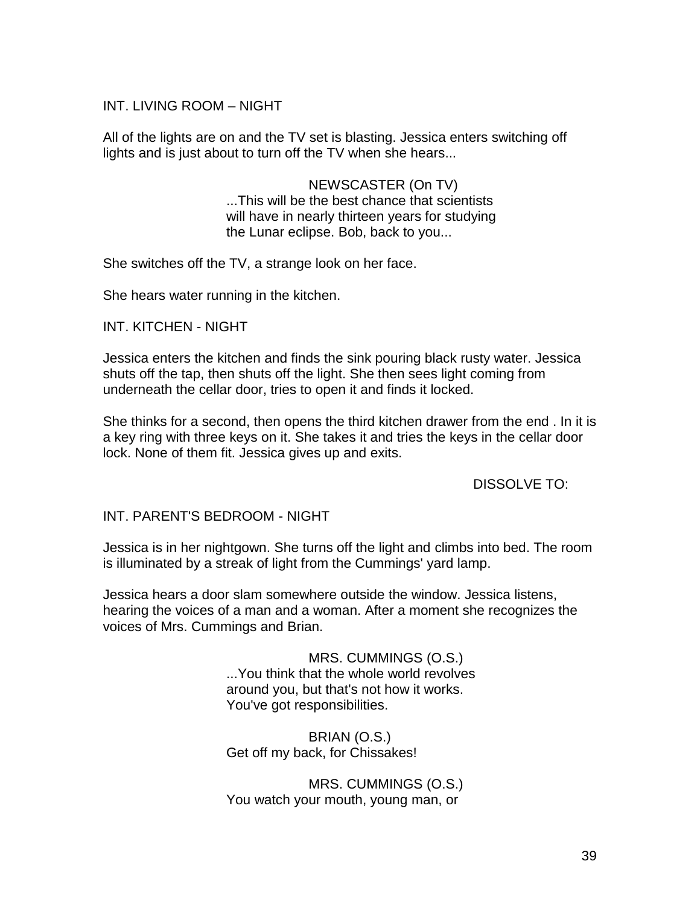INT. LIVING ROOM – NIGHT

All of the lights are on and the TV set is blasting. Jessica enters switching off lights and is just about to turn off the TV when she hears...

NEWSCASTER (On TV)
...This will be the best chance that scientists will have in nearly thirteen years for studying the Lunar eclipse. Bob, back to you...

She switches off the TV, a strange look on her face.

She hears water running in the kitchen.

INT. KITCHEN - NIGHT

Jessica enters the kitchen and finds the sink pouring black rusty water. Jessica shuts off the tap, then shuts off the light. She then sees light coming from underneath the cellar door, tries to open it and finds it locked.

She thinks for a second, then opens the third kitchen drawer from the end . In it is a key ring with three keys on it. She takes it and tries the keys in the cellar door lock. None of them fit. Jessica gives up and exits.

DISSOLVE TO:

INT. PARENT'S BEDROOM - NIGHT

Jessica is in her nightgown. She turns off the light and climbs into bed. The room is illuminated by a streak of light from the Cummings' yard lamp.

Jessica hears a door slam somewhere outside the window. Jessica listens, hearing the voices of a man and a woman. After a moment she recognizes the voices of Mrs. Cummings and Brian.

MRS. CUMMINGS (O.S.)
...You think that the whole world revolves around you, but that's not how it works. You've got responsibilities.

BRIAN (O.S.)
Get off my back, for Chissakes!

MRS. CUMMINGS (O.S.)
You watch your mouth, young man, or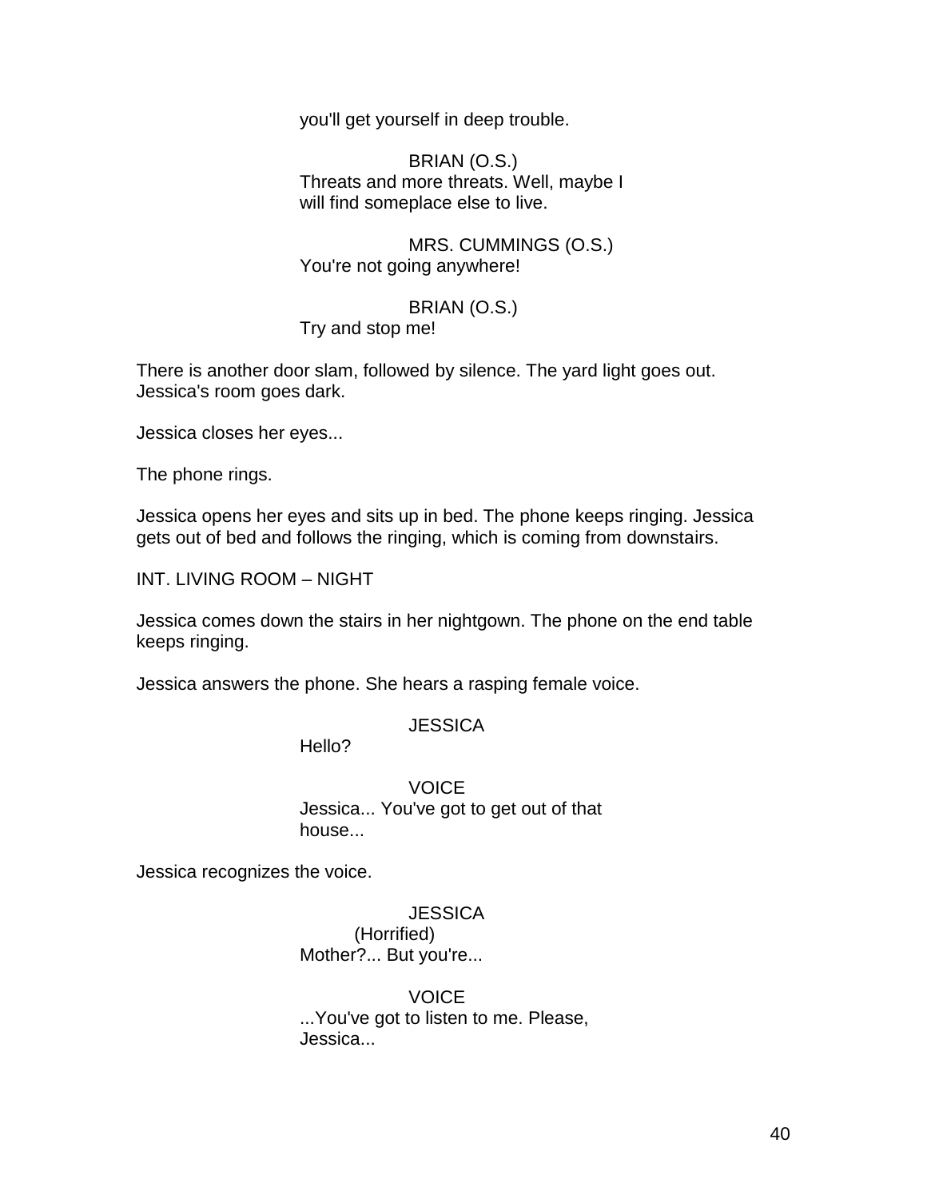you'll get yourself in deep trouble.

BRIAN (O.S.)
Threats and more threats. Well, maybe I will find someplace else to live.

MRS. CUMMINGS (O.S.)
You're not going anywhere!

BRIAN (O.S.)
Try and stop me!

There is another door slam, followed by silence. The yard light goes out. Jessica's room goes dark.

Jessica closes her eyes...

The phone rings.

Jessica opens her eyes and sits up in bed. The phone keeps ringing. Jessica gets out of bed and follows the ringing, which is coming from downstairs.

INT. LIVING ROOM – NIGHT

Jessica comes down the stairs in her nightgown. The phone on the end table keeps ringing.

Jessica answers the phone. She hears a rasping female voice.

JESSICA
Hello?

VOICE
Jessica... You've got to get out of that house...

Jessica recognizes the voice.

JESSICA
(Horrified)
Mother?... But you're...

VOICE
...You've got to listen to me. Please, Jessica...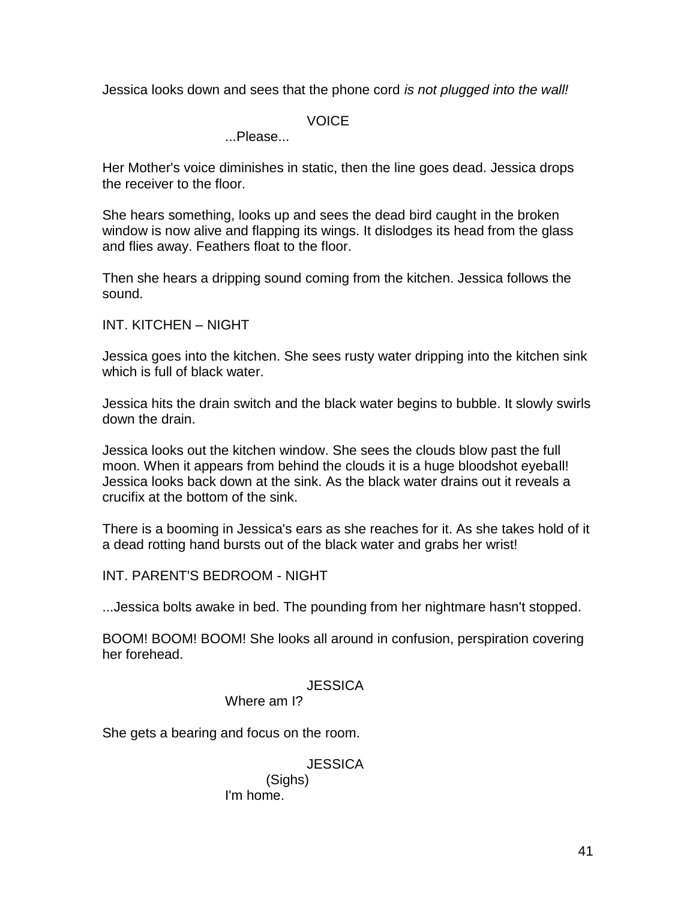Jessica looks down and sees that the phone cord *is not plugged into the wall!*

VOICE
...Please...

Her Mother's voice diminishes in static, then the line goes dead. Jessica drops the receiver to the floor.

She hears something, looks up and sees the dead bird caught in the broken window is now alive and flapping its wings. It dislodges its head from the glass and flies away. Feathers float to the floor.

Then she hears a dripping sound coming from the kitchen. Jessica follows the sound.

INT. KITCHEN – NIGHT

Jessica goes into the kitchen. She sees rusty water dripping into the kitchen sink which is full of black water.

Jessica hits the drain switch and the black water begins to bubble. It slowly swirls down the drain.

Jessica looks out the kitchen window. She sees the clouds blow past the full moon. When it appears from behind the clouds it is a huge bloodshot eyeball! Jessica looks back down at the sink. As the black water drains out it reveals a crucifix at the bottom of the sink.

There is a booming in Jessica's ears as she reaches for it. As she takes hold of it a dead rotting hand bursts out of the black water and grabs her wrist!

INT. PARENT'S BEDROOM - NIGHT

...Jessica bolts awake in bed. The pounding from her nightmare hasn't stopped.

BOOM! BOOM! BOOM! She looks all around in confusion, perspiration covering her forehead.

JESSICA
Where am I?

She gets a bearing and focus on the room.

JESSICA
(Sighs)
I'm home.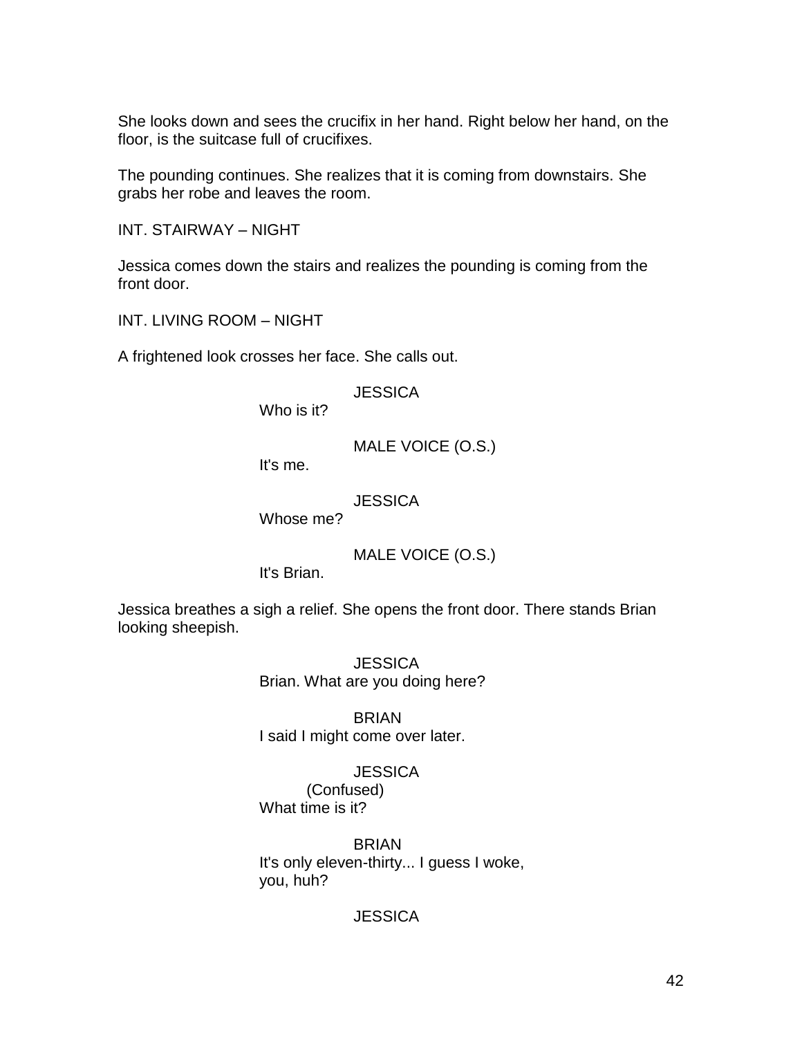She looks down and sees the crucifix in her hand. Right below her hand, on the floor, is the suitcase full of crucifixes.

The pounding continues. She realizes that it is coming from downstairs. She grabs her robe and leaves the room.

INT. STAIRWAY – NIGHT

Jessica comes down the stairs and realizes the pounding is coming from the front door.

INT. LIVING ROOM – NIGHT

A frightened look crosses her face. She calls out.

JESSICA
Who is it?

MALE VOICE (O.S.)
It's me.

JESSICA
Whose me?

MALE VOICE (O.S.)
It's Brian.

Jessica breathes a sigh a relief. She opens the front door. There stands Brian looking sheepish.

JESSICA
Brian. What are you doing here?

BRIAN
I said I might come over later.

JESSICA
(Confused)
What time is it?

BRIAN
It's only eleven-thirty... I guess I woke, you, huh?

JESSICA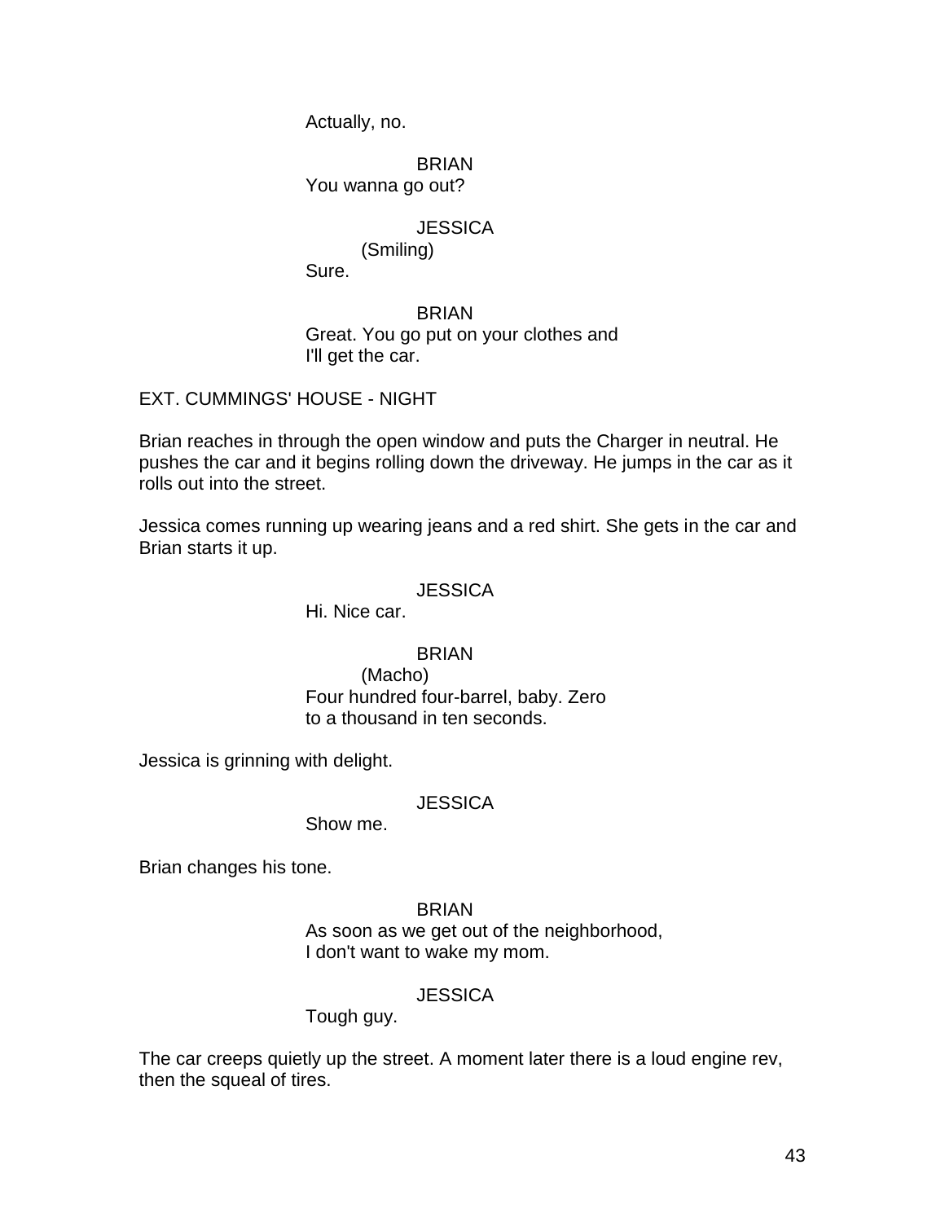Actually, no.

BRIAN
You wanna go out?

JESSICA
(Smiling)
Sure.

BRIAN
Great. You go put on your clothes and
I'll get the car.

EXT. CUMMINGS' HOUSE - NIGHT

Brian reaches in through the open window and puts the Charger in neutral. He pushes the car and it begins rolling down the driveway. He jumps in the car as it rolls out into the street.

Jessica comes running up wearing jeans and a red shirt. She gets in the car and Brian starts it up.

JESSICA
Hi. Nice car.

BRIAN
(Macho)
Four hundred four-barrel, baby. Zero
to a thousand in ten seconds.

Jessica is grinning with delight.

JESSICA
Show me.

Brian changes his tone.

BRIAN
As soon as we get out of the neighborhood,
I don't want to wake my mom.

JESSICA
Tough guy.

The car creeps quietly up the street. A moment later there is a loud engine rev, then the squeal of tires.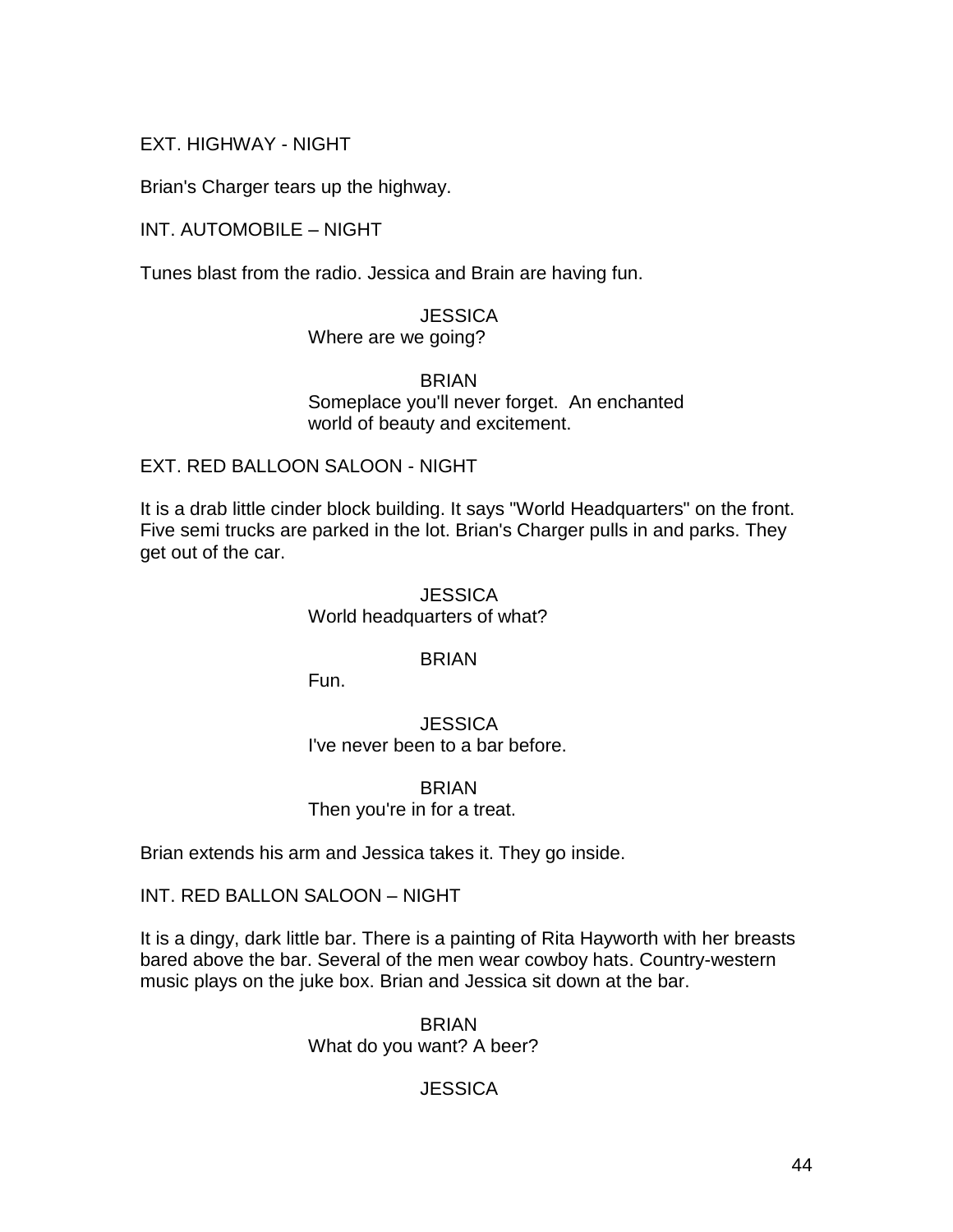EXT. HIGHWAY - NIGHT

Brian's Charger tears up the highway.

INT. AUTOMOBILE – NIGHT

Tunes blast from the radio. Jessica and Brain are having fun.

JESSICA
Where are we going?

BRIAN
Someplace you'll never forget. An enchanted world of beauty and excitement.

EXT. RED BALLOON SALOON - NIGHT

It is a drab little cinder block building. It says "World Headquarters" on the front. Five semi trucks are parked in the lot. Brian's Charger pulls in and parks. They get out of the car.

JESSICA
World headquarters of what?

BRIAN
Fun.

JESSICA
I've never been to a bar before.

BRIAN
Then you're in for a treat.

Brian extends his arm and Jessica takes it. They go inside.

INT. RED BALLON SALOON – NIGHT

It is a dingy, dark little bar. There is a painting of Rita Hayworth with her breasts bared above the bar. Several of the men wear cowboy hats. Country-western music plays on the juke box. Brian and Jessica sit down at the bar.

BRIAN
What do you want? A beer?

JESSICA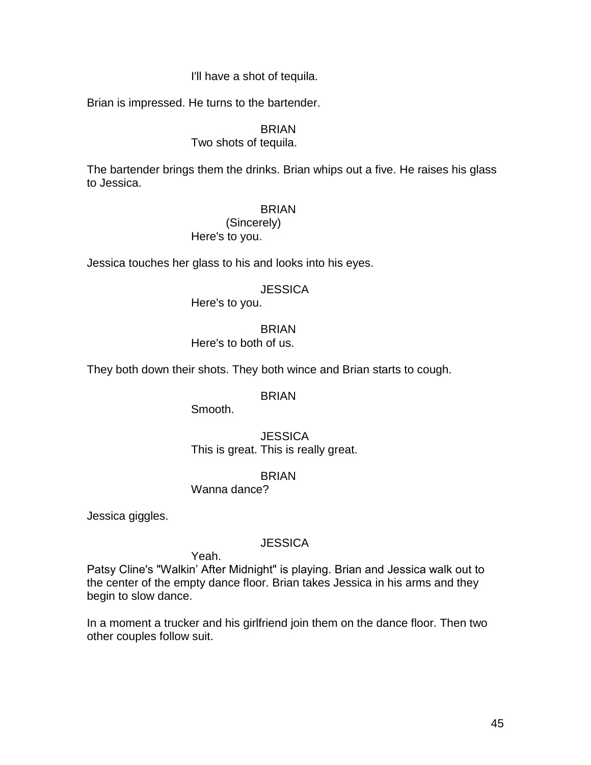I'll have a shot of tequila.

Brian is impressed. He turns to the bartender.

BRIAN
Two shots of tequila.

The bartender brings them the drinks. Brian whips out a five. He raises his glass to Jessica.

BRIAN
(Sincerely)
Here's to you.

Jessica touches her glass to his and looks into his eyes.

JESSICA
Here's to you.

BRIAN
Here's to both of us.

They both down their shots. They both wince and Brian starts to cough.

BRIAN
Smooth.

JESSICA
This is great. This is really great.

BRIAN
Wanna dance?

Jessica giggles.

JESSICA
Yeah.

Patsy Cline's "Walkin' After Midnight" is playing. Brian and Jessica walk out to the center of the empty dance floor. Brian takes Jessica in his arms and they begin to slow dance.

In a moment a trucker and his girlfriend join them on the dance floor. Then two other couples follow suit.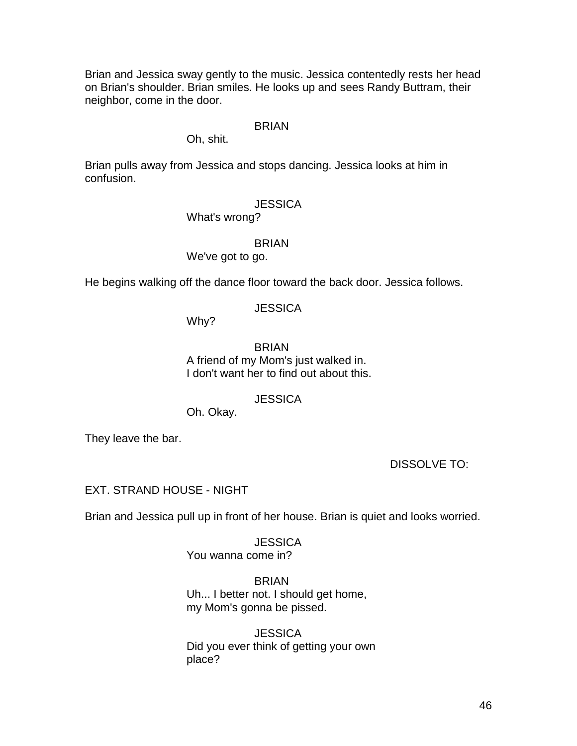Brian and Jessica sway gently to the music. Jessica contentedly rests her head on Brian's shoulder. Brian smiles. He looks up and sees Randy Buttram, their neighbor, come in the door.

BRIAN
Oh, shit.

Brian pulls away from Jessica and stops dancing. Jessica looks at him in confusion.

JESSICA
What's wrong?

BRIAN
We've got to go.

He begins walking off the dance floor toward the back door. Jessica follows.

JESSICA
Why?

BRIAN
A friend of my Mom's just walked in.
I don't want her to find out about this.

JESSICA
Oh. Okay.

They leave the bar.

DISSOLVE TO:

EXT. STRAND HOUSE - NIGHT

Brian and Jessica pull up in front of her house. Brian is quiet and looks worried.

JESSICA
You wanna come in?

BRIAN
Uh... I better not. I should get home,
my Mom's gonna be pissed.

JESSICA
Did you ever think of getting your own
place?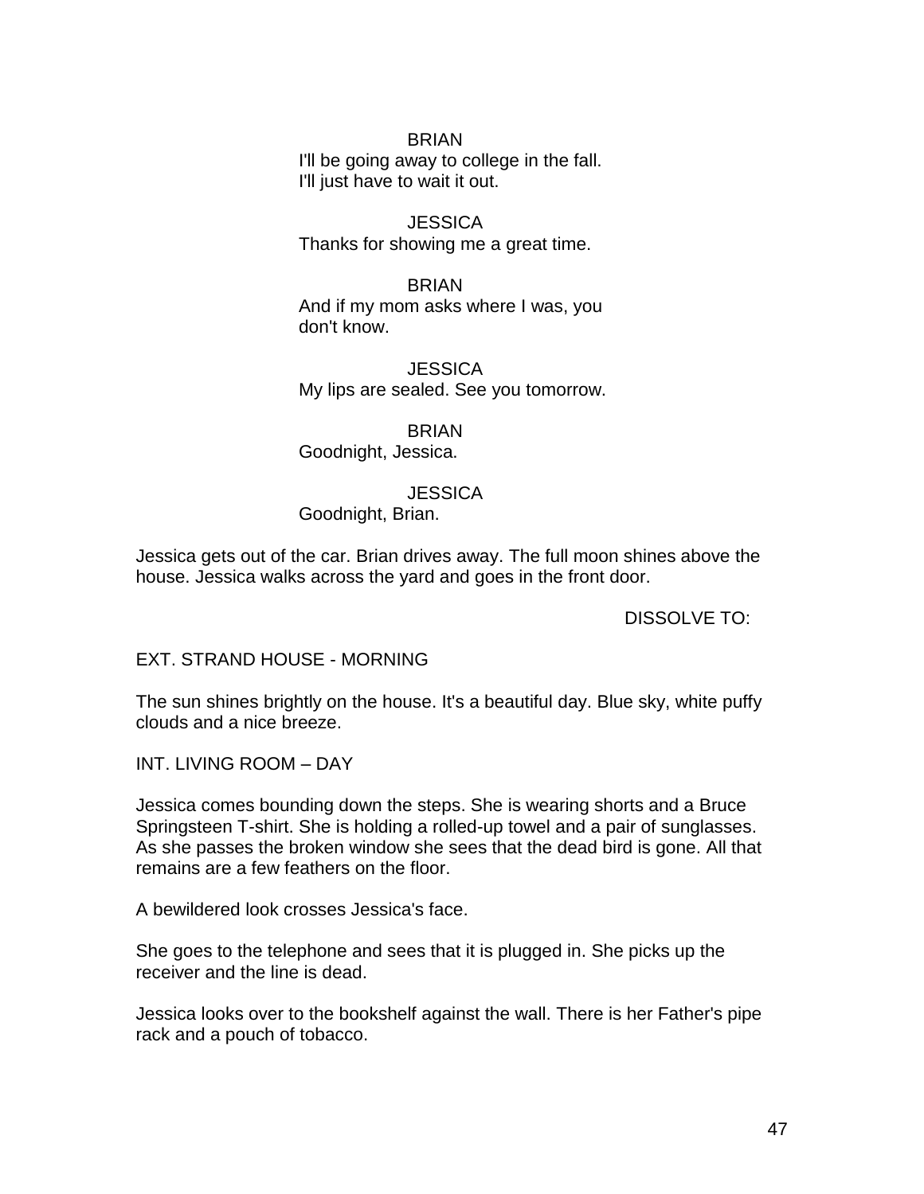BRIAN
I'll be going away to college in the fall.
I'll just have to wait it out.

JESSICA
Thanks for showing me a great time.

BRIAN
And if my mom asks where I was, you
don't know.

JESSICA
My lips are sealed. See you tomorrow.

BRIAN
Goodnight, Jessica.

JESSICA
Goodnight, Brian.

Jessica gets out of the car. Brian drives away. The full moon shines above the house. Jessica walks across the yard and goes in the front door.

DISSOLVE TO:

EXT. STRAND HOUSE - MORNING

The sun shines brightly on the house. It's a beautiful day. Blue sky, white puffy clouds and a nice breeze.

INT. LIVING ROOM – DAY

Jessica comes bounding down the steps. She is wearing shorts and a Bruce Springsteen T-shirt. She is holding a rolled-up towel and a pair of sunglasses. As she passes the broken window she sees that the dead bird is gone. All that remains are a few feathers on the floor.

A bewildered look crosses Jessica's face.

She goes to the telephone and sees that it is plugged in. She picks up the receiver and the line is dead.

Jessica looks over to the bookshelf against the wall. There is her Father's pipe rack and a pouch of tobacco.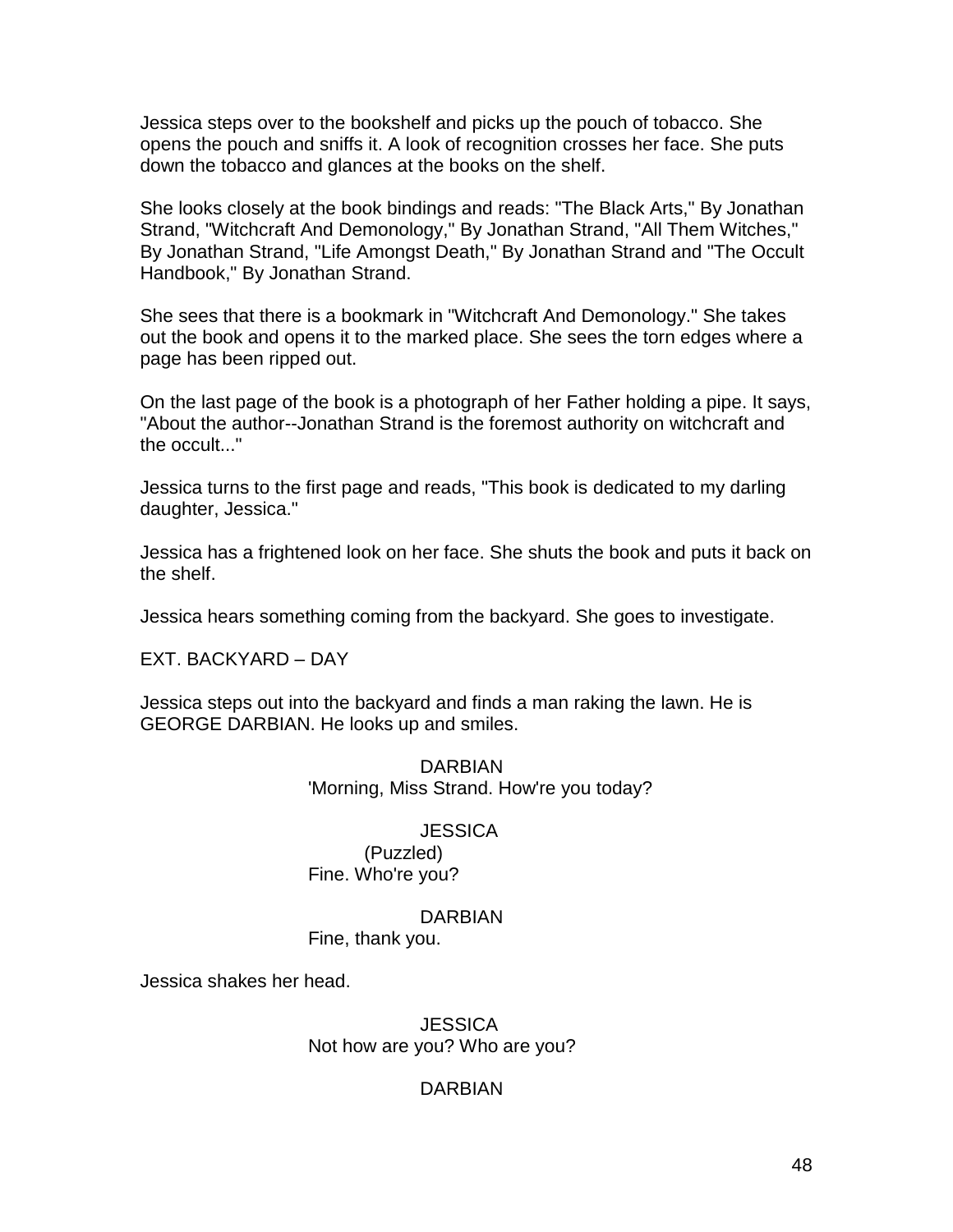Jessica steps over to the bookshelf and picks up the pouch of tobacco. She opens the pouch and sniffs it. A look of recognition crosses her face. She puts down the tobacco and glances at the books on the shelf.

She looks closely at the book bindings and reads: "The Black Arts," By Jonathan Strand, "Witchcraft And Demonology," By Jonathan Strand, "All Them Witches," By Jonathan Strand, "Life Amongst Death," By Jonathan Strand and "The Occult Handbook," By Jonathan Strand.

She sees that there is a bookmark in "Witchcraft And Demonology." She takes out the book and opens it to the marked place. She sees the torn edges where a page has been ripped out.

On the last page of the book is a photograph of her Father holding a pipe. It says, "About the author--Jonathan Strand is the foremost authority on witchcraft and the occult..."

Jessica turns to the first page and reads, "This book is dedicated to my darling daughter, Jessica."

Jessica has a frightened look on her face. She shuts the book and puts it back on the shelf.

Jessica hears something coming from the backyard. She goes to investigate.

EXT. BACKYARD – DAY

Jessica steps out into the backyard and finds a man raking the lawn. He is GEORGE DARBIAN. He looks up and smiles.

DARBIAN
'Morning, Miss Strand. How're you today?

JESSICA
(Puzzled)
Fine. Who're you?

DARBIAN
Fine, thank you.

Jessica shakes her head.

JESSICA
Not how are you? Who are you?

DARBIAN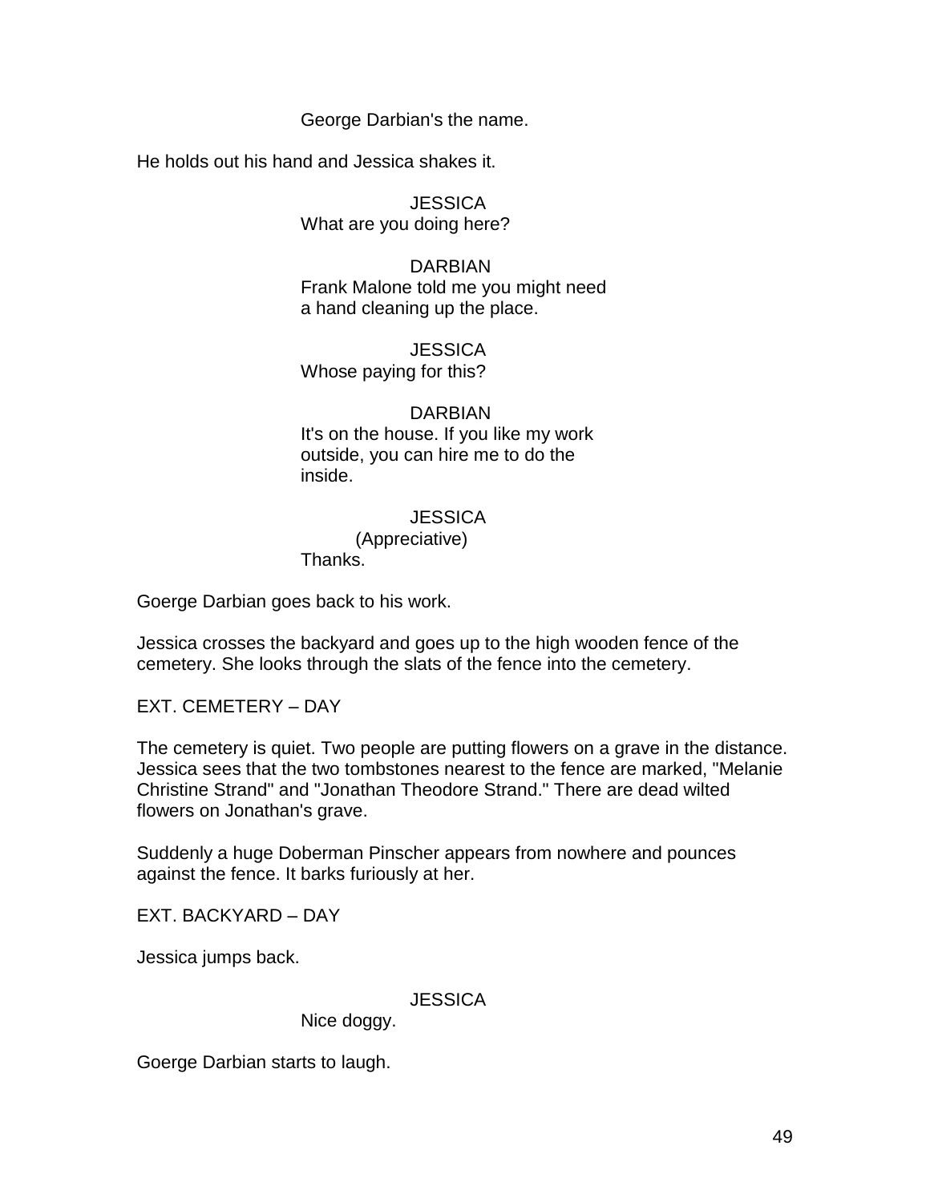George Darbian's the name.

He holds out his hand and Jessica shakes it.

JESSICA
What are you doing here?

DARBIAN
Frank Malone told me you might need
a hand cleaning up the place.

JESSICA
Whose paying for this?

DARBIAN
It's on the house. If you like my work
outside, you can hire me to do the
inside.

JESSICA
(Appreciative)
Thanks.

Goerge Darbian goes back to his work.

Jessica crosses the backyard and goes up to the high wooden fence of the cemetery. She looks through the slats of the fence into the cemetery.

EXT. CEMETERY – DAY

The cemetery is quiet. Two people are putting flowers on a grave in the distance. Jessica sees that the two tombstones nearest to the fence are marked, "Melanie Christine Strand" and "Jonathan Theodore Strand." There are dead wilted flowers on Jonathan's grave.

Suddenly a huge Doberman Pinscher appears from nowhere and pounces against the fence. It barks furiously at her.

EXT. BACKYARD – DAY

Jessica jumps back.

JESSICA
Nice doggy.

Goerge Darbian starts to laugh.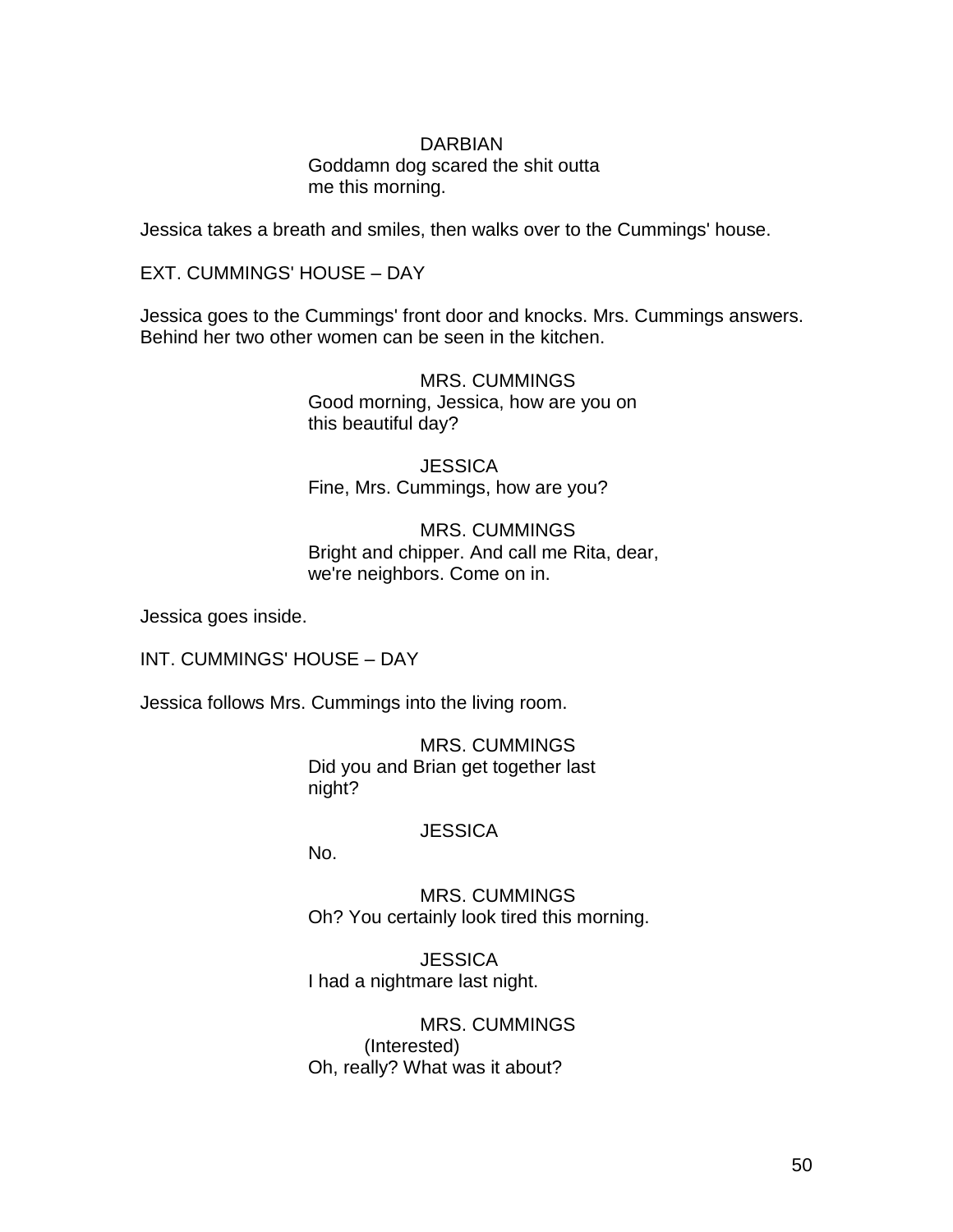DARBIAN
Goddamn dog scared the shit outta
me this morning.

Jessica takes a breath and smiles, then walks over to the Cummings' house.

EXT. CUMMINGS' HOUSE – DAY

Jessica goes to the Cummings' front door and knocks. Mrs. Cummings answers. Behind her two other women can be seen in the kitchen.

MRS. CUMMINGS
Good morning, Jessica, how are you on
this beautiful day?

JESSICA
Fine, Mrs. Cummings, how are you?

MRS. CUMMINGS
Bright and chipper. And call me Rita, dear,
we're neighbors. Come on in.

Jessica goes inside.

INT. CUMMINGS' HOUSE – DAY

Jessica follows Mrs. Cummings into the living room.

MRS. CUMMINGS
Did you and Brian get together last
night?

JESSICA
No.

MRS. CUMMINGS
Oh? You certainly look tired this morning.

JESSICA
I had a nightmare last night.

MRS. CUMMINGS
(Interested)
Oh, really? What was it about?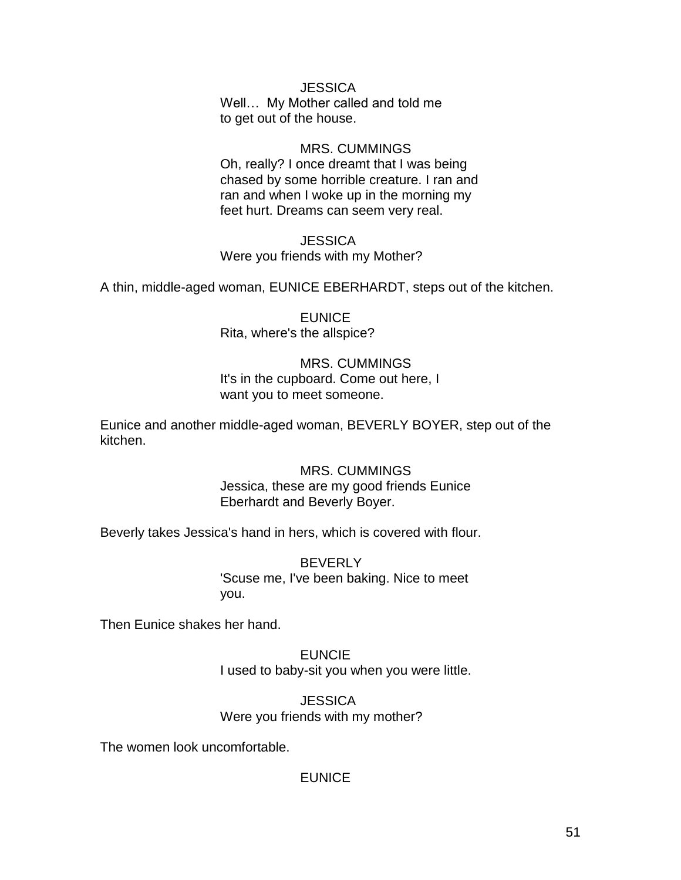JESSICA

Well… My Mother called and told me to get out of the house.

MRS. CUMMINGS

Oh, really? I once dreamt that I was being chased by some horrible creature. I ran and ran and when I woke up in the morning my feet hurt. Dreams can seem very real.

JESSICA

Were you friends with my Mother?

A thin, middle-aged woman, EUNICE EBERHARDT, steps out of the kitchen.

EUNICE

Rita, where's the allspice?

MRS. CUMMINGS

It's in the cupboard. Come out here, I want you to meet someone.

Eunice and another middle-aged woman, BEVERLY BOYER, step out of the kitchen.

MRS. CUMMINGS

Jessica, these are my good friends Eunice Eberhardt and Beverly Boyer.

Beverly takes Jessica's hand in hers, which is covered with flour.

BEVERLY

'Scuse me, I've been baking. Nice to meet you.

Then Eunice shakes her hand.

EUNCIE

I used to baby-sit you when you were little.

JESSICA

Were you friends with my mother?

The women look uncomfortable.

EUNICE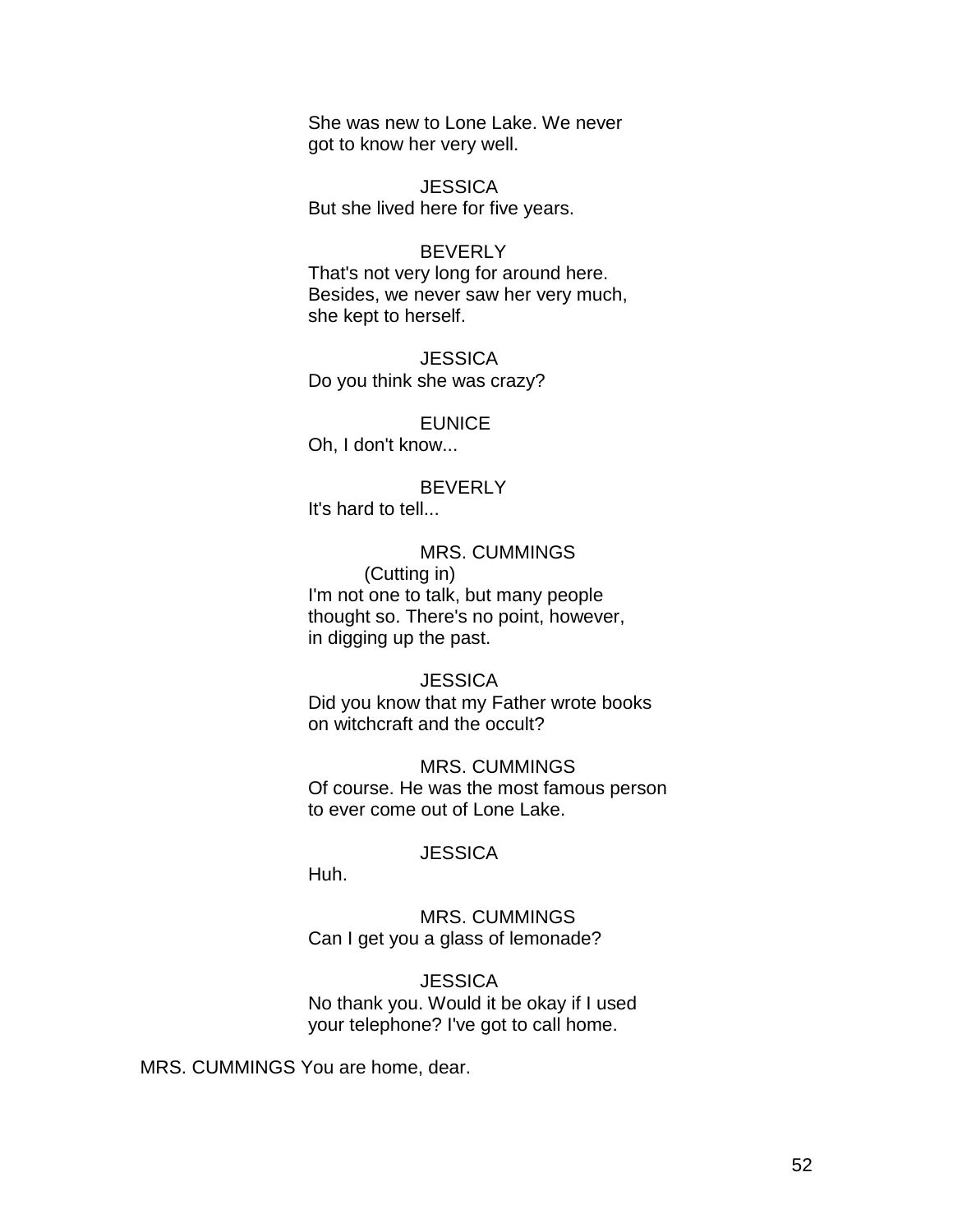She was new to Lone Lake. We never got to know her very well.

JESSICA

But she lived here for five years.

BEVERLY

That's not very long for around here. Besides, we never saw her very much, she kept to herself.

JESSICA

Do you think she was crazy?

EUNICE

Oh, I don't know...

BEVERLY

It's hard to tell...

MRS. CUMMINGS

(Cutting in)

I'm not one to talk, but many people thought so. There's no point, however, in digging up the past.

JESSICA

Did you know that my Father wrote books on witchcraft and the occult?

MRS. CUMMINGS

Of course. He was the most famous person to ever come out of Lone Lake.

JESSICA

Huh.

MRS. CUMMINGS

Can I get you a glass of lemonade?

JESSICA

No thank you. Would it be okay if I used your telephone? I've got to call home.

MRS. CUMMINGS You are home, dear.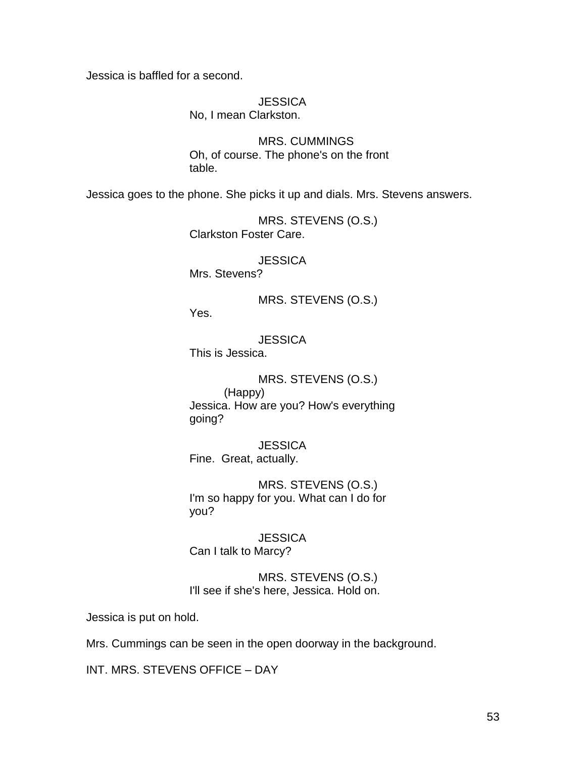Jessica is baffled for a second.

JESSICA
No, I mean Clarkston.

MRS. CUMMINGS
Oh, of course. The phone's on the front table.

Jessica goes to the phone. She picks it up and dials. Mrs. Stevens answers.

MRS. STEVENS (O.S.)
Clarkston Foster Care.

JESSICA
Mrs. Stevens?

MRS. STEVENS (O.S.)
Yes.

JESSICA
This is Jessica.

MRS. STEVENS (O.S.)
(Happy)
Jessica. How are you? How's everything going?

JESSICA
Fine.  Great, actually.

MRS. STEVENS (O.S.)
I'm so happy for you. What can I do for you?

JESSICA
Can I talk to Marcy?

MRS. STEVENS (O.S.)
I'll see if she's here, Jessica. Hold on.

Jessica is put on hold.

Mrs. Cummings can be seen in the open doorway in the background.

INT. MRS. STEVENS OFFICE – DAY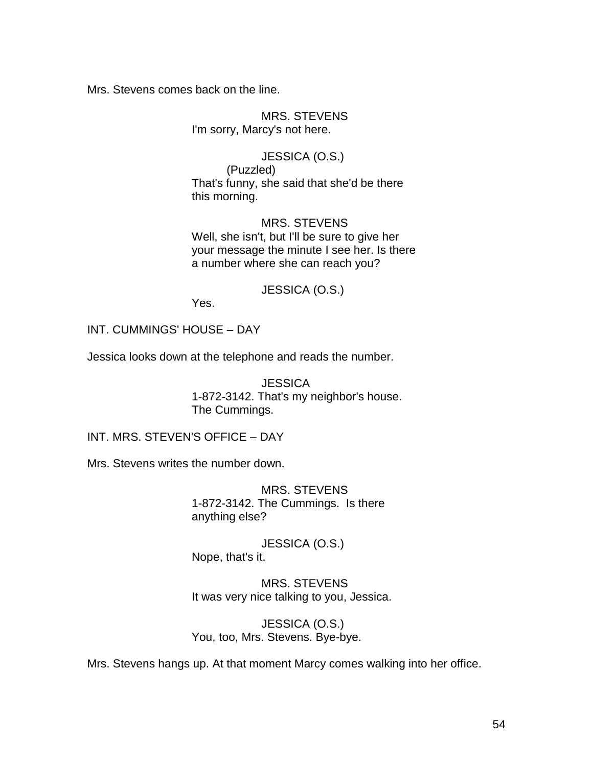Mrs. Stevens comes back on the line.

MRS. STEVENS
I'm sorry, Marcy's not here.

JESSICA (O.S.)
(Puzzled)
That's funny, she said that she'd be there this morning.

MRS. STEVENS
Well, she isn't, but I'll be sure to give her your message the minute I see her. Is there a number where she can reach you?

JESSICA (O.S.)
Yes.

INT. CUMMINGS' HOUSE – DAY

Jessica looks down at the telephone and reads the number.

JESSICA
1-872-3142. That's my neighbor's house. The Cummings.

INT. MRS. STEVEN'S OFFICE – DAY

Mrs. Stevens writes the number down.

MRS. STEVENS
1-872-3142. The Cummings. Is there anything else?

JESSICA (O.S.)
Nope, that's it.

MRS. STEVENS
It was very nice talking to you, Jessica.

JESSICA (O.S.)
You, too, Mrs. Stevens. Bye-bye.

Mrs. Stevens hangs up. At that moment Marcy comes walking into her office.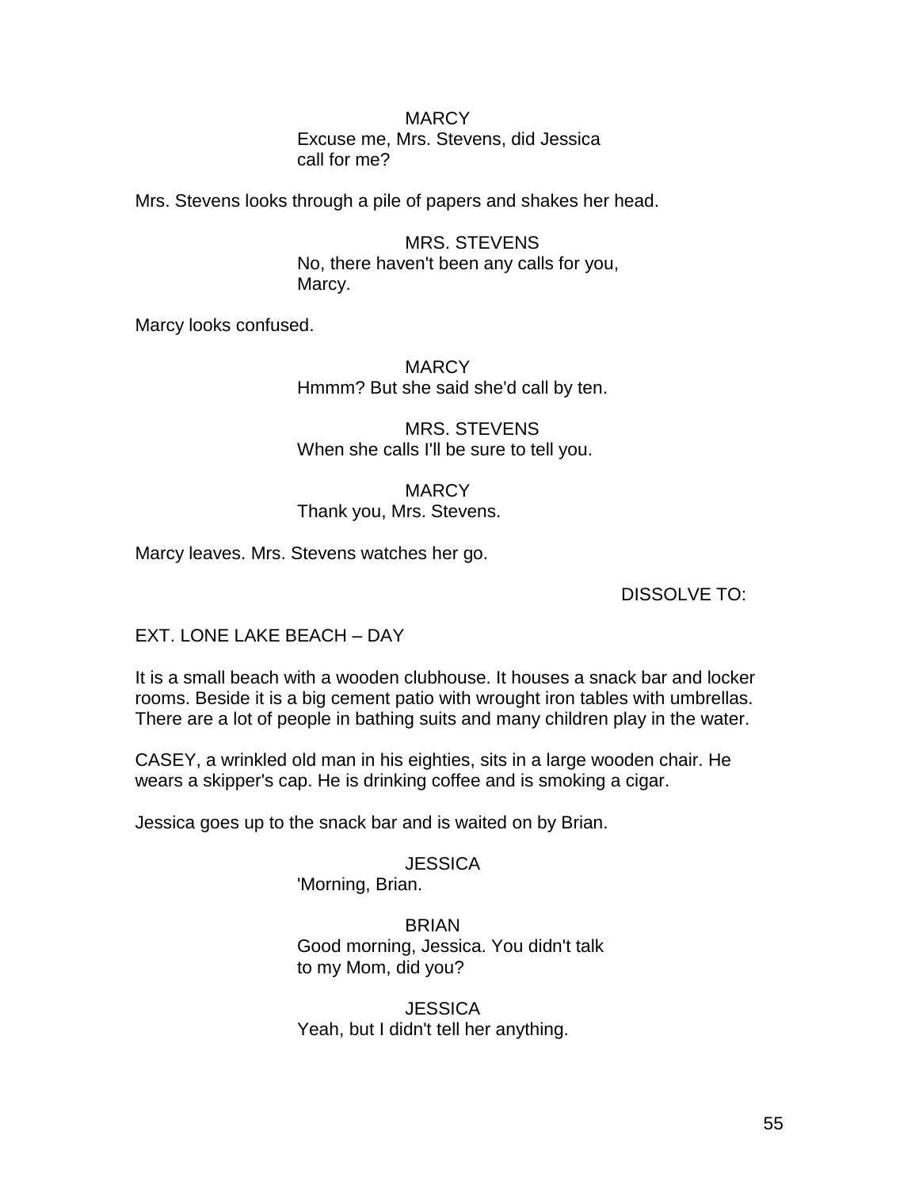MARCY
Excuse me, Mrs. Stevens, did Jessica call for me?

Mrs. Stevens looks through a pile of papers and shakes her head.

MRS. STEVENS
No, there haven't been any calls for you, Marcy.

Marcy looks confused.

MARCY
Hmmm? But she said she'd call by ten.

MRS. STEVENS
When she calls I'll be sure to tell you.

MARCY
Thank you, Mrs. Stevens.

Marcy leaves. Mrs. Stevens watches her go.

DISSOLVE TO:

EXT. LONE LAKE BEACH – DAY

It is a small beach with a wooden clubhouse. It houses a snack bar and locker rooms. Beside it is a big cement patio with wrought iron tables with umbrellas. There are a lot of people in bathing suits and many children play in the water.

CASEY, a wrinkled old man in his eighties, sits in a large wooden chair. He wears a skipper's cap. He is drinking coffee and is smoking a cigar.

Jessica goes up to the snack bar and is waited on by Brian.

JESSICA
'Morning, Brian.

BRIAN
Good morning, Jessica. You didn't talk to my Mom, did you?

JESSICA
Yeah, but I didn't tell her anything.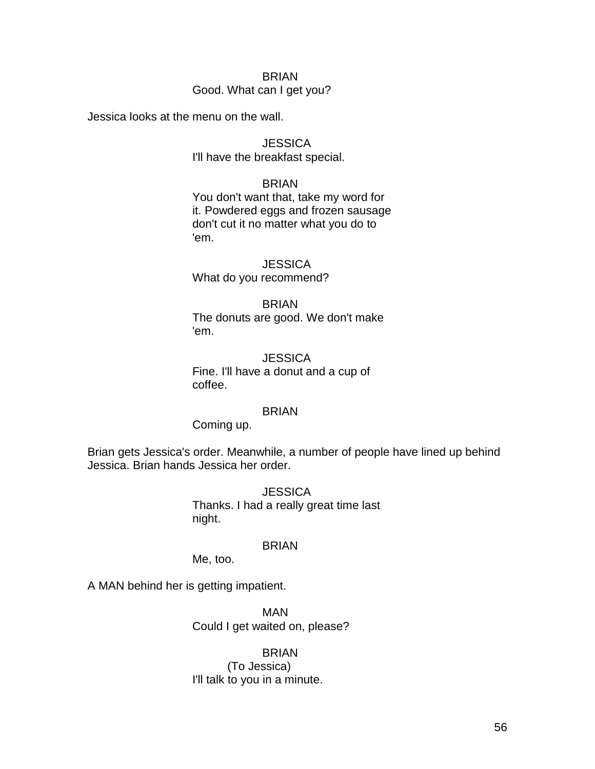BRIAN
Good. What can I get you?

Jessica looks at the menu on the wall.

JESSICA
I'll have the breakfast special.

BRIAN
You don't want that, take my word for it. Powdered eggs and frozen sausage don't cut it no matter what you do to 'em.

JESSICA
What do you recommend?

BRIAN
The donuts are good. We don't make 'em.

JESSICA
Fine. I'll have a donut and a cup of coffee.

BRIAN
Coming up.

Brian gets Jessica's order. Meanwhile, a number of people have lined up behind Jessica. Brian hands Jessica her order.

JESSICA
Thanks. I had a really great time last night.

BRIAN
Me, too.

A MAN behind her is getting impatient.

MAN
Could I get waited on, please?

BRIAN
(To Jessica)
I'll talk to you in a minute.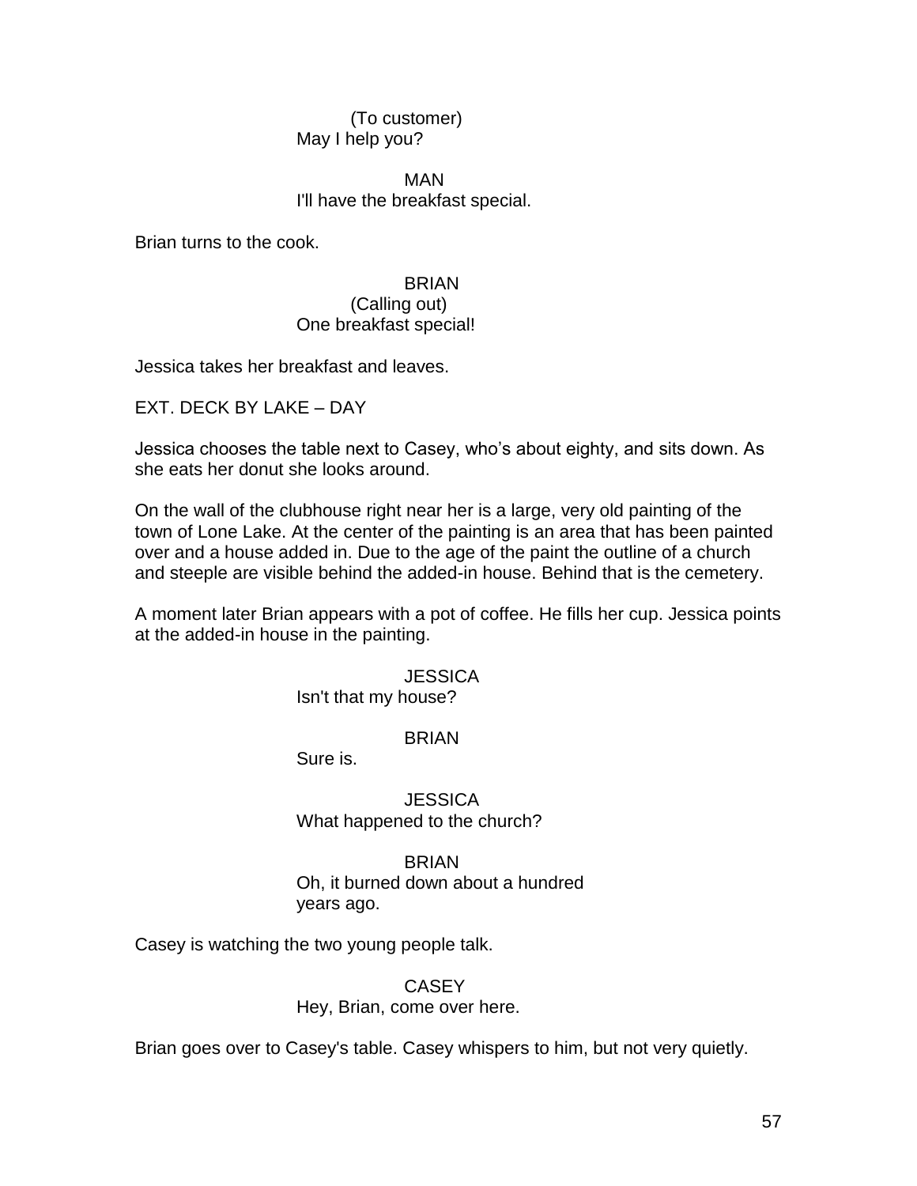(To customer)
May I help you?

MAN
I'll have the breakfast special.

Brian turns to the cook.

BRIAN
(Calling out)
One breakfast special!

Jessica takes her breakfast and leaves.

EXT. DECK BY LAKE – DAY

Jessica chooses the table next to Casey, who's about eighty, and sits down. As she eats her donut she looks around.

On the wall of the clubhouse right near her is a large, very old painting of the town of Lone Lake. At the center of the painting is an area that has been painted over and a house added in. Due to the age of the paint the outline of a church and steeple are visible behind the added-in house. Behind that is the cemetery.

A moment later Brian appears with a pot of coffee. He fills her cup. Jessica points at the added-in house in the painting.

JESSICA
Isn't that my house?

BRIAN
Sure is.

JESSICA
What happened to the church?

BRIAN
Oh, it burned down about a hundred years ago.

Casey is watching the two young people talk.

CASEY
Hey, Brian, come over here.

Brian goes over to Casey's table. Casey whispers to him, but not very quietly.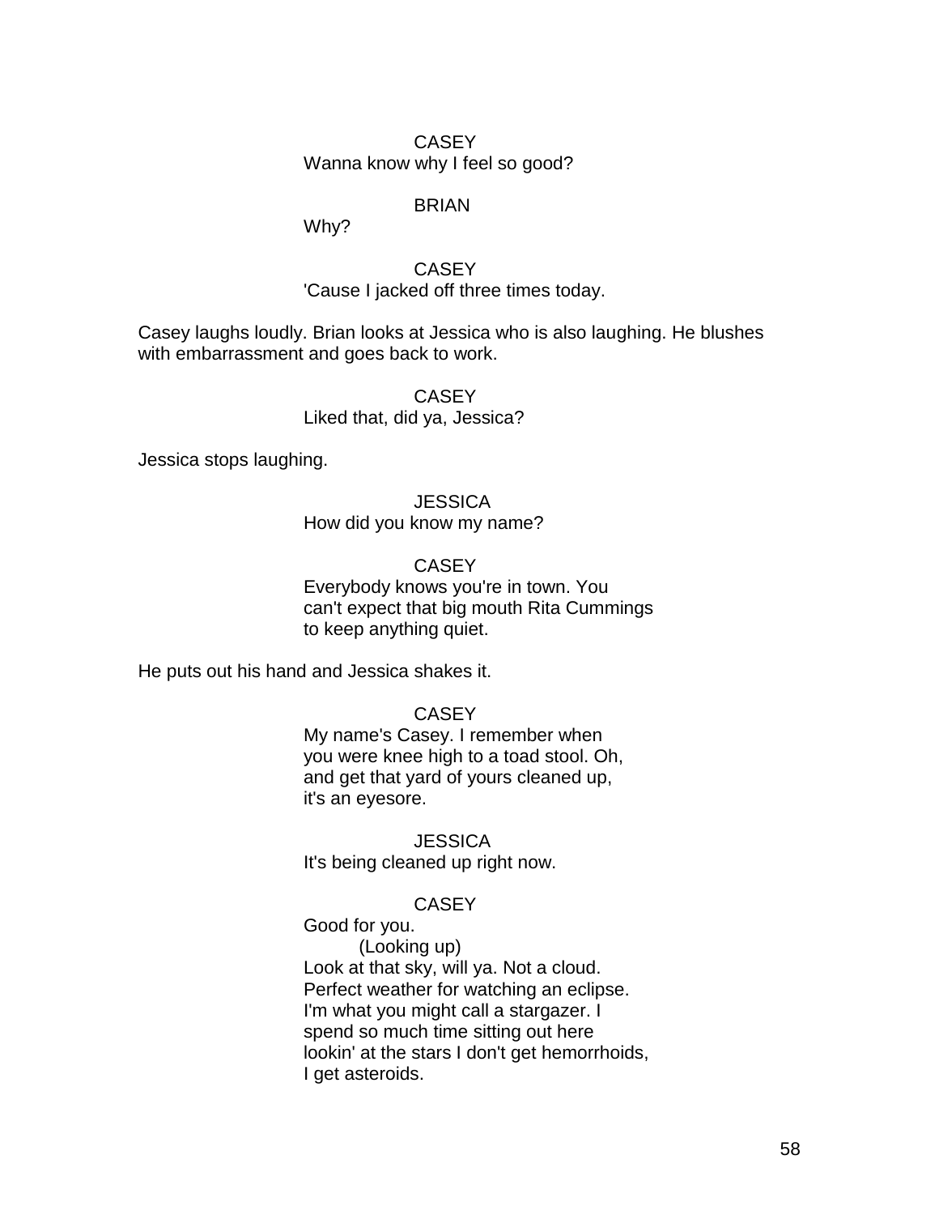CASEY
Wanna know why I feel so good?

BRIAN
Why?

CASEY
'Cause I jacked off three times today.

Casey laughs loudly. Brian looks at Jessica who is also laughing. He blushes with embarrassment and goes back to work.

CASEY
Liked that, did ya, Jessica?

Jessica stops laughing.

JESSICA
How did you know my name?

CASEY
Everybody knows you're in town. You can't expect that big mouth Rita Cummings to keep anything quiet.

He puts out his hand and Jessica shakes it.

CASEY
My name's Casey. I remember when you were knee high to a toad stool. Oh, and get that yard of yours cleaned up, it's an eyesore.

JESSICA
It's being cleaned up right now.

CASEY
Good for you.
(Looking up)
Look at that sky, will ya. Not a cloud. Perfect weather for watching an eclipse. I'm what you might call a stargazer. I spend so much time sitting out here lookin' at the stars I don't get hemorrhoids, I get asteroids.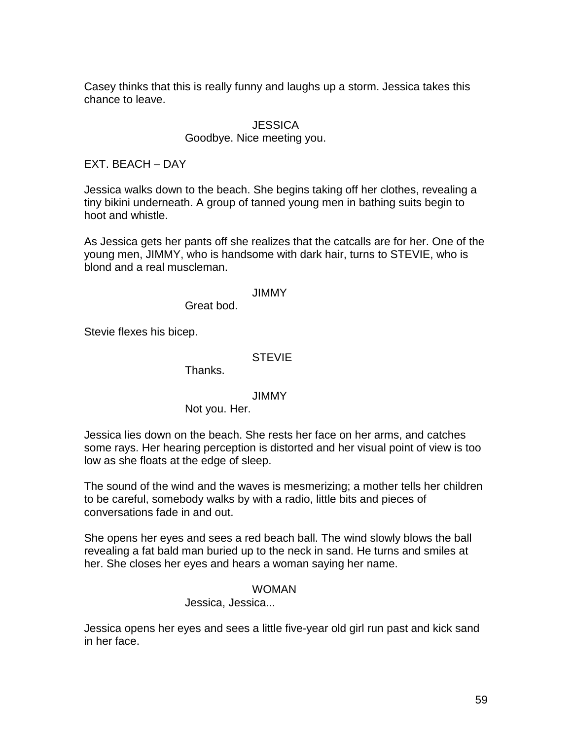Casey thinks that this is really funny and laughs up a storm. Jessica takes this chance to leave.

JESSICA
Goodbye. Nice meeting you.

EXT. BEACH – DAY

Jessica walks down to the beach. She begins taking off her clothes, revealing a tiny bikini underneath. A group of tanned young men in bathing suits begin to hoot and whistle.

As Jessica gets her pants off she realizes that the catcalls are for her. One of the young men, JIMMY, who is handsome with dark hair, turns to STEVIE, who is blond and a real muscleman.

JIMMY
Great bod.

Stevie flexes his bicep.

STEVIE
Thanks.

JIMMY
Not you. Her.

Jessica lies down on the beach. She rests her face on her arms, and catches some rays. Her hearing perception is distorted and her visual point of view is too low as she floats at the edge of sleep.

The sound of the wind and the waves is mesmerizing; a mother tells her children to be careful, somebody walks by with a radio, little bits and pieces of conversations fade in and out.

She opens her eyes and sees a red beach ball. The wind slowly blows the ball revealing a fat bald man buried up to the neck in sand. He turns and smiles at her. She closes her eyes and hears a woman saying her name.

WOMAN
Jessica, Jessica...

Jessica opens her eyes and sees a little five-year old girl run past and kick sand in her face.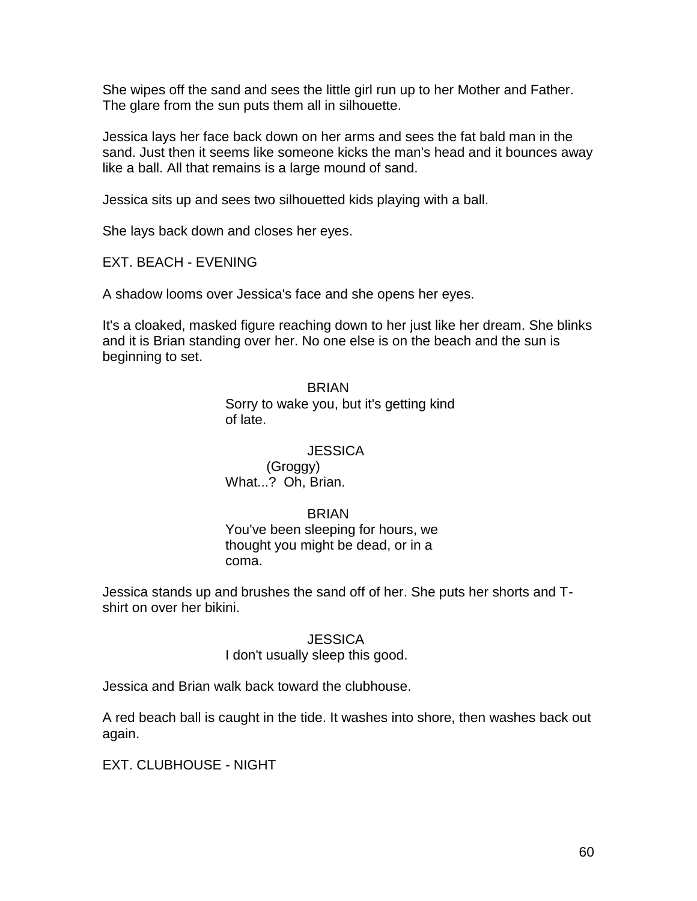She wipes off the sand and sees the little girl run up to her Mother and Father. The glare from the sun puts them all in silhouette.

Jessica lays her face back down on her arms and sees the fat bald man in the sand. Just then it seems like someone kicks the man's head and it bounces away like a ball. All that remains is a large mound of sand.

Jessica sits up and sees two silhouetted kids playing with a ball.

She lays back down and closes her eyes.

EXT. BEACH - EVENING

A shadow looms over Jessica's face and she opens her eyes.

It's a cloaked, masked figure reaching down to her just like her dream. She blinks and it is Brian standing over her. No one else is on the beach and the sun is beginning to set.

BRIAN
Sorry to wake you, but it's getting kind of late.

JESSICA
(Groggy)
What...? Oh, Brian.

BRIAN
You've been sleeping for hours, we thought you might be dead, or in a coma.

Jessica stands up and brushes the sand off of her. She puts her shorts and T-shirt on over her bikini.

JESSICA
I don't usually sleep this good.

Jessica and Brian walk back toward the clubhouse.

A red beach ball is caught in the tide. It washes into shore, then washes back out again.

EXT. CLUBHOUSE - NIGHT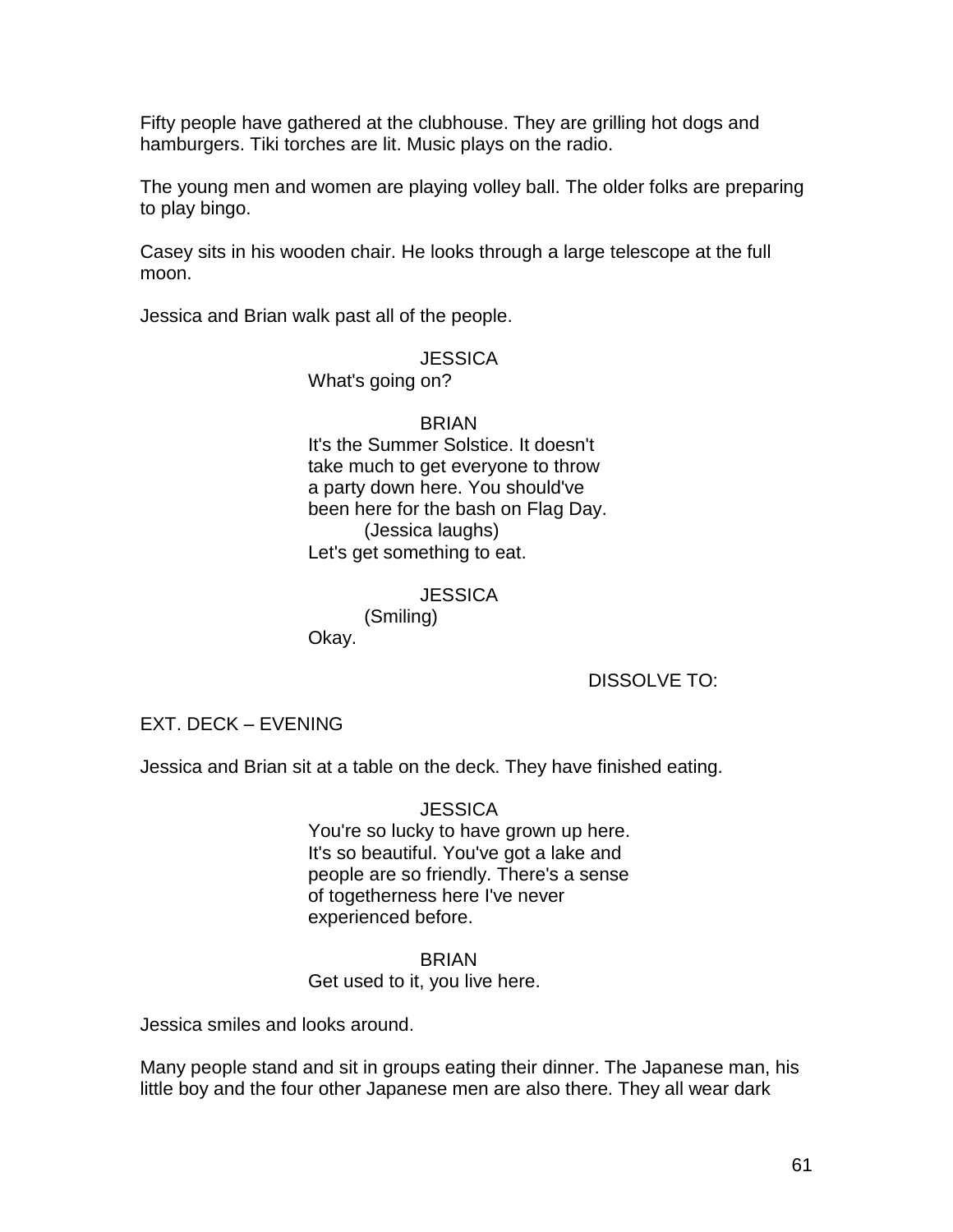Fifty people have gathered at the clubhouse. They are grilling hot dogs and hamburgers. Tiki torches are lit. Music plays on the radio.

The young men and women are playing volley ball. The older folks are preparing to play bingo.

Casey sits in his wooden chair. He looks through a large telescope at the full moon.

Jessica and Brian walk past all of the people.

JESSICA
What's going on?

BRIAN
It's the Summer Solstice. It doesn't take much to get everyone to throw a party down here. You should've been here for the bash on Flag Day.
(Jessica laughs)
Let's get something to eat.

JESSICA
(Smiling)
Okay.

DISSOLVE TO:

EXT. DECK – EVENING

Jessica and Brian sit at a table on the deck. They have finished eating.

JESSICA
You're so lucky to have grown up here. It's so beautiful. You've got a lake and people are so friendly. There's a sense of togetherness here I've never experienced before.

BRIAN
Get used to it, you live here.

Jessica smiles and looks around.

Many people stand and sit in groups eating their dinner. The Japanese man, his little boy and the four other Japanese men are also there. They all wear dark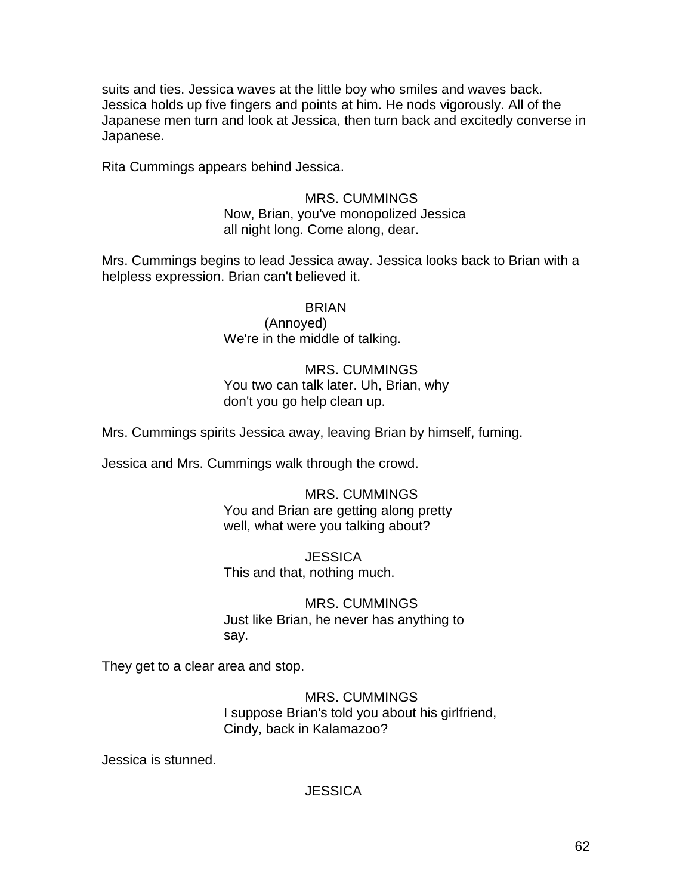suits and ties. Jessica waves at the little boy who smiles and waves back. Jessica holds up five fingers and points at him. He nods vigorously. All of the Japanese men turn and look at Jessica, then turn back and excitedly converse in Japanese.

Rita Cummings appears behind Jessica.

MRS. CUMMINGS
Now, Brian, you've monopolized Jessica all night long. Come along, dear.

Mrs. Cummings begins to lead Jessica away. Jessica looks back to Brian with a helpless expression. Brian can't believed it.

BRIAN
(Annoyed)
We're in the middle of talking.

MRS. CUMMINGS
You two can talk later. Uh, Brian, why don't you go help clean up.

Mrs. Cummings spirits Jessica away, leaving Brian by himself, fuming.

Jessica and Mrs. Cummings walk through the crowd.

MRS. CUMMINGS
You and Brian are getting along pretty well, what were you talking about?

JESSICA
This and that, nothing much.

MRS. CUMMINGS
Just like Brian, he never has anything to say.

They get to a clear area and stop.

MRS. CUMMINGS
I suppose Brian's told you about his girlfriend, Cindy, back in Kalamazoo?

Jessica is stunned.

JESSICA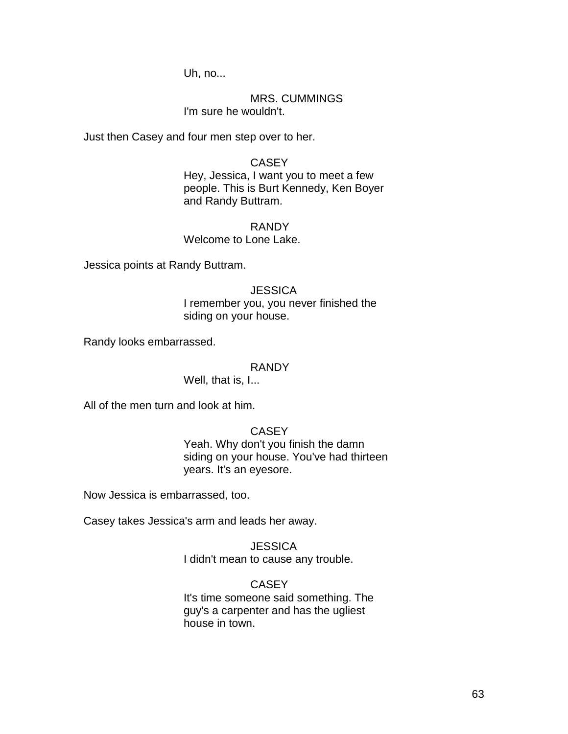Uh, no...

MRS. CUMMINGS
I'm sure he wouldn't.

Just then Casey and four men step over to her.

CASEY
Hey, Jessica, I want you to meet a few people. This is Burt Kennedy, Ken Boyer and Randy Buttram.

RANDY
Welcome to Lone Lake.

Jessica points at Randy Buttram.

JESSICA
I remember you, you never finished the siding on your house.

Randy looks embarrassed.

RANDY
Well, that is, I...

All of the men turn and look at him.

CASEY
Yeah. Why don't you finish the damn siding on your house. You've had thirteen years. It's an eyesore.

Now Jessica is embarrassed, too.

Casey takes Jessica's arm and leads her away.

JESSICA
I didn't mean to cause any trouble.

CASEY
It's time someone said something. The guy's a carpenter and has the ugliest house in town.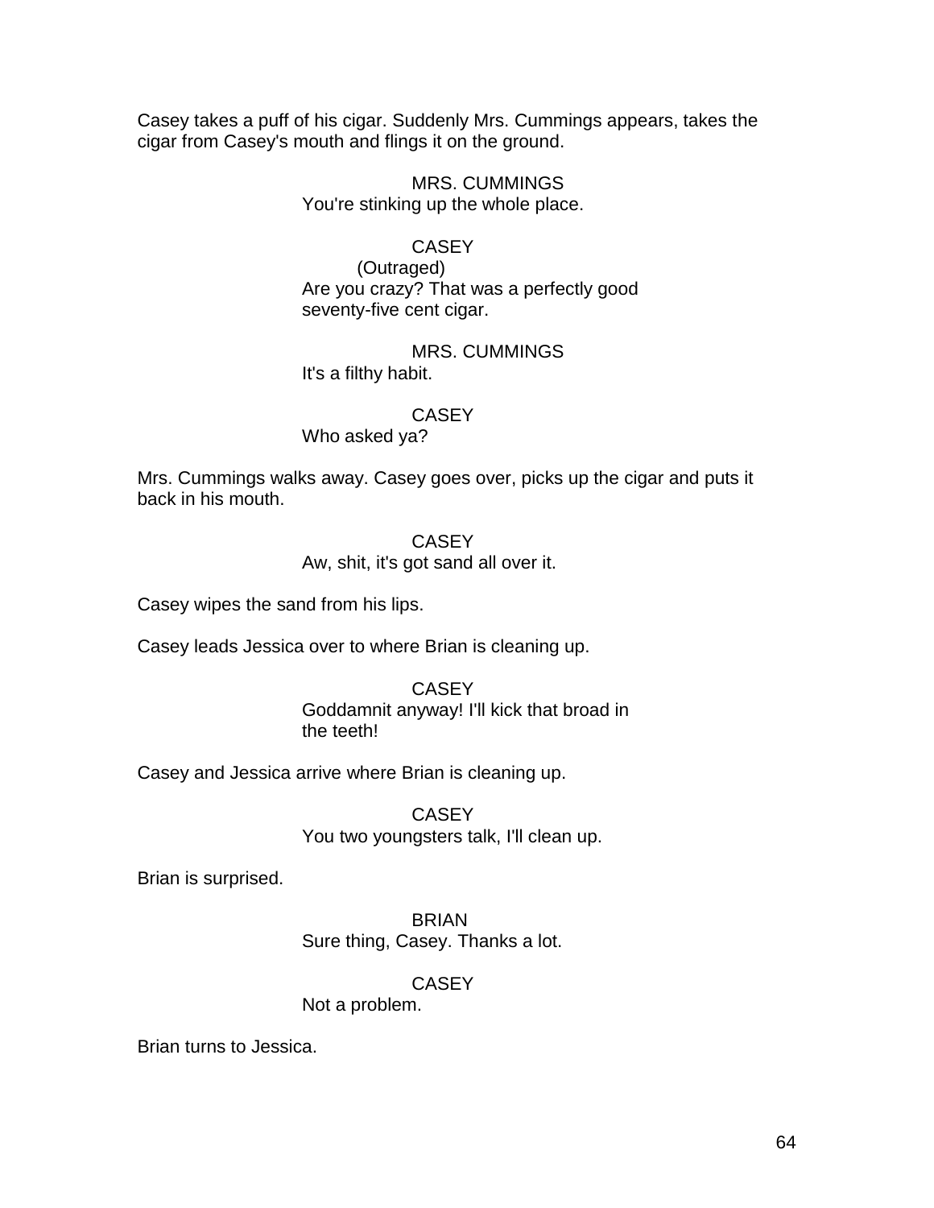Casey takes a puff of his cigar. Suddenly Mrs. Cummings appears, takes the cigar from Casey's mouth and flings it on the ground.

MRS. CUMMINGS
You're stinking up the whole place.

CASEY
(Outraged)
Are you crazy? That was a perfectly good seventy-five cent cigar.

MRS. CUMMINGS
It's a filthy habit.

CASEY
Who asked ya?

Mrs. Cummings walks away. Casey goes over, picks up the cigar and puts it back in his mouth.

CASEY
Aw, shit, it's got sand all over it.

Casey wipes the sand from his lips.

Casey leads Jessica over to where Brian is cleaning up.

CASEY
Goddamnit anyway! I'll kick that broad in the teeth!

Casey and Jessica arrive where Brian is cleaning up.

CASEY
You two youngsters talk, I'll clean up.

Brian is surprised.

BRIAN
Sure thing, Casey. Thanks a lot.

CASEY
Not a problem.

Brian turns to Jessica.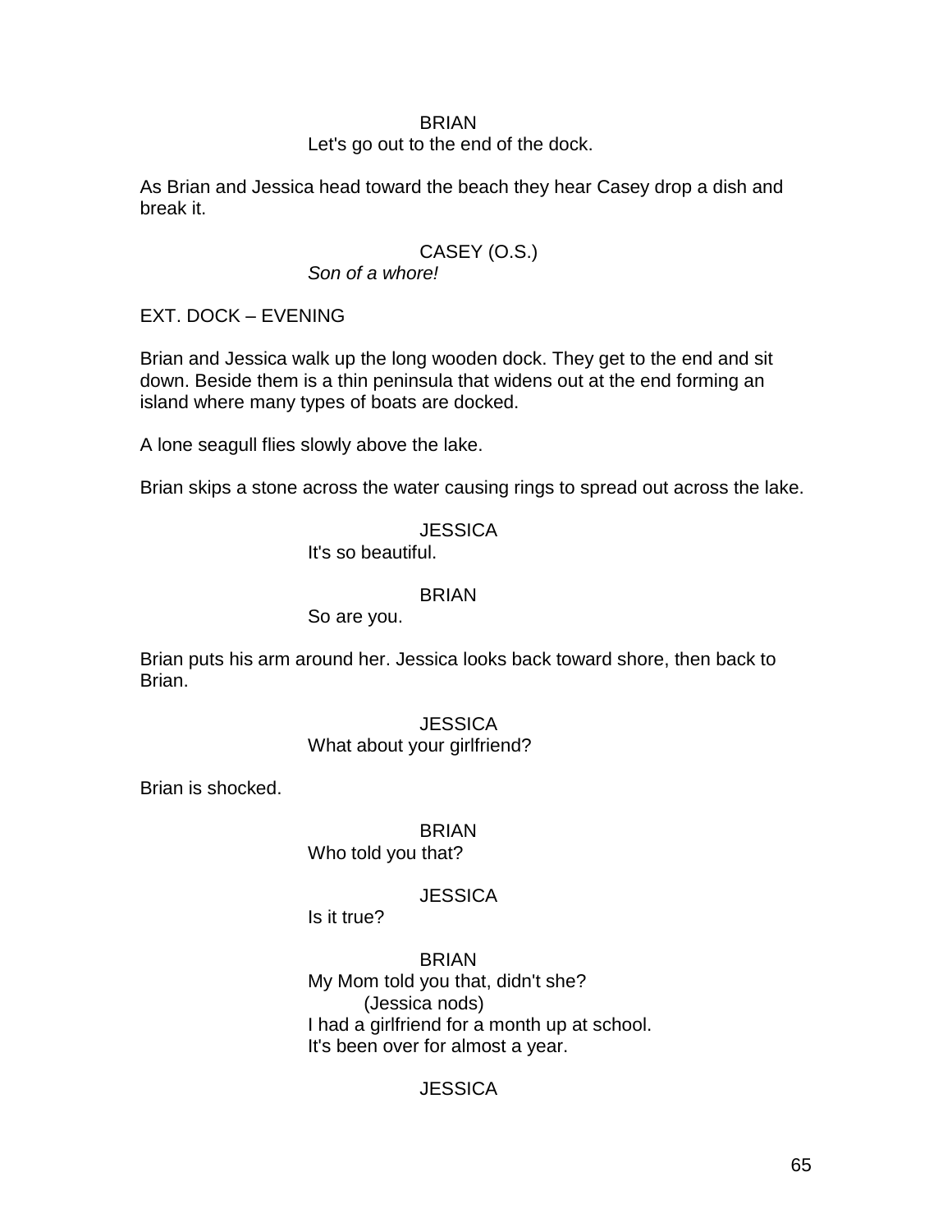BRIAN
Let's go out to the end of the dock.

As Brian and Jessica head toward the beach they hear Casey drop a dish and break it.

CASEY (O.S.)
*Son of a whore!*

EXT. DOCK – EVENING

Brian and Jessica walk up the long wooden dock. They get to the end and sit down. Beside them is a thin peninsula that widens out at the end forming an island where many types of boats are docked.

A lone seagull flies slowly above the lake.

Brian skips a stone across the water causing rings to spread out across the lake.

JESSICA
It's so beautiful.

BRIAN
So are you.

Brian puts his arm around her. Jessica looks back toward shore, then back to Brian.

JESSICA
What about your girlfriend?

Brian is shocked.

BRIAN
Who told you that?

JESSICA
Is it true?

BRIAN
My Mom told you that, didn't she?
(Jessica nods)
I had a girlfriend for a month up at school.
It's been over for almost a year.

JESSICA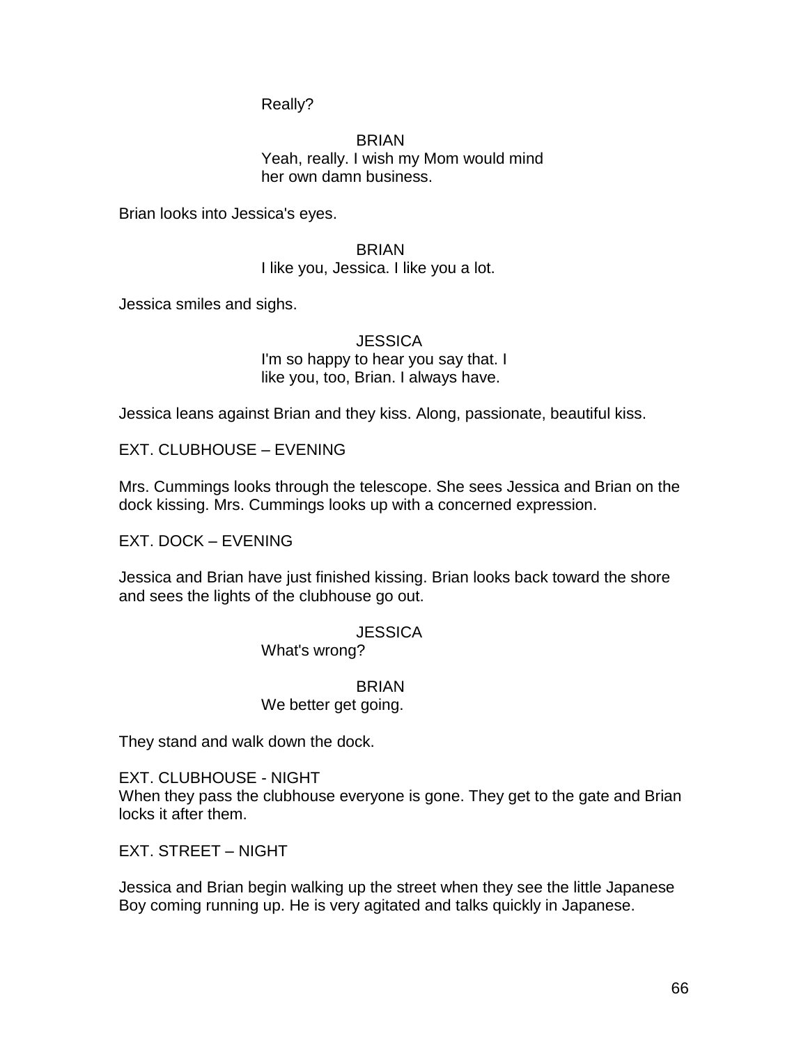Really?

BRIAN
Yeah, really. I wish my Mom would mind her own damn business.

Brian looks into Jessica's eyes.

BRIAN
I like you, Jessica. I like you a lot.

Jessica smiles and sighs.

JESSICA
I'm so happy to hear you say that. I like you, too, Brian. I always have.

Jessica leans against Brian and they kiss. Along, passionate, beautiful kiss.

EXT. CLUBHOUSE – EVENING

Mrs. Cummings looks through the telescope. She sees Jessica and Brian on the dock kissing. Mrs. Cummings looks up with a concerned expression.

EXT. DOCK – EVENING

Jessica and Brian have just finished kissing. Brian looks back toward the shore and sees the lights of the clubhouse go out.

JESSICA
What's wrong?

BRIAN
We better get going.

They stand and walk down the dock.

EXT. CLUBHOUSE - NIGHT
When they pass the clubhouse everyone is gone. They get to the gate and Brian locks it after them.

EXT. STREET – NIGHT

Jessica and Brian begin walking up the street when they see the little Japanese Boy coming running up. He is very agitated and talks quickly in Japanese.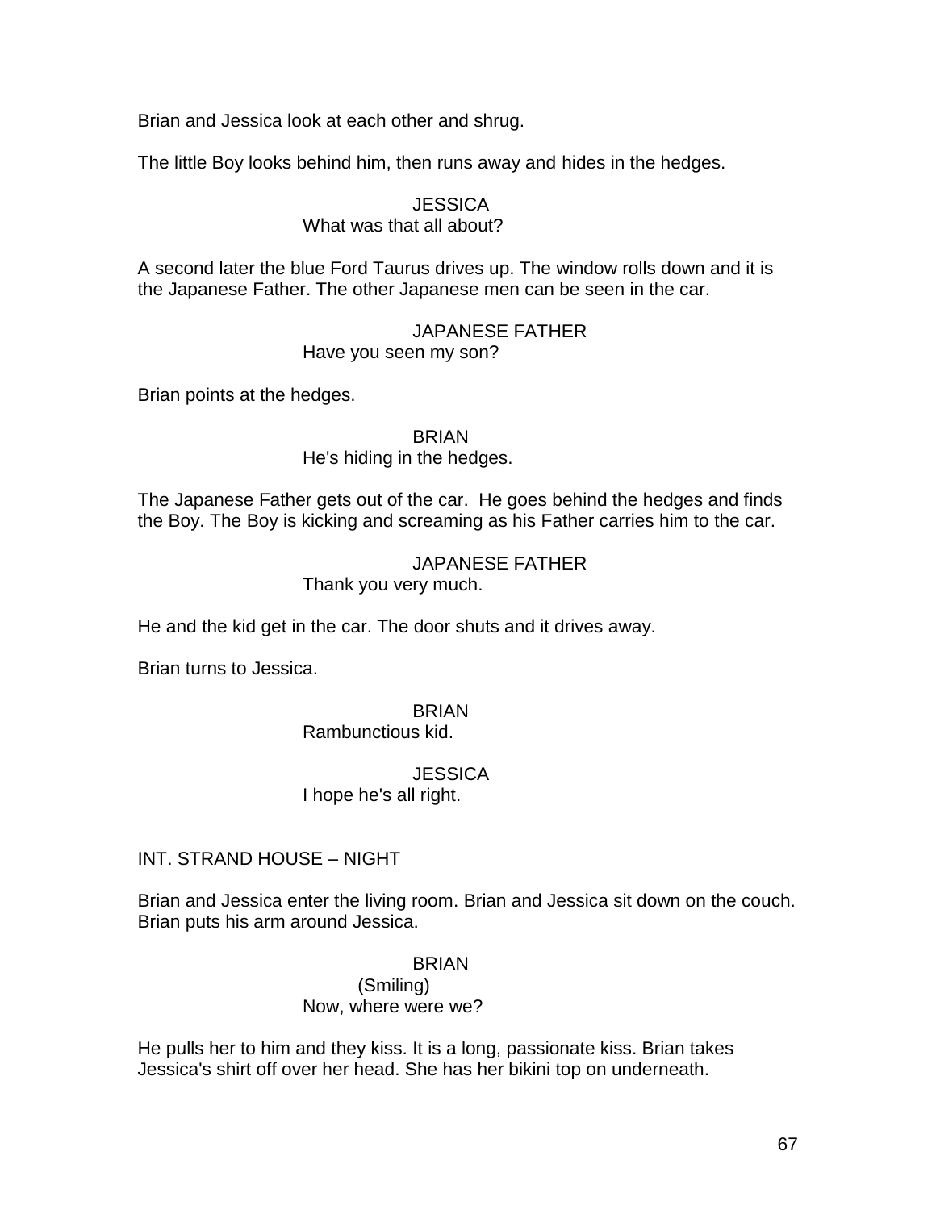Brian and Jessica look at each other and shrug.

The little Boy looks behind him, then runs away and hides in the hedges.

JESSICA
What was that all about?

A second later the blue Ford Taurus drives up. The window rolls down and it is the Japanese Father. The other Japanese men can be seen in the car.

JAPANESE FATHER
Have you seen my son?

Brian points at the hedges.

BRIAN
He's hiding in the hedges.

The Japanese Father gets out of the car. He goes behind the hedges and finds the Boy. The Boy is kicking and screaming as his Father carries him to the car.

JAPANESE FATHER
Thank you very much.

He and the kid get in the car. The door shuts and it drives away.

Brian turns to Jessica.

BRIAN
Rambunctious kid.

JESSICA
I hope he's all right.

INT. STRAND HOUSE – NIGHT

Brian and Jessica enter the living room. Brian and Jessica sit down on the couch. Brian puts his arm around Jessica.

BRIAN
(Smiling)
Now, where were we?

He pulls her to him and they kiss. It is a long, passionate kiss. Brian takes Jessica's shirt off over her head. She has her bikini top on underneath.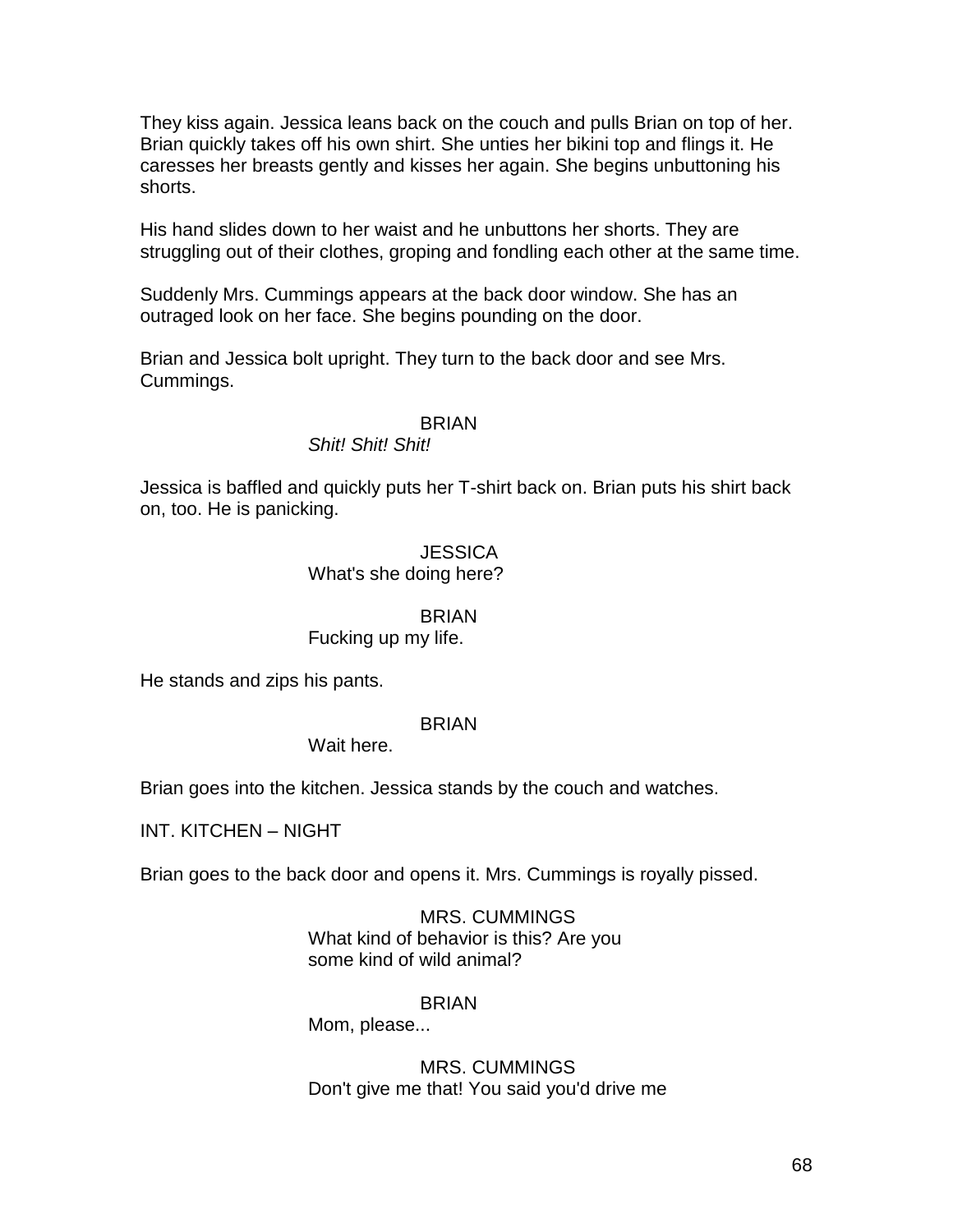They kiss again. Jessica leans back on the couch and pulls Brian on top of her. Brian quickly takes off his own shirt. She unties her bikini top and flings it. He caresses her breasts gently and kisses her again. She begins unbuttoning his shorts.

His hand slides down to her waist and he unbuttons her shorts. They are struggling out of their clothes, groping and fondling each other at the same time.

Suddenly Mrs. Cummings appears at the back door window. She has an outraged look on her face. She begins pounding on the door.

Brian and Jessica bolt upright. They turn to the back door and see Mrs. Cummings.

BRIAN
*Shit! Shit! Shit!*

Jessica is baffled and quickly puts her T-shirt back on. Brian puts his shirt back on, too. He is panicking.

JESSICA
What's she doing here?

BRIAN
Fucking up my life.

He stands and zips his pants.

BRIAN
Wait here.

Brian goes into the kitchen. Jessica stands by the couch and watches.

INT. KITCHEN – NIGHT

Brian goes to the back door and opens it. Mrs. Cummings is royally pissed.

MRS. CUMMINGS
What kind of behavior is this? Are you some kind of wild animal?

BRIAN
Mom, please...

MRS. CUMMINGS
Don't give me that! You said you'd drive me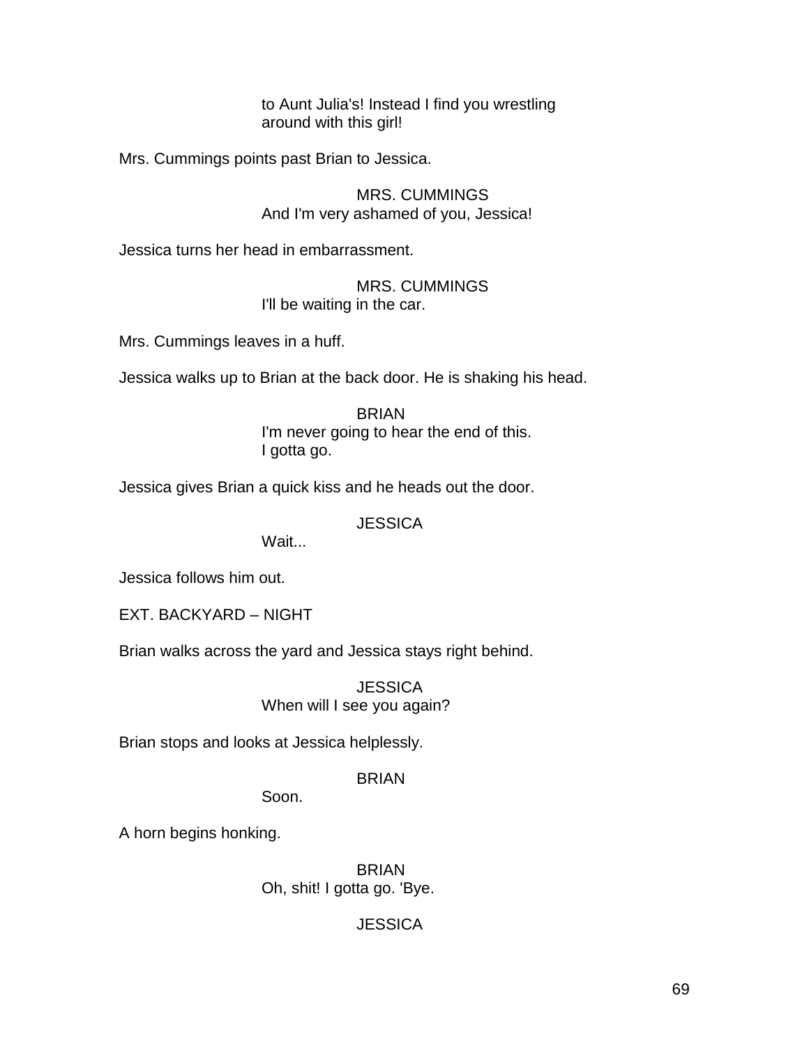to Aunt Julia's! Instead I find you wrestling
around with this girl!

Mrs. Cummings points past Brian to Jessica.

MRS. CUMMINGS
And I'm very ashamed of you, Jessica!

Jessica turns her head in embarrassment.

MRS. CUMMINGS
I'll be waiting in the car.

Mrs. Cummings leaves in a huff.

Jessica walks up to Brian at the back door. He is shaking his head.

BRIAN
I'm never going to hear the end of this.
I gotta go.

Jessica gives Brian a quick kiss and he heads out the door.

JESSICA
Wait...

Jessica follows him out.

EXT. BACKYARD – NIGHT

Brian walks across the yard and Jessica stays right behind.

JESSICA
When will I see you again?

Brian stops and looks at Jessica helplessly.

BRIAN
Soon.

A horn begins honking.

BRIAN
Oh, shit! I gotta go. 'Bye.

JESSICA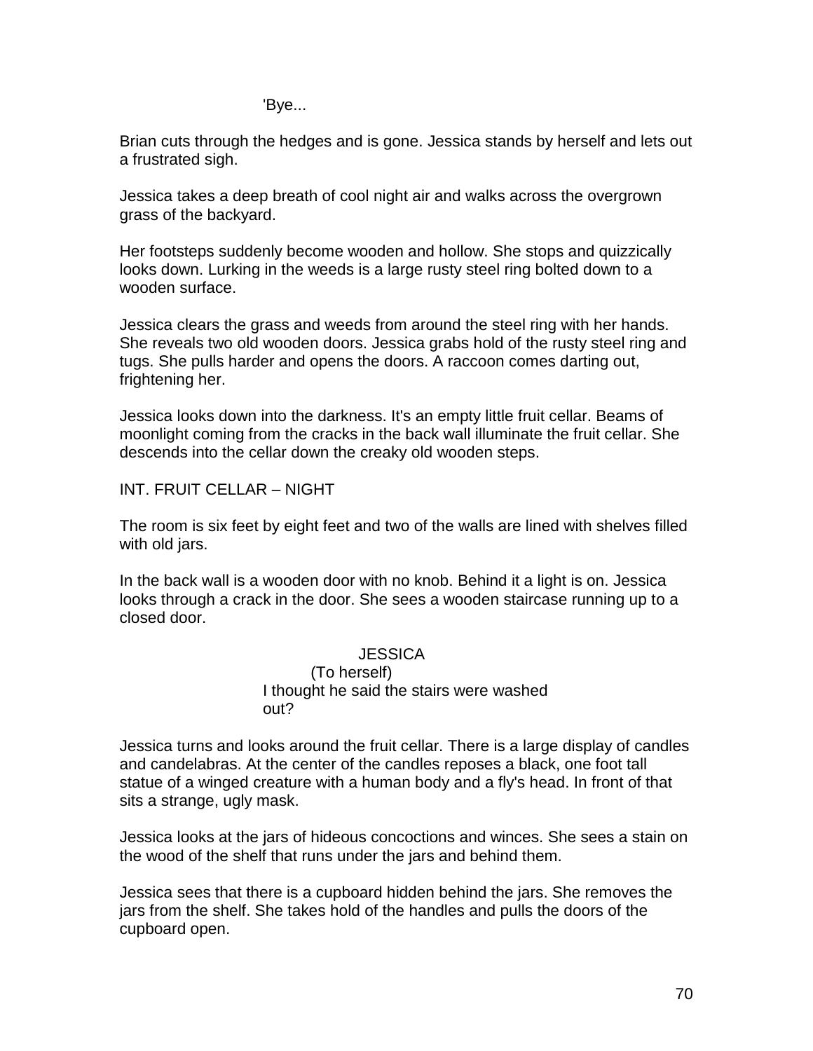'Bye...

Brian cuts through the hedges and is gone. Jessica stands by herself and lets out a frustrated sigh.

Jessica takes a deep breath of cool night air and walks across the overgrown grass of the backyard.

Her footsteps suddenly become wooden and hollow. She stops and quizzically looks down. Lurking in the weeds is a large rusty steel ring bolted down to a wooden surface.

Jessica clears the grass and weeds from around the steel ring with her hands. She reveals two old wooden doors. Jessica grabs hold of the rusty steel ring and tugs. She pulls harder and opens the doors. A raccoon comes darting out, frightening her.

Jessica looks down into the darkness. It's an empty little fruit cellar. Beams of moonlight coming from the cracks in the back wall illuminate the fruit cellar. She descends into the cellar down the creaky old wooden steps.

INT. FRUIT CELLAR – NIGHT

The room is six feet by eight feet and two of the walls are lined with shelves filled with old jars.

In the back wall is a wooden door with no knob. Behind it a light is on. Jessica looks through a crack in the door. She sees a wooden staircase running up to a closed door.

JESSICA
(To herself)
I thought he said the stairs were washed out?

Jessica turns and looks around the fruit cellar. There is a large display of candles and candelabras. At the center of the candles reposes a black, one foot tall statue of a winged creature with a human body and a fly's head. In front of that sits a strange, ugly mask.

Jessica looks at the jars of hideous concoctions and winces. She sees a stain on the wood of the shelf that runs under the jars and behind them.

Jessica sees that there is a cupboard hidden behind the jars. She removes the jars from the shelf. She takes hold of the handles and pulls the doors of the cupboard open.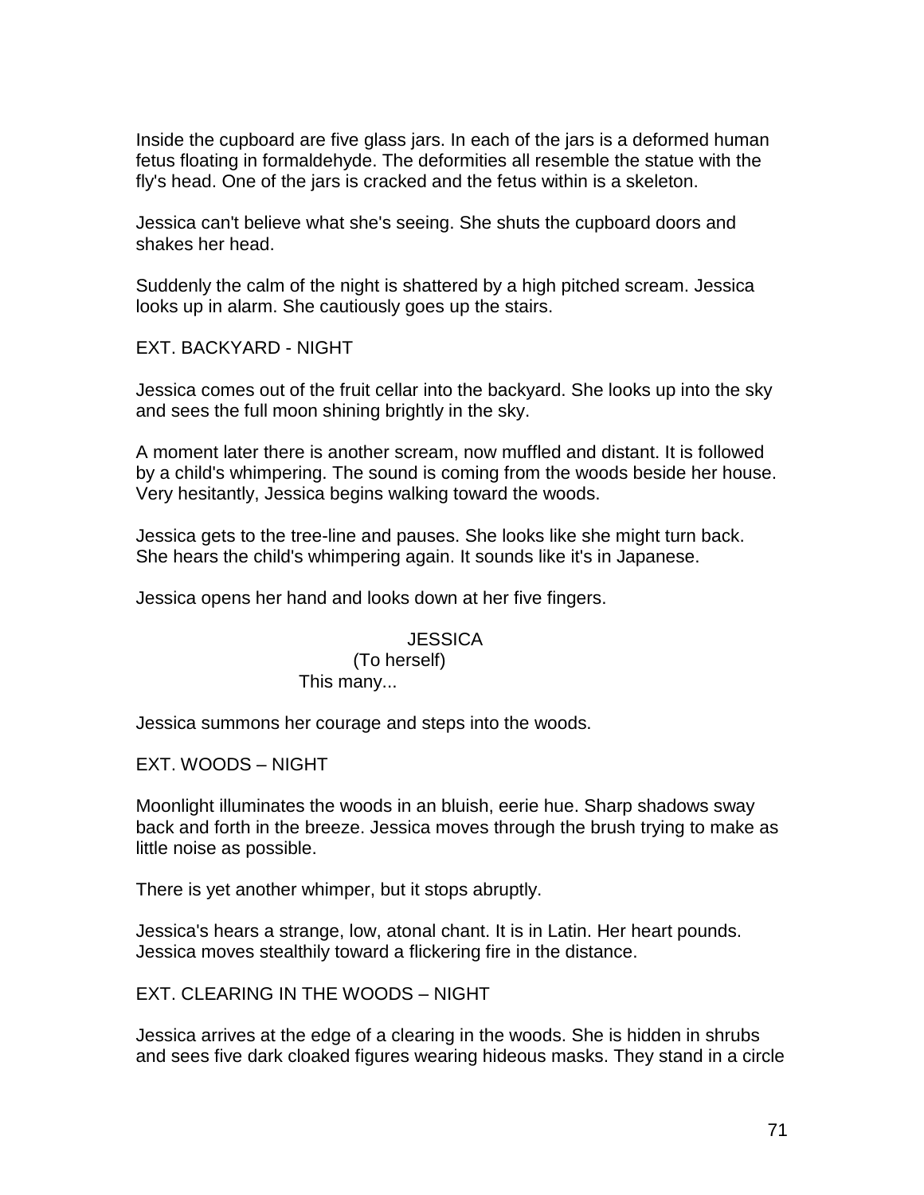Inside the cupboard are five glass jars. In each of the jars is a deformed human fetus floating in formaldehyde. The deformities all resemble the statue with the fly's head. One of the jars is cracked and the fetus within is a skeleton.

Jessica can't believe what she's seeing. She shuts the cupboard doors and shakes her head.

Suddenly the calm of the night is shattered by a high pitched scream. Jessica looks up in alarm. She cautiously goes up the stairs.

EXT. BACKYARD - NIGHT

Jessica comes out of the fruit cellar into the backyard. She looks up into the sky and sees the full moon shining brightly in the sky.

A moment later there is another scream, now muffled and distant. It is followed by a child's whimpering. The sound is coming from the woods beside her house. Very hesitantly, Jessica begins walking toward the woods.

Jessica gets to the tree-line and pauses. She looks like she might turn back. She hears the child's whimpering again. It sounds like it's in Japanese.

Jessica opens her hand and looks down at her five fingers.

JESSICA
(To herself)
This many...

Jessica summons her courage and steps into the woods.

EXT. WOODS – NIGHT

Moonlight illuminates the woods in an bluish, eerie hue. Sharp shadows sway back and forth in the breeze. Jessica moves through the brush trying to make as little noise as possible.

There is yet another whimper, but it stops abruptly.

Jessica's hears a strange, low, atonal chant. It is in Latin. Her heart pounds. Jessica moves stealthily toward a flickering fire in the distance.

EXT. CLEARING IN THE WOODS – NIGHT

Jessica arrives at the edge of a clearing in the woods. She is hidden in shrubs and sees five dark cloaked figures wearing hideous masks. They stand in a circle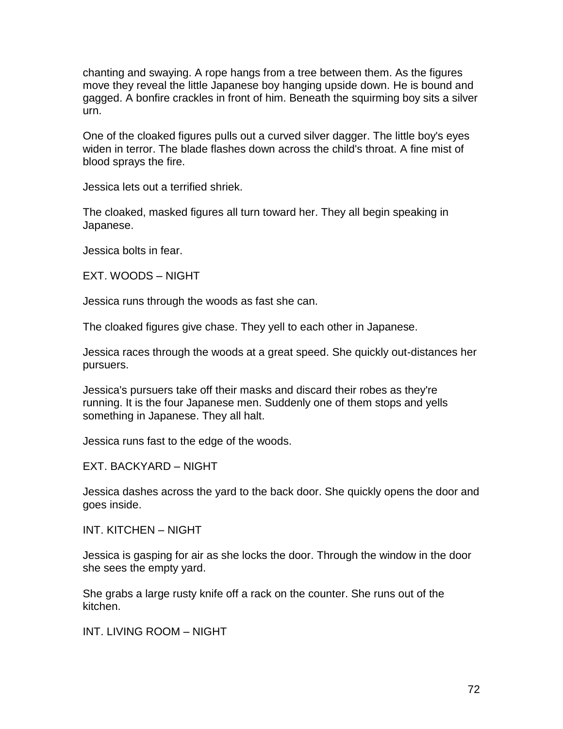chanting and swaying. A rope hangs from a tree between them. As the figures move they reveal the little Japanese boy hanging upside down. He is bound and gagged. A bonfire crackles in front of him. Beneath the squirming boy sits a silver urn.

One of the cloaked figures pulls out a curved silver dagger. The little boy's eyes widen in terror. The blade flashes down across the child's throat. A fine mist of blood sprays the fire.

Jessica lets out a terrified shriek.

The cloaked, masked figures all turn toward her. They all begin speaking in Japanese.

Jessica bolts in fear.

EXT. WOODS – NIGHT

Jessica runs through the woods as fast she can.

The cloaked figures give chase. They yell to each other in Japanese.

Jessica races through the woods at a great speed. She quickly out-distances her pursuers.

Jessica's pursuers take off their masks and discard their robes as they're running. It is the four Japanese men. Suddenly one of them stops and yells something in Japanese. They all halt.

Jessica runs fast to the edge of the woods.

EXT. BACKYARD – NIGHT

Jessica dashes across the yard to the back door. She quickly opens the door and goes inside.

INT. KITCHEN – NIGHT

Jessica is gasping for air as she locks the door. Through the window in the door she sees the empty yard.

She grabs a large rusty knife off a rack on the counter. She runs out of the kitchen.

INT. LIVING ROOM – NIGHT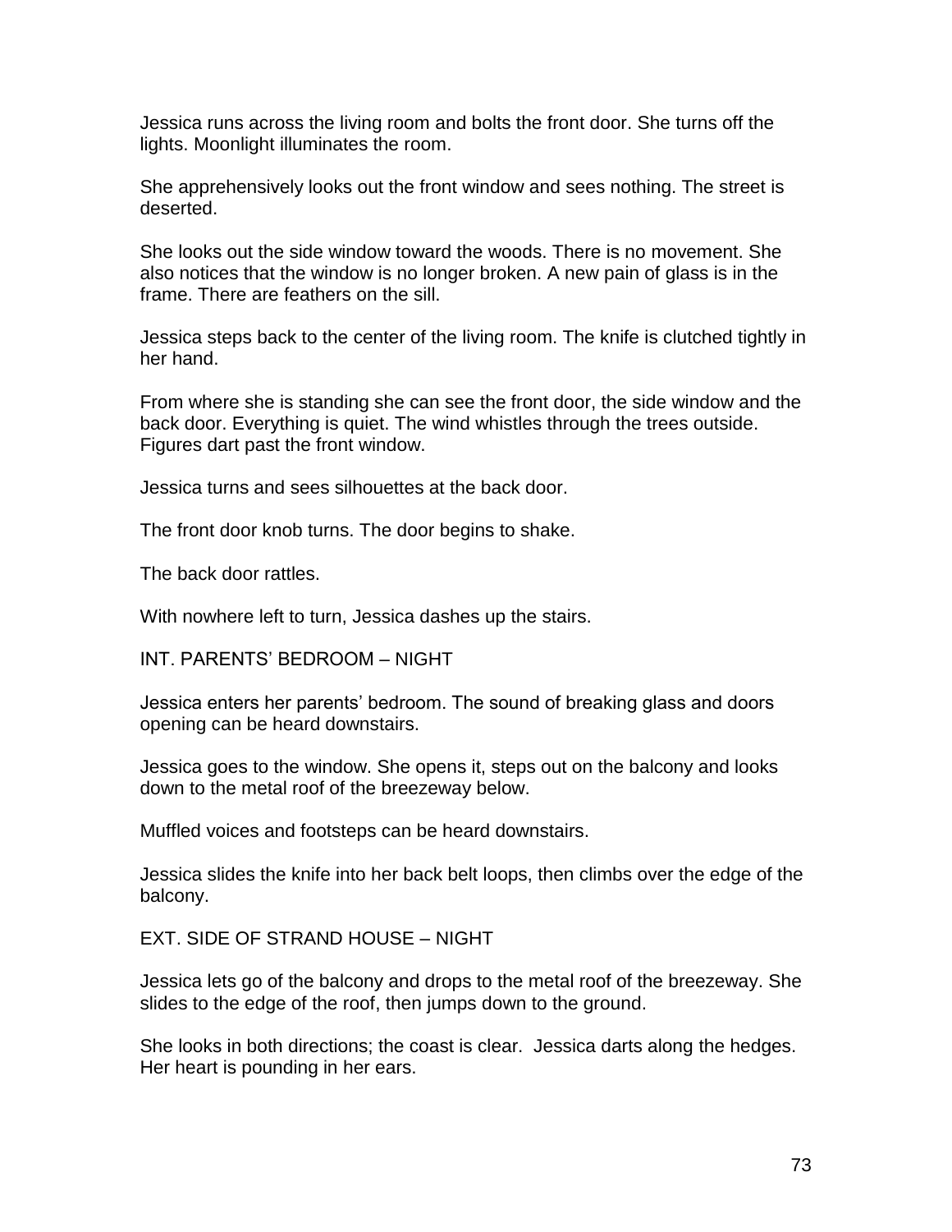Jessica runs across the living room and bolts the front door. She turns off the lights. Moonlight illuminates the room.

She apprehensively looks out the front window and sees nothing. The street is deserted.

She looks out the side window toward the woods. There is no movement. She also notices that the window is no longer broken. A new pain of glass is in the frame. There are feathers on the sill.

Jessica steps back to the center of the living room. The knife is clutched tightly in her hand.

From where she is standing she can see the front door, the side window and the back door. Everything is quiet. The wind whistles through the trees outside. Figures dart past the front window.

Jessica turns and sees silhouettes at the back door.

The front door knob turns. The door begins to shake.

The back door rattles.

With nowhere left to turn, Jessica dashes up the stairs.

INT. PARENTS' BEDROOM – NIGHT

Jessica enters her parents' bedroom. The sound of breaking glass and doors opening can be heard downstairs.

Jessica goes to the window. She opens it, steps out on the balcony and looks down to the metal roof of the breezeway below.

Muffled voices and footsteps can be heard downstairs.

Jessica slides the knife into her back belt loops, then climbs over the edge of the balcony.

EXT. SIDE OF STRAND HOUSE – NIGHT

Jessica lets go of the balcony and drops to the metal roof of the breezeway. She slides to the edge of the roof, then jumps down to the ground.

She looks in both directions; the coast is clear. Jessica darts along the hedges. Her heart is pounding in her ears.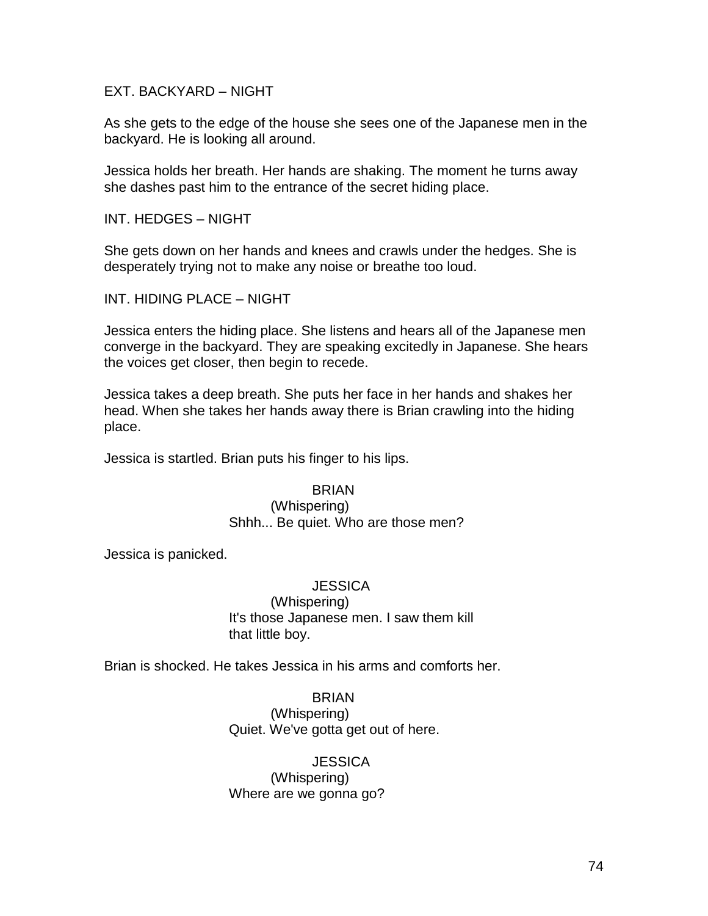EXT. BACKYARD – NIGHT

As she gets to the edge of the house she sees one of the Japanese men in the backyard. He is looking all around.

Jessica holds her breath. Her hands are shaking. The moment he turns away she dashes past him to the entrance of the secret hiding place.

INT. HEDGES – NIGHT

She gets down on her hands and knees and crawls under the hedges. She is desperately trying not to make any noise or breathe too loud.

INT. HIDING PLACE – NIGHT

Jessica enters the hiding place. She listens and hears all of the Japanese men converge in the backyard. They are speaking excitedly in Japanese. She hears the voices get closer, then begin to recede.

Jessica takes a deep breath. She puts her face in her hands and shakes her head. When she takes her hands away there is Brian crawling into the hiding place.

Jessica is startled. Brian puts his finger to his lips.

BRIAN
(Whispering)
Shhh... Be quiet. Who are those men?

Jessica is panicked.

JESSICA
(Whispering)
It's those Japanese men. I saw them kill that little boy.

Brian is shocked. He takes Jessica in his arms and comforts her.

BRIAN
(Whispering)
Quiet. We've gotta get out of here.

JESSICA
(Whispering)
Where are we gonna go?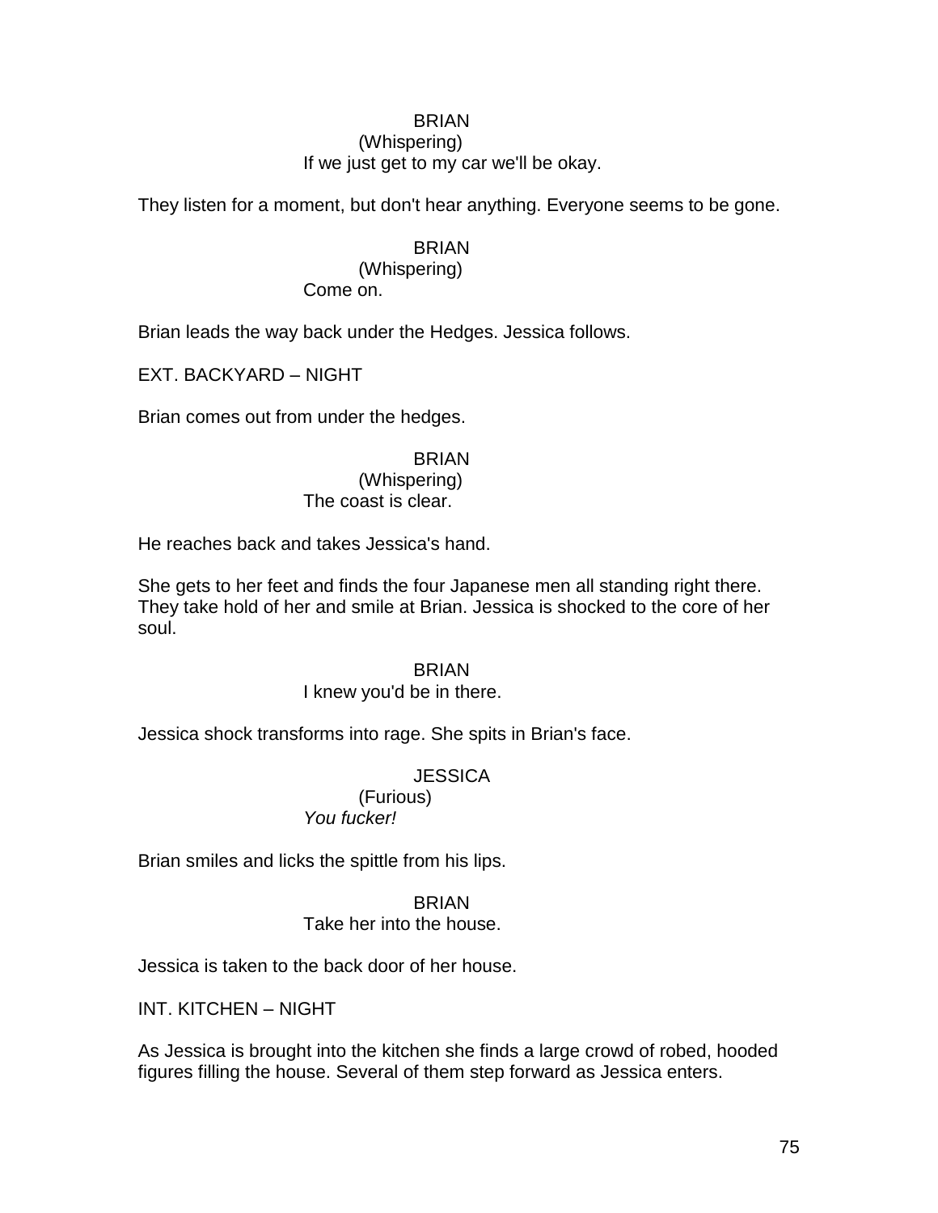BRIAN
(Whispering)
If we just get to my car we'll be okay.

They listen for a moment, but don't hear anything. Everyone seems to be gone.

BRIAN
(Whispering)
Come on.

Brian leads the way back under the Hedges. Jessica follows.

EXT. BACKYARD – NIGHT

Brian comes out from under the hedges.

BRIAN
(Whispering)
The coast is clear.

He reaches back and takes Jessica's hand.

She gets to her feet and finds the four Japanese men all standing right there. They take hold of her and smile at Brian. Jessica is shocked to the core of her soul.

BRIAN
I knew you'd be in there.

Jessica shock transforms into rage. She spits in Brian's face.

JESSICA
(Furious)
*You fucker!*

Brian smiles and licks the spittle from his lips.

BRIAN
Take her into the house.

Jessica is taken to the back door of her house.

INT. KITCHEN – NIGHT

As Jessica is brought into the kitchen she finds a large crowd of robed, hooded figures filling the house. Several of them step forward as Jessica enters.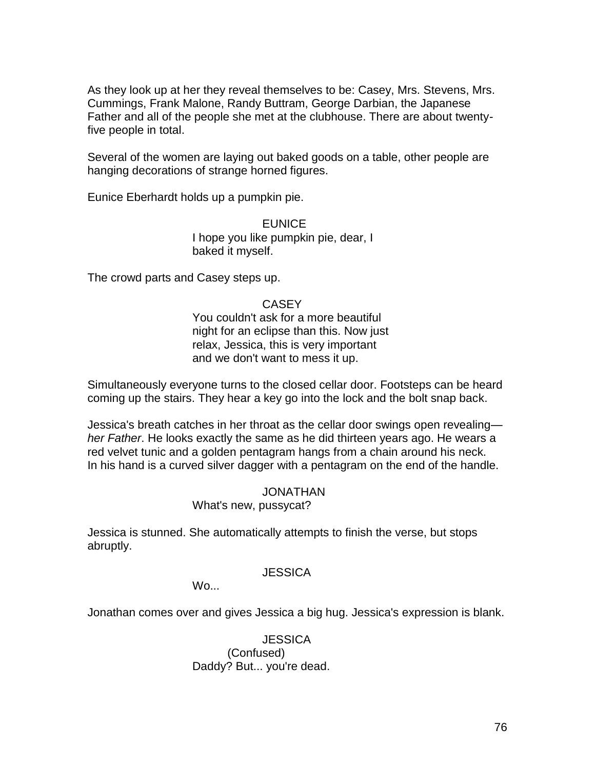As they look up at her they reveal themselves to be: Casey, Mrs. Stevens, Mrs. Cummings, Frank Malone, Randy Buttram, George Darbian, the Japanese Father and all of the people she met at the clubhouse. There are about twenty-five people in total.

Several of the women are laying out baked goods on a table, other people are hanging decorations of strange horned figures.

Eunice Eberhardt holds up a pumpkin pie.

EUNICE
I hope you like pumpkin pie, dear, I baked it myself.

The crowd parts and Casey steps up.

CASEY
You couldn't ask for a more beautiful night for an eclipse than this. Now just relax, Jessica, this is very important and we don't want to mess it up.

Simultaneously everyone turns to the closed cellar door. Footsteps can be heard coming up the stairs. They hear a key go into the lock and the bolt snap back.

Jessica's breath catches in her throat as the cellar door swings open revealing— *her Father*. He looks exactly the same as he did thirteen years ago. He wears a red velvet tunic and a golden pentagram hangs from a chain around his neck. In his hand is a curved silver dagger with a pentagram on the end of the handle.

JONATHAN
What's new, pussycat?

Jessica is stunned. She automatically attempts to finish the verse, but stops abruptly.

JESSICA
Wo...

Jonathan comes over and gives Jessica a big hug. Jessica's expression is blank.

JESSICA
(Confused)
Daddy? But... you're dead.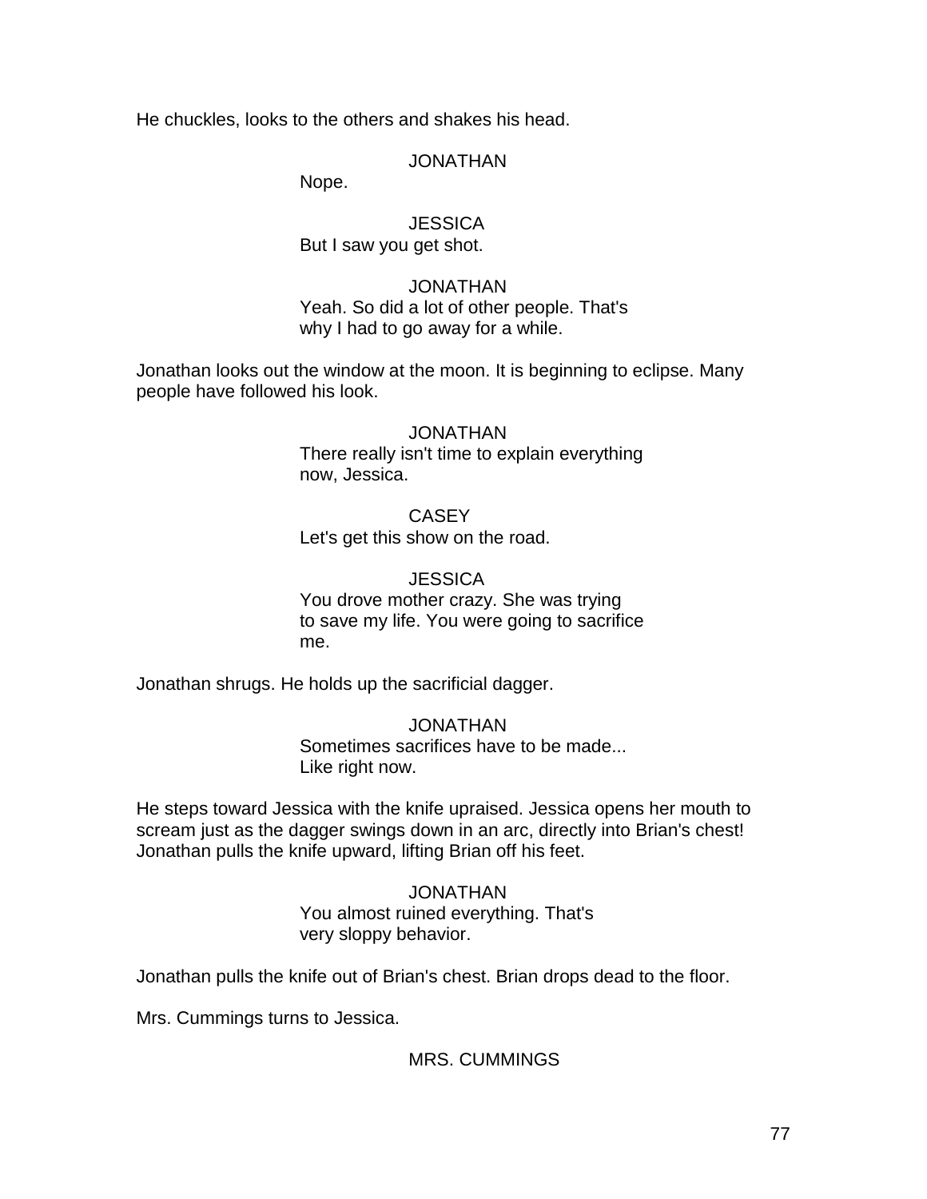He chuckles, looks to the others and shakes his head.

JONATHAN

Nope.

JESSICA

But I saw you get shot.

JONATHAN

Yeah. So did a lot of other people. That's why I had to go away for a while.

Jonathan looks out the window at the moon. It is beginning to eclipse. Many people have followed his look.

JONATHAN

There really isn't time to explain everything now, Jessica.

CASEY

Let's get this show on the road.

JESSICA

You drove mother crazy. She was trying to save my life. You were going to sacrifice me.

Jonathan shrugs. He holds up the sacrificial dagger.

JONATHAN

Sometimes sacrifices have to be made... Like right now.

He steps toward Jessica with the knife upraised. Jessica opens her mouth to scream just as the dagger swings down in an arc, directly into Brian's chest! Jonathan pulls the knife upward, lifting Brian off his feet.

JONATHAN

You almost ruined everything. That's very sloppy behavior.

Jonathan pulls the knife out of Brian's chest. Brian drops dead to the floor.

Mrs. Cummings turns to Jessica.

MRS. CUMMINGS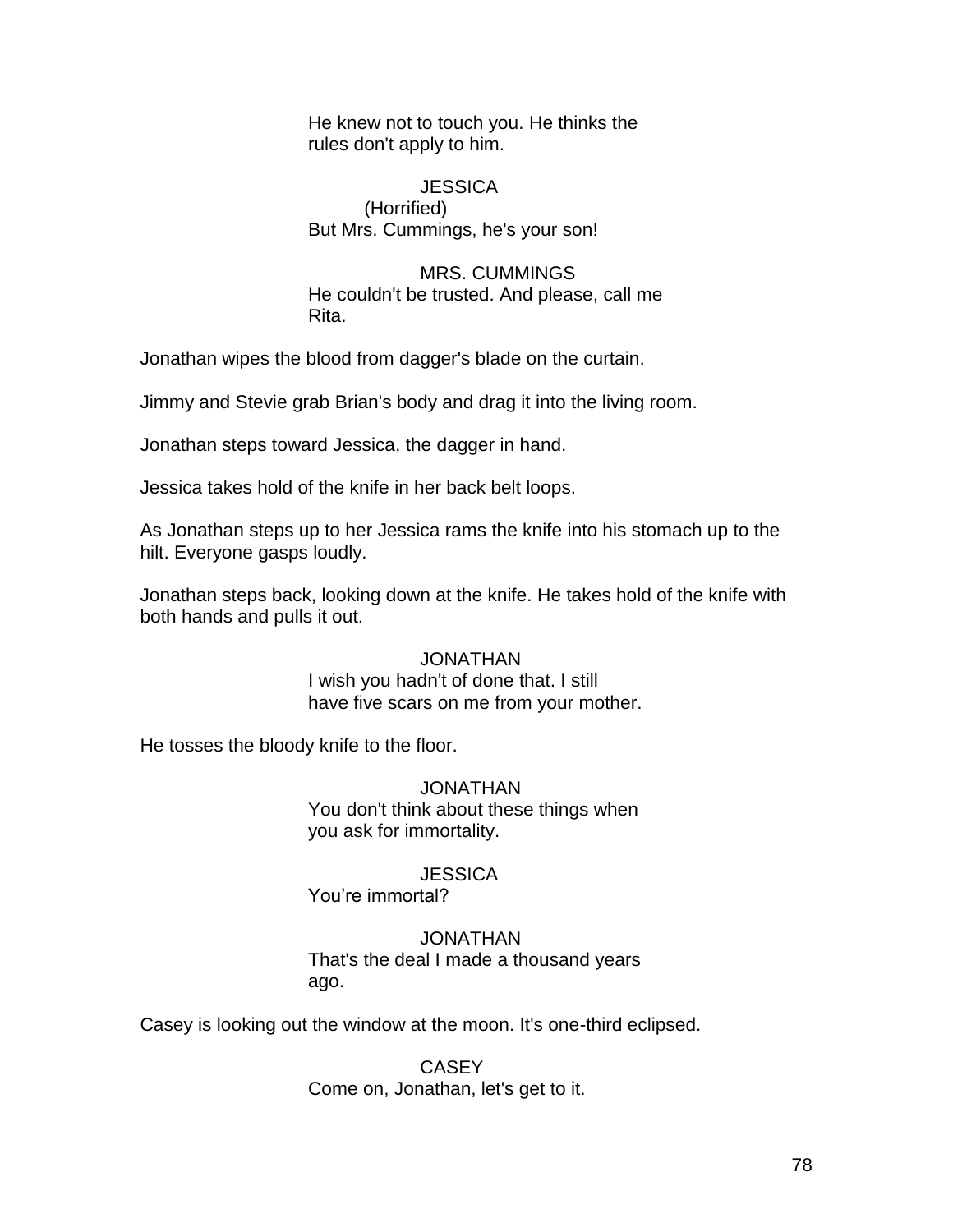He knew not to touch you. He thinks the rules don't apply to him.

JESSICA
(Horrified)
But Mrs. Cummings, he's your son!

MRS. CUMMINGS
He couldn't be trusted. And please, call me Rita.

Jonathan wipes the blood from dagger's blade on the curtain.

Jimmy and Stevie grab Brian's body and drag it into the living room.

Jonathan steps toward Jessica, the dagger in hand.

Jessica takes hold of the knife in her back belt loops.

As Jonathan steps up to her Jessica rams the knife into his stomach up to the hilt. Everyone gasps loudly.

Jonathan steps back, looking down at the knife. He takes hold of the knife with both hands and pulls it out.

JONATHAN
I wish you hadn't of done that. I still have five scars on me from your mother.

He tosses the bloody knife to the floor.

JONATHAN
You don't think about these things when you ask for immortality.

JESSICA
You're immortal?

JONATHAN
That's the deal I made a thousand years ago.

Casey is looking out the window at the moon. It's one-third eclipsed.

CASEY
Come on, Jonathan, let's get to it.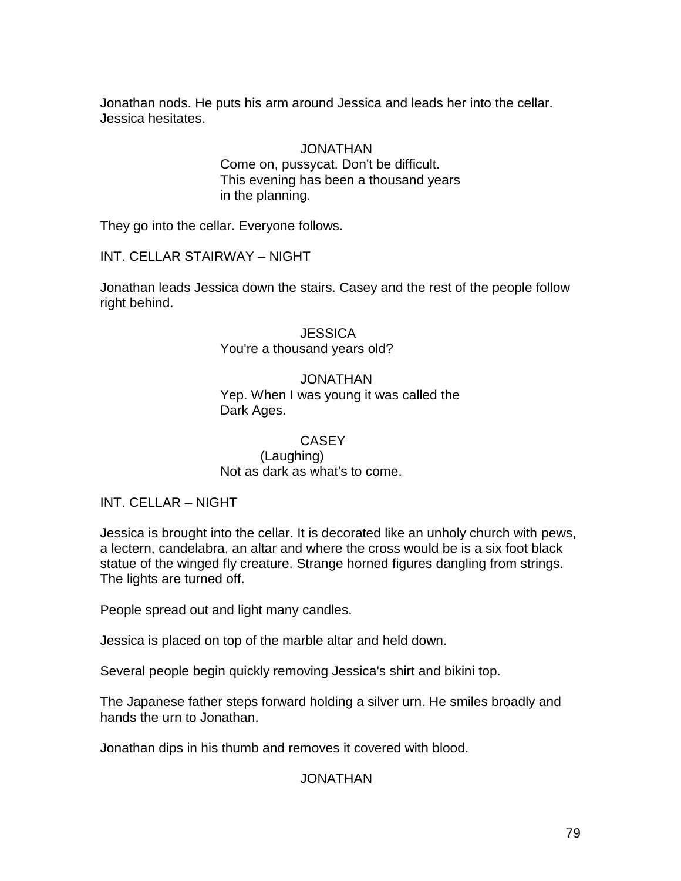Jonathan nods. He puts his arm around Jessica and leads her into the cellar. Jessica hesitates.

JONATHAN
Come on, pussycat. Don't be difficult. This evening has been a thousand years in the planning.

They go into the cellar. Everyone follows.

INT. CELLAR STAIRWAY – NIGHT

Jonathan leads Jessica down the stairs. Casey and the rest of the people follow right behind.

JESSICA
You're a thousand years old?

JONATHAN
Yep. When I was young it was called the Dark Ages.

CASEY
(Laughing)
Not as dark as what's to come.

INT. CELLAR – NIGHT

Jessica is brought into the cellar. It is decorated like an unholy church with pews, a lectern, candelabra, an altar and where the cross would be is a six foot black statue of the winged fly creature. Strange horned figures dangling from strings. The lights are turned off.

People spread out and light many candles.

Jessica is placed on top of the marble altar and held down.

Several people begin quickly removing Jessica's shirt and bikini top.

The Japanese father steps forward holding a silver urn. He smiles broadly and hands the urn to Jonathan.

Jonathan dips in his thumb and removes it covered with blood.

JONATHAN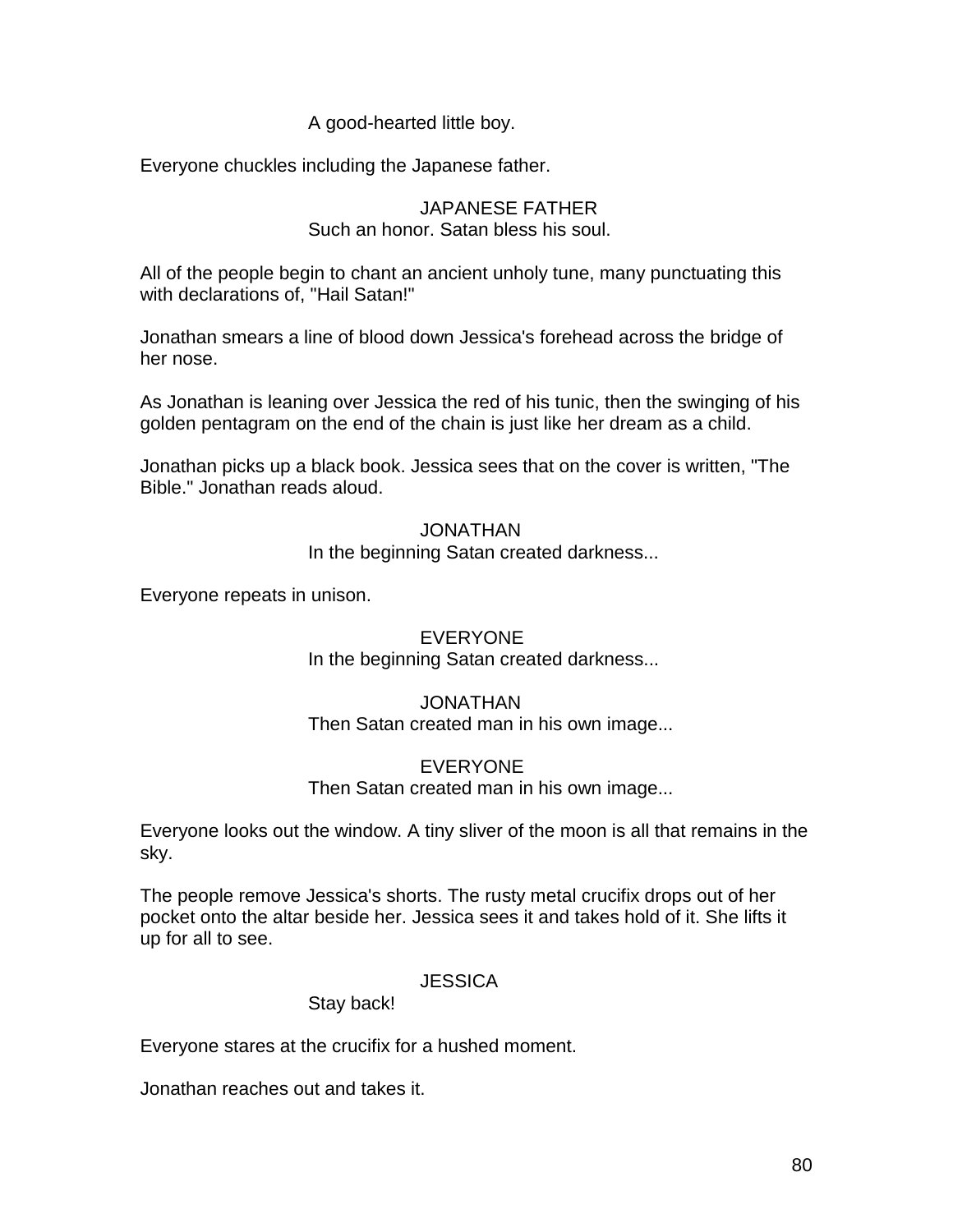A good-hearted little boy.

Everyone chuckles including the Japanese father.

JAPANESE FATHER
Such an honor. Satan bless his soul.

All of the people begin to chant an ancient unholy tune, many punctuating this with declarations of, "Hail Satan!"

Jonathan smears a line of blood down Jessica's forehead across the bridge of her nose.

As Jonathan is leaning over Jessica the red of his tunic, then the swinging of his golden pentagram on the end of the chain is just like her dream as a child.

Jonathan picks up a black book. Jessica sees that on the cover is written, "The Bible." Jonathan reads aloud.

JONATHAN
In the beginning Satan created darkness...

Everyone repeats in unison.

EVERYONE
In the beginning Satan created darkness...

JONATHAN
Then Satan created man in his own image...

EVERYONE
Then Satan created man in his own image...

Everyone looks out the window. A tiny sliver of the moon is all that remains in the sky.

The people remove Jessica's shorts. The rusty metal crucifix drops out of her pocket onto the altar beside her. Jessica sees it and takes hold of it. She lifts it up for all to see.

JESSICA
Stay back!

Everyone stares at the crucifix for a hushed moment.

Jonathan reaches out and takes it.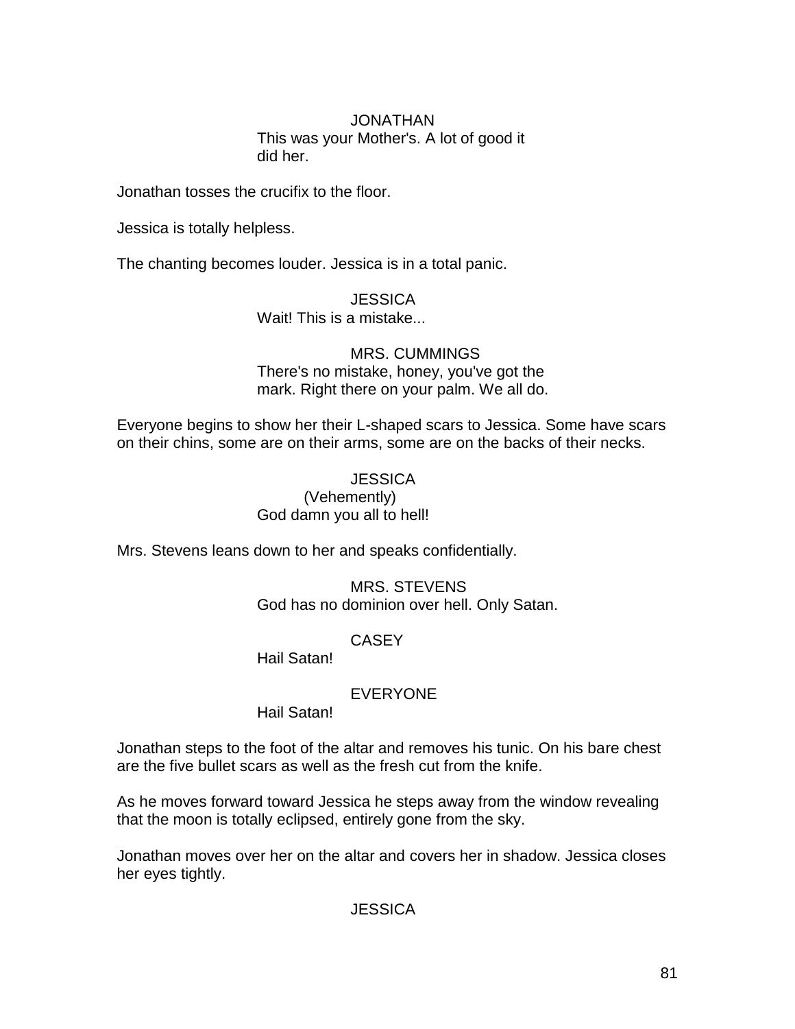JONATHAN
This was your Mother's. A lot of good it did her.

Jonathan tosses the crucifix to the floor.

Jessica is totally helpless.

The chanting becomes louder. Jessica is in a total panic.

JESSICA
Wait! This is a mistake...

MRS. CUMMINGS
There's no mistake, honey, you've got the mark. Right there on your palm. We all do.

Everyone begins to show her their L-shaped scars to Jessica. Some have scars on their chins, some are on their arms, some are on the backs of their necks.

JESSICA
(Vehemently)
God damn you all to hell!

Mrs. Stevens leans down to her and speaks confidentially.

MRS. STEVENS
God has no dominion over hell. Only Satan.

CASEY
Hail Satan!

EVERYONE
Hail Satan!

Jonathan steps to the foot of the altar and removes his tunic. On his bare chest are the five bullet scars as well as the fresh cut from the knife.

As he moves forward toward Jessica he steps away from the window revealing that the moon is totally eclipsed, entirely gone from the sky.

Jonathan moves over her on the altar and covers her in shadow. Jessica closes her eyes tightly.

JESSICA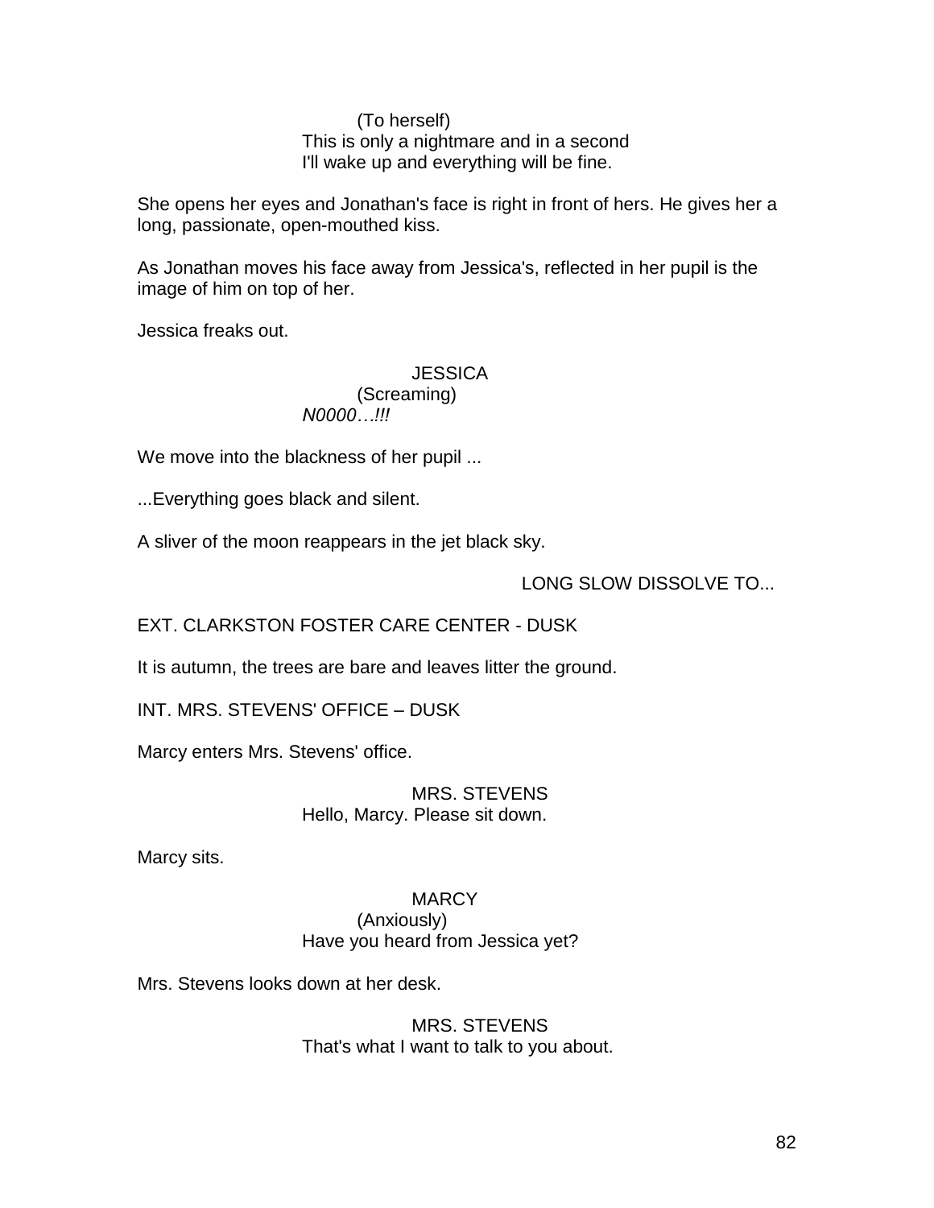(To herself)
This is only a nightmare and in a second
I'll wake up and everything will be fine.

She opens her eyes and Jonathan's face is right in front of hers. He gives her a long, passionate, open-mouthed kiss.

As Jonathan moves his face away from Jessica's, reflected in her pupil is the image of him on top of her.

Jessica freaks out.

JESSICA
(Screaming)
*N0000…!!!*

We move into the blackness of her pupil ...

...Everything goes black and silent.

A sliver of the moon reappears in the jet black sky.

LONG SLOW DISSOLVE TO...

EXT. CLARKSTON FOSTER CARE CENTER - DUSK

It is autumn, the trees are bare and leaves litter the ground.

INT. MRS. STEVENS' OFFICE – DUSK

Marcy enters Mrs. Stevens' office.

MRS. STEVENS
Hello, Marcy. Please sit down.

Marcy sits.

MARCY
(Anxiously)
Have you heard from Jessica yet?

Mrs. Stevens looks down at her desk.

MRS. STEVENS
That's what I want to talk to you about.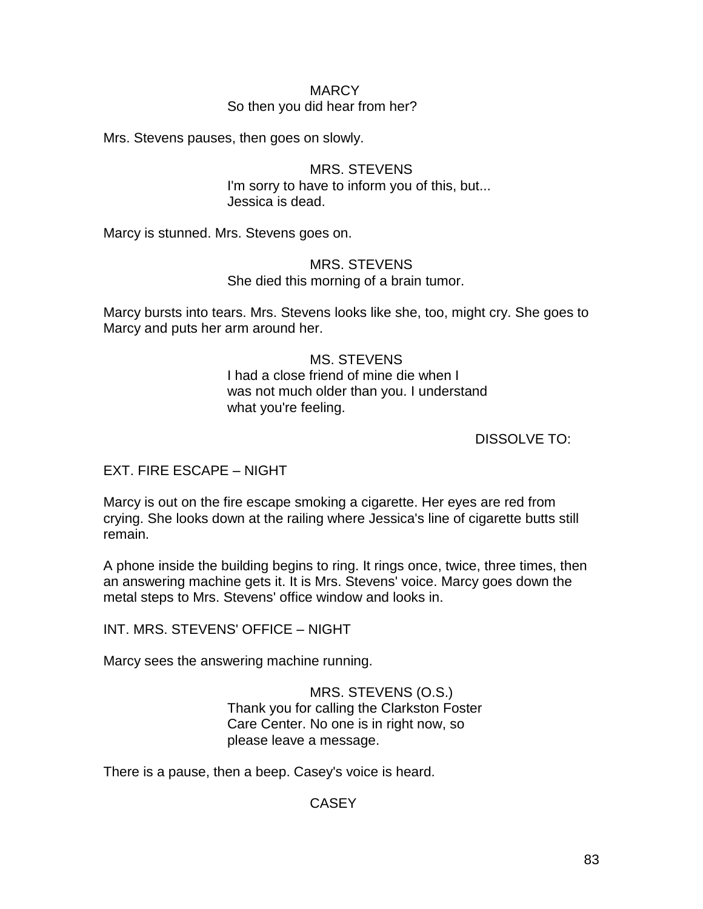MARCY
So then you did hear from her?

Mrs. Stevens pauses, then goes on slowly.

MRS. STEVENS
I'm sorry to have to inform you of this, but...
Jessica is dead.

Marcy is stunned. Mrs. Stevens goes on.

MRS. STEVENS
She died this morning of a brain tumor.

Marcy bursts into tears. Mrs. Stevens looks like she, too, might cry. She goes to Marcy and puts her arm around her.

MS. STEVENS
I had a close friend of mine die when I
was not much older than you. I understand
what you're feeling.

DISSOLVE TO:

EXT. FIRE ESCAPE – NIGHT

Marcy is out on the fire escape smoking a cigarette. Her eyes are red from crying. She looks down at the railing where Jessica's line of cigarette butts still remain.

A phone inside the building begins to ring. It rings once, twice, three times, then an answering machine gets it. It is Mrs. Stevens' voice. Marcy goes down the metal steps to Mrs. Stevens' office window and looks in.

INT. MRS. STEVENS' OFFICE – NIGHT

Marcy sees the answering machine running.

MRS. STEVENS (O.S.)
Thank you for calling the Clarkston Foster
Care Center. No one is in right now, so
please leave a message.

There is a pause, then a beep. Casey's voice is heard.

CASEY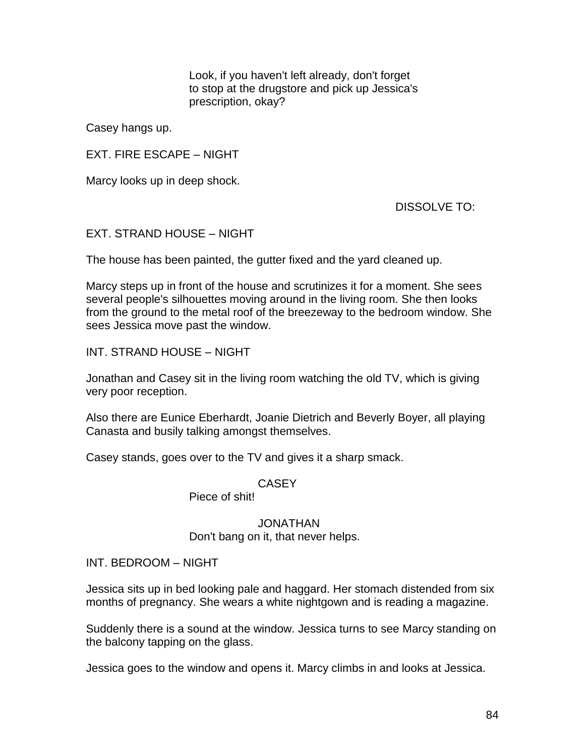Look, if you haven't left already, don't forget to stop at the drugstore and pick up Jessica's prescription, okay?

Casey hangs up.

EXT. FIRE ESCAPE – NIGHT

Marcy looks up in deep shock.

DISSOLVE TO:

EXT. STRAND HOUSE – NIGHT

The house has been painted, the gutter fixed and the yard cleaned up.

Marcy steps up in front of the house and scrutinizes it for a moment. She sees several people's silhouettes moving around in the living room. She then looks from the ground to the metal roof of the breezeway to the bedroom window. She sees Jessica move past the window.

INT. STRAND HOUSE – NIGHT

Jonathan and Casey sit in the living room watching the old TV, which is giving very poor reception.

Also there are Eunice Eberhardt, Joanie Dietrich and Beverly Boyer, all playing Canasta and busily talking amongst themselves.

Casey stands, goes over to the TV and gives it a sharp smack.

CASEY
Piece of shit!

JONATHAN
Don't bang on it, that never helps.

INT. BEDROOM – NIGHT

Jessica sits up in bed looking pale and haggard. Her stomach distended from six months of pregnancy. She wears a white nightgown and is reading a magazine.

Suddenly there is a sound at the window. Jessica turns to see Marcy standing on the balcony tapping on the glass.

Jessica goes to the window and opens it. Marcy climbs in and looks at Jessica.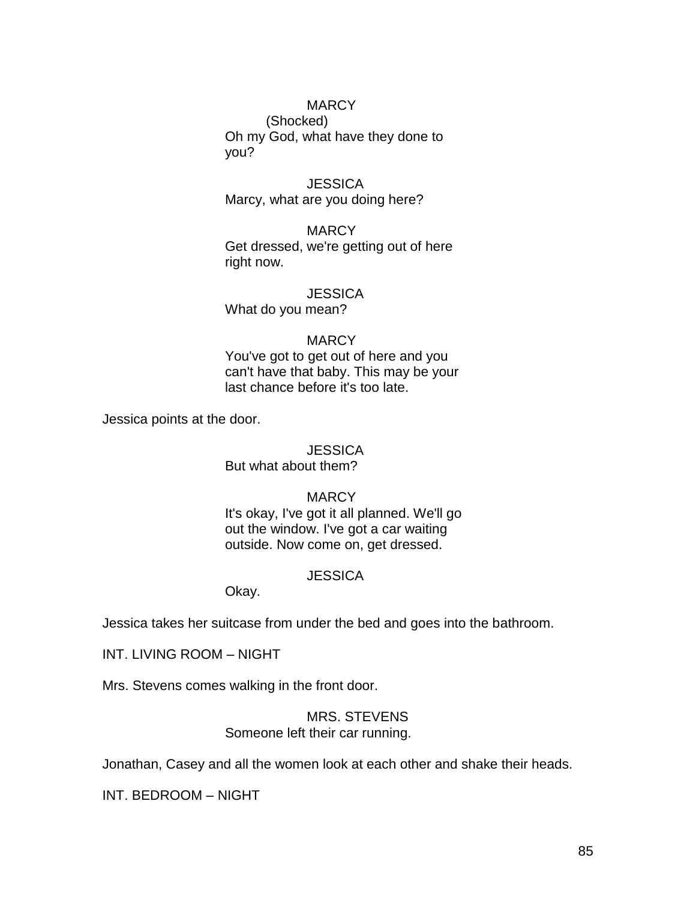MARCY
(Shocked)
Oh my God, what have they done to you?

JESSICA
Marcy, what are you doing here?

MARCY
Get dressed, we're getting out of here right now.

JESSICA
What do you mean?

MARCY
You've got to get out of here and you can't have that baby. This may be your last chance before it's too late.

Jessica points at the door.

JESSICA
But what about them?

MARCY
It's okay, I've got it all planned. We'll go out the window. I've got a car waiting outside. Now come on, get dressed.

JESSICA
Okay.

Jessica takes her suitcase from under the bed and goes into the bathroom.

INT. LIVING ROOM – NIGHT

Mrs. Stevens comes walking in the front door.

MRS. STEVENS
Someone left their car running.

Jonathan, Casey and all the women look at each other and shake their heads.

INT. BEDROOM – NIGHT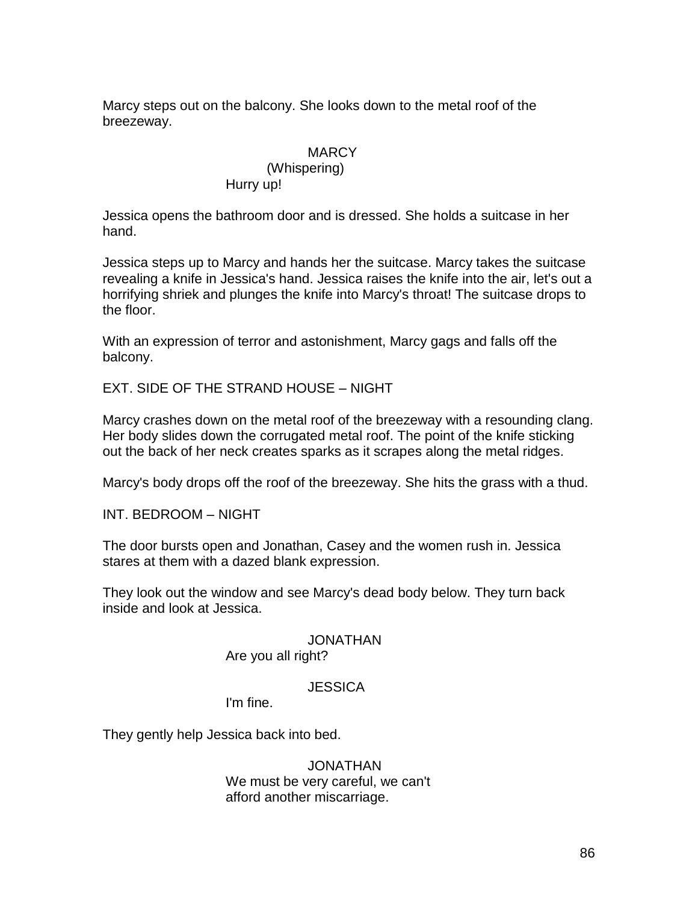Marcy steps out on the balcony. She looks down to the metal roof of the breezeway.

MARCY
(Whispering)
Hurry up!

Jessica opens the bathroom door and is dressed. She holds a suitcase in her hand.

Jessica steps up to Marcy and hands her the suitcase. Marcy takes the suitcase revealing a knife in Jessica's hand. Jessica raises the knife into the air, let's out a horrifying shriek and plunges the knife into Marcy's throat! The suitcase drops to the floor.

With an expression of terror and astonishment, Marcy gags and falls off the balcony.

EXT. SIDE OF THE STRAND HOUSE – NIGHT

Marcy crashes down on the metal roof of the breezeway with a resounding clang. Her body slides down the corrugated metal roof. The point of the knife sticking out the back of her neck creates sparks as it scrapes along the metal ridges.

Marcy's body drops off the roof of the breezeway. She hits the grass with a thud.

INT. BEDROOM – NIGHT

The door bursts open and Jonathan, Casey and the women rush in. Jessica stares at them with a dazed blank expression.

They look out the window and see Marcy's dead body below. They turn back inside and look at Jessica.

JONATHAN
Are you all right?

JESSICA
I'm fine.

They gently help Jessica back into bed.

JONATHAN
We must be very careful, we can't afford another miscarriage.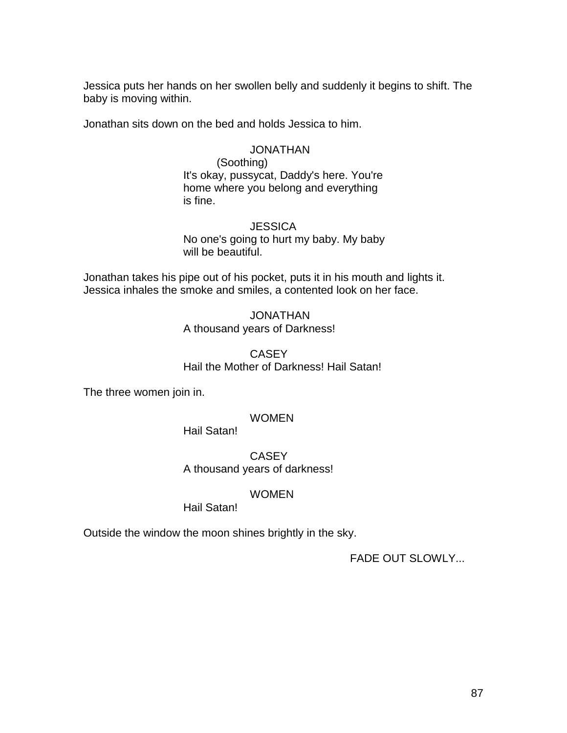Jessica puts her hands on her swollen belly and suddenly it begins to shift. The baby is moving within.

Jonathan sits down on the bed and holds Jessica to him.

JONATHAN
(Soothing)
It's okay, pussycat, Daddy's here. You're home where you belong and everything is fine.

JESSICA
No one's going to hurt my baby. My baby will be beautiful.

Jonathan takes his pipe out of his pocket, puts it in his mouth and lights it. Jessica inhales the smoke and smiles, a contented look on her face.

JONATHAN
A thousand years of Darkness!

CASEY
Hail the Mother of Darkness! Hail Satan!

The three women join in.

WOMEN
Hail Satan!

CASEY
A thousand years of darkness!

WOMEN
Hail Satan!

Outside the window the moon shines brightly in the sky.

FADE OUT SLOWLY...